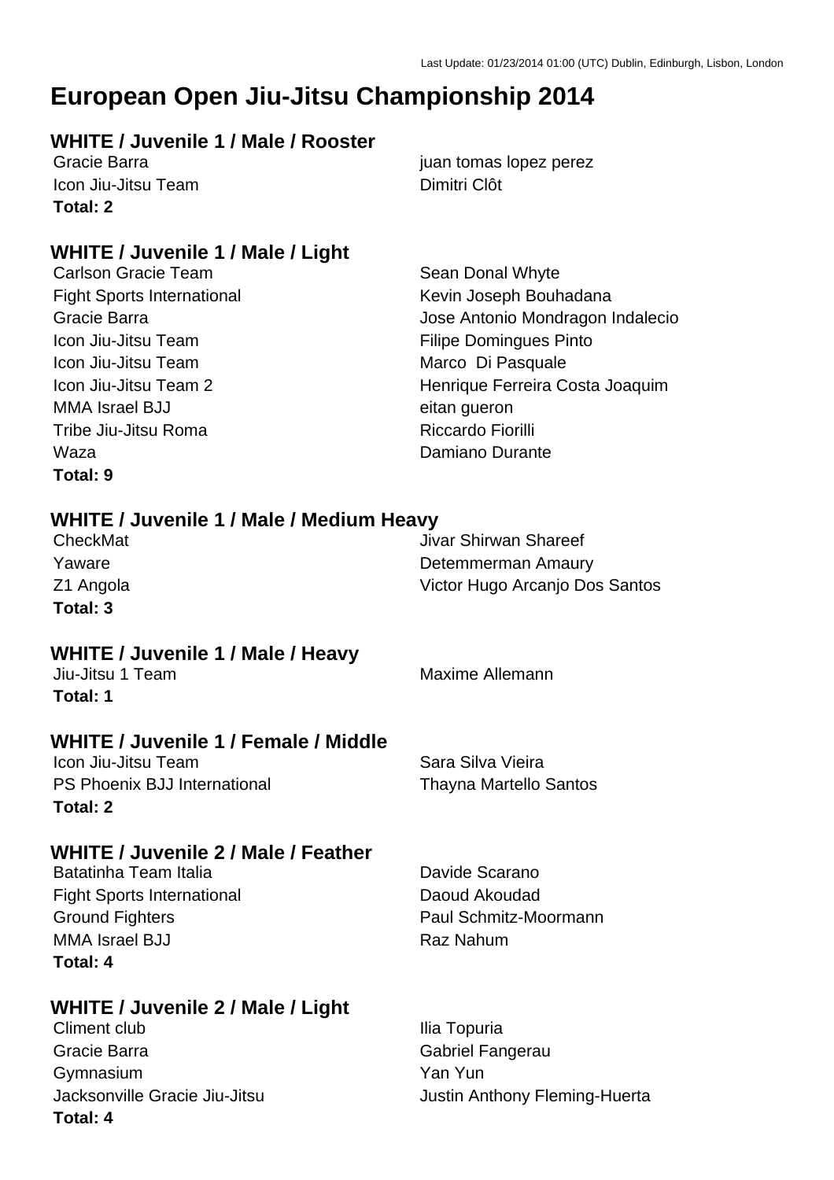Last Update: 01/23/2014 01:00 (UTC) Dublin, Edinburgh, Lisbon, London

# European Open Jiu-Jitsu Championship 2014

### WHITE / Juvenile 1 / Male / Rooster

| | |
|---|---|
| Gracie Barra | juan tomas lopez perez |
| Icon Jiu-Jitsu Team | Dimitri Clôt |

**Total: 2**

### WHITE / Juvenile 1 / Male / Light

| | |
|---|---|
| Carlson Gracie Team | Sean Donal Whyte |
| Fight Sports International | Kevin Joseph Bouhadana |
| Gracie Barra | Jose Antonio Mondragon Indalecio |
| Icon Jiu-Jitsu Team | Filipe Domingues Pinto |
| Icon Jiu-Jitsu Team | Marco Di Pasquale |
| Icon Jiu-Jitsu Team 2 | Henrique Ferreira Costa Joaquim |
| MMA Israel BJJ | eitan gueron |
| Tribe Jiu-Jitsu Roma | Riccardo Fiorilli |
| Waza | Damiano Durante |

**Total: 9**

### WHITE / Juvenile 1 / Male / Medium Heavy

| | |
|---|---|
| CheckMat | Jivar Shirwan Shareef |
| Yaware | Detemmerman Amaury |
| Z1 Angola | Victor Hugo Arcanjo Dos Santos |

**Total: 3**

### WHITE / Juvenile 1 / Male / Heavy

| | |
|---|---|
| Jiu-Jitsu 1 Team | Maxime Allemann |

**Total: 1**

### WHITE / Juvenile 1 / Female / Middle

| | |
|---|---|
| Icon Jiu-Jitsu Team | Sara Silva Vieira |
| PS Phoenix BJJ International | Thayna Martello Santos |

**Total: 2**

### WHITE / Juvenile 2 / Male / Feather

| | |
|---|---|
| Batatinha Team Italia | Davide Scarano |
| Fight Sports International | Daoud Akoudad |
| Ground Fighters | Paul Schmitz-Moormann |
| MMA Israel BJJ | Raz Nahum |

**Total: 4**

### WHITE / Juvenile 2 / Male / Light

| | |
|---|---|
| Climent club | Ilia Topuria |
| Gracie Barra | Gabriel Fangerau |
| Gymnasium | Yan Yun |
| Jacksonville Gracie Jiu-Jitsu | Justin Anthony Fleming-Huerta |

**Total: 4**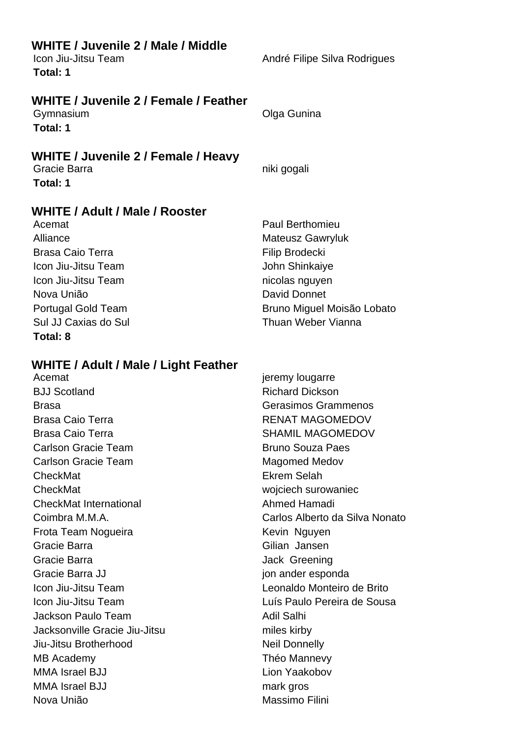### WHITE / Juvenile 2 / Male / Middle

| | |
|---|---|
| Icon Jiu-Jitsu Team | André Filipe Silva Rodrigues |

**Total: 1**

### WHITE / Juvenile 2 / Female / Feather

| | |
|---|---|
| Gymnasium | Olga Gunina |

**Total: 1**

### WHITE / Juvenile 2 / Female / Heavy

| | |
|---|---|
| Gracie Barra | niki gogali |

**Total: 1**

### WHITE / Adult / Male / Rooster

| | |
|---|---|
| Acemat | Paul Berthomieu |
| Alliance | Mateusz Gawryluk |
| Brasa Caio Terra | Filip Brodecki |
| Icon Jiu-Jitsu Team | John Shinkaiye |
| Icon Jiu-Jitsu Team | nicolas nguyen |
| Nova União | David Donnet |
| Portugal Gold Team | Bruno Miguel Moisão Lobato |
| Sul JJ Caxias do Sul | Thuan Weber Vianna |

**Total: 8**

### WHITE / Adult / Male / Light Feather

| | |
|---|---|
| Acemat | jeremy lougarre |
| BJJ Scotland | Richard Dickson |
| Brasa | Gerasimos Grammenos |
| Brasa Caio Terra | RENAT MAGOMEDOV |
| Brasa Caio Terra | SHAMIL MAGOMEDOV |
| Carlson Gracie Team | Bruno Souza Paes |
| Carlson Gracie Team | Magomed Medov |
| CheckMat | Ekrem Selah |
| CheckMat | wojciech surowaniec |
| CheckMat International | Ahmed Hamadi |
| Coimbra M.M.A. | Carlos Alberto da Silva Nonato |
| Frota Team Nogueira | Kevin Nguyen |
| Gracie Barra | Gilian Jansen |
| Gracie Barra | Jack Greening |
| Gracie Barra JJ | jon ander esponda |
| Icon Jiu-Jitsu Team | Leonaldo Monteiro de Brito |
| Icon Jiu-Jitsu Team | Luís Paulo Pereira de Sousa |
| Jackson Paulo Team | Adil Salhi |
| Jacksonville Gracie Jiu-Jitsu | miles kirby |
| Jiu-Jitsu Brotherhood | Neil Donnelly |
| MB Academy | Théo Mannevy |
| MMA Israel BJJ | Lion Yaakobov |
| MMA Israel BJJ | mark gros |
| Nova União | Massimo Filini |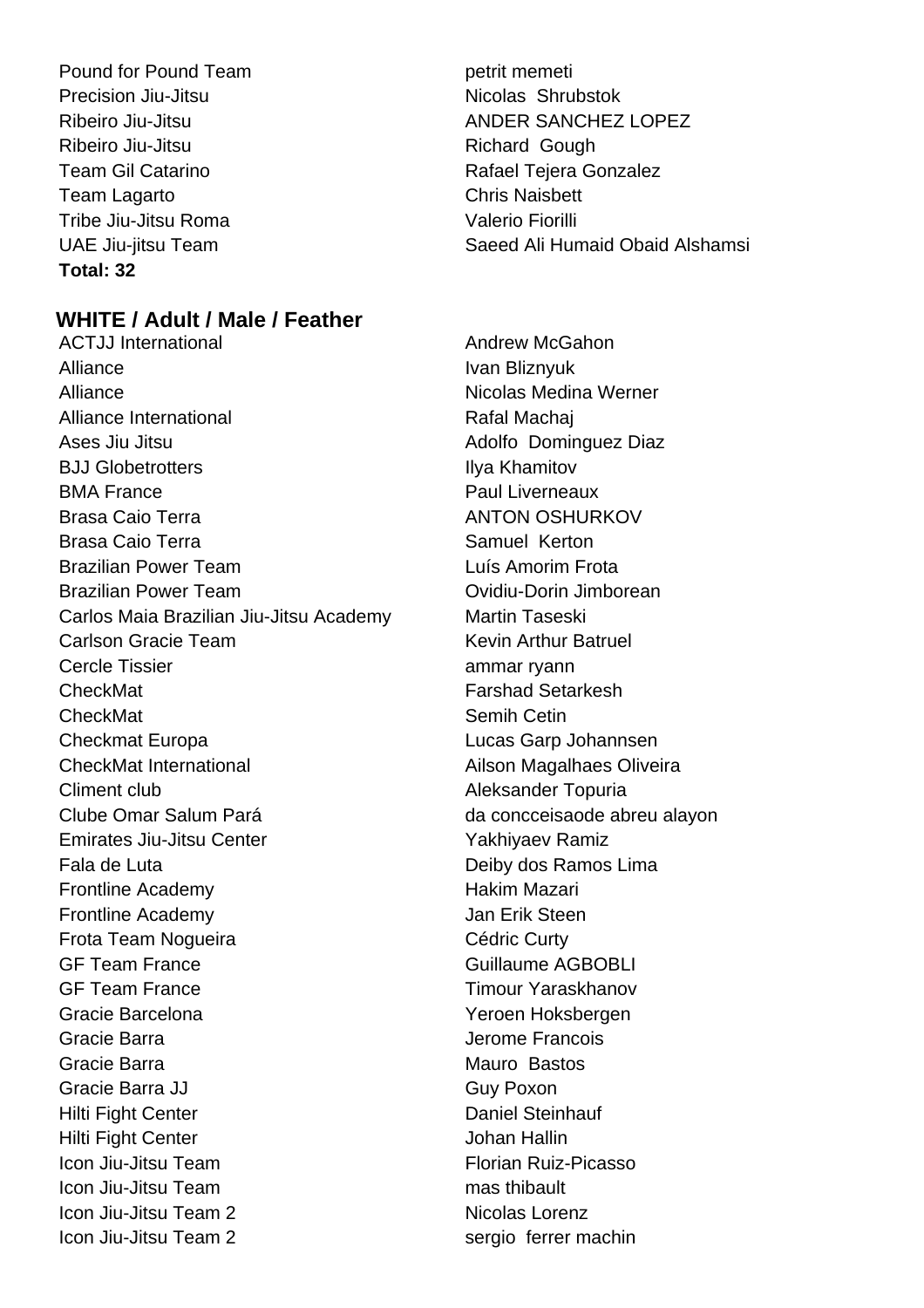| | |
|---|---|
| Pound for Pound Team | petrit memeti |
| Precision Jiu-Jitsu | Nicolas Shrubstok |
| Ribeiro Jiu-Jitsu | ANDER SANCHEZ LOPEZ |
| Ribeiro Jiu-Jitsu | Richard Gough |
| Team Gil Catarino | Rafael Tejera Gonzalez |
| Team Lagarto | Chris Naisbett |
| Tribe Jiu-Jitsu Roma | Valerio Fiorilli |
| UAE Jiu-jitsu Team | Saeed Ali Humaid Obaid Alshamsi |

**Total: 32**

## WHITE / Adult / Male / Feather

| | |
|---|---|
| ACTJJ International | Andrew McGahon |
| Alliance | Ivan Bliznyuk |
| Alliance | Nicolas Medina Werner |
| Alliance International | Rafal Machaj |
| Ases Jiu Jitsu | Adolfo Dominguez Diaz |
| BJJ Globetrotters | Ilya Khamitov |
| BMA France | Paul Liverneaux |
| Brasa Caio Terra | ANTON OSHURKOV |
| Brasa Caio Terra | Samuel Kerton |
| Brazilian Power Team | Luís Amorim Frota |
| Brazilian Power Team | Ovidiu-Dorin Jimborean |
| Carlos Maia Brazilian Jiu-Jitsu Academy | Martin Taseski |
| Carlson Gracie Team | Kevin Arthur Batruel |
| Cercle Tissier | ammar ryann |
| CheckMat | Farshad Setarkesh |
| CheckMat | Semih Cetin |
| Checkmat Europa | Lucas Garp Johannsen |
| CheckMat International | Ailson Magalhaes Oliveira |
| Climent club | Aleksander Topuria |
| Clube Omar Salum Pará | da concceisaode abreu alayon |
| Emirates Jiu-Jitsu Center | Yakhiyaev Ramiz |
| Fala de Luta | Deiby dos Ramos Lima |
| Frontline Academy | Hakim Mazari |
| Frontline Academy | Jan Erik Steen |
| Frota Team Nogueira | Cédric Curty |
| GF Team France | Guillaume AGBOBLI |
| GF Team France | Timour Yaraskhanov |
| Gracie Barcelona | Yeroen Hoksbergen |
| Gracie Barra | Jerome Francois |
| Gracie Barra | Mauro Bastos |
| Gracie Barra JJ | Guy Poxon |
| Hilti Fight Center | Daniel Steinhauf |
| Hilti Fight Center | Johan Hallin |
| Icon Jiu-Jitsu Team | Florian Ruiz-Picasso |
| Icon Jiu-Jitsu Team | mas thibault |
| Icon Jiu-Jitsu Team 2 | Nicolas Lorenz |
| Icon Jiu-Jitsu Team 2 | sergio ferrer machin |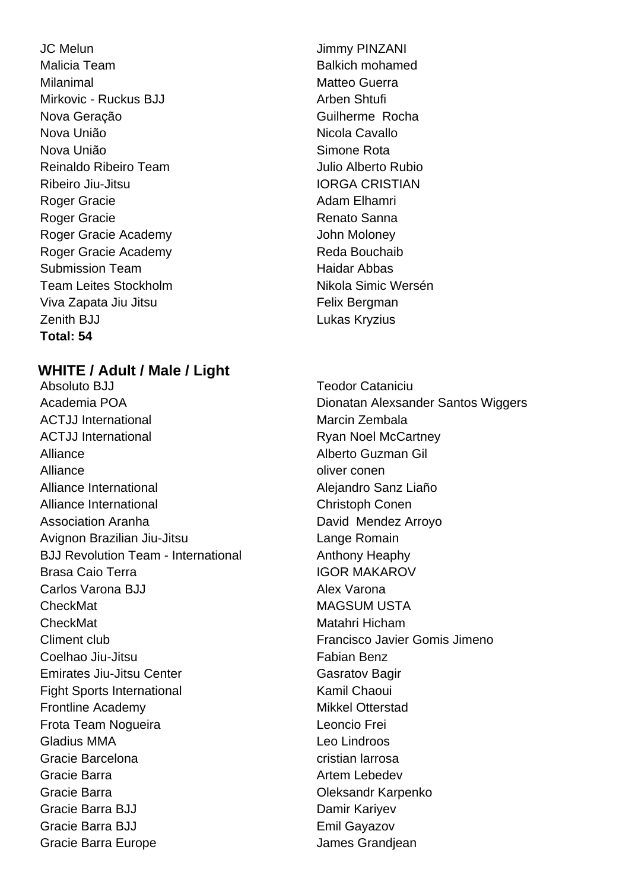| | |
|---|---|
| JC Melun | Jimmy PINZANI |
| Malicia Team | Balkich mohamed |
| Milanimal | Matteo Guerra |
| Mirkovic - Ruckus BJJ | Arben Shtufi |
| Nova Geração | Guilherme Rocha |
| Nova União | Nicola Cavallo |
| Nova União | Simone Rota |
| Reinaldo Ribeiro Team | Julio Alberto Rubio |
| Ribeiro Jiu-Jitsu | IORGA CRISTIAN |
| Roger Gracie | Adam Elhamri |
| Roger Gracie | Renato Sanna |
| Roger Gracie Academy | John Moloney |
| Roger Gracie Academy | Reda Bouchaib |
| Submission Team | Haidar Abbas |
| Team Leites Stockholm | Nikola Simic Wersén |
| Viva Zapata Jiu Jitsu | Felix Bergman |
| Zenith BJJ | Lukas Kryzius |

**Total: 54**

## WHITE / Adult / Male / Light

| | |
|---|---|
| Absoluto BJJ | Teodor Cataniciu |
| Academia POA | Dionatan Alexsander Santos Wiggers |
| ACTJJ International | Marcin Zembala |
| ACTJJ International | Ryan Noel McCartney |
| Alliance | Alberto Guzman Gil |
| Alliance | oliver conen |
| Alliance International | Alejandro Sanz Liaño |
| Alliance International | Christoph Conen |
| Association Aranha | David Mendez Arroyo |
| Avignon Brazilian Jiu-Jitsu | Lange Romain |
| BJJ Revolution Team - International | Anthony Heaphy |
| Brasa Caio Terra | IGOR MAKAROV |
| Carlos Varona BJJ | Alex Varona |
| CheckMat | MAGSUM USTA |
| CheckMat | Matahri Hicham |
| Climent club | Francisco Javier Gomis Jimeno |
| Coelhao Jiu-Jitsu | Fabian Benz |
| Emirates Jiu-Jitsu Center | Gasratov Bagir |
| Fight Sports International | Kamil Chaoui |
| Frontline Academy | Mikkel Otterstad |
| Frota Team Nogueira | Leoncio Frei |
| Gladius MMA | Leo Lindroos |
| Gracie Barcelona | cristian larrosa |
| Gracie Barra | Artem Lebedev |
| Gracie Barra | Oleksandr Karpenko |
| Gracie Barra BJJ | Damir Kariyev |
| Gracie Barra BJJ | Emil Gayazov |
| Gracie Barra Europe | James Grandjean |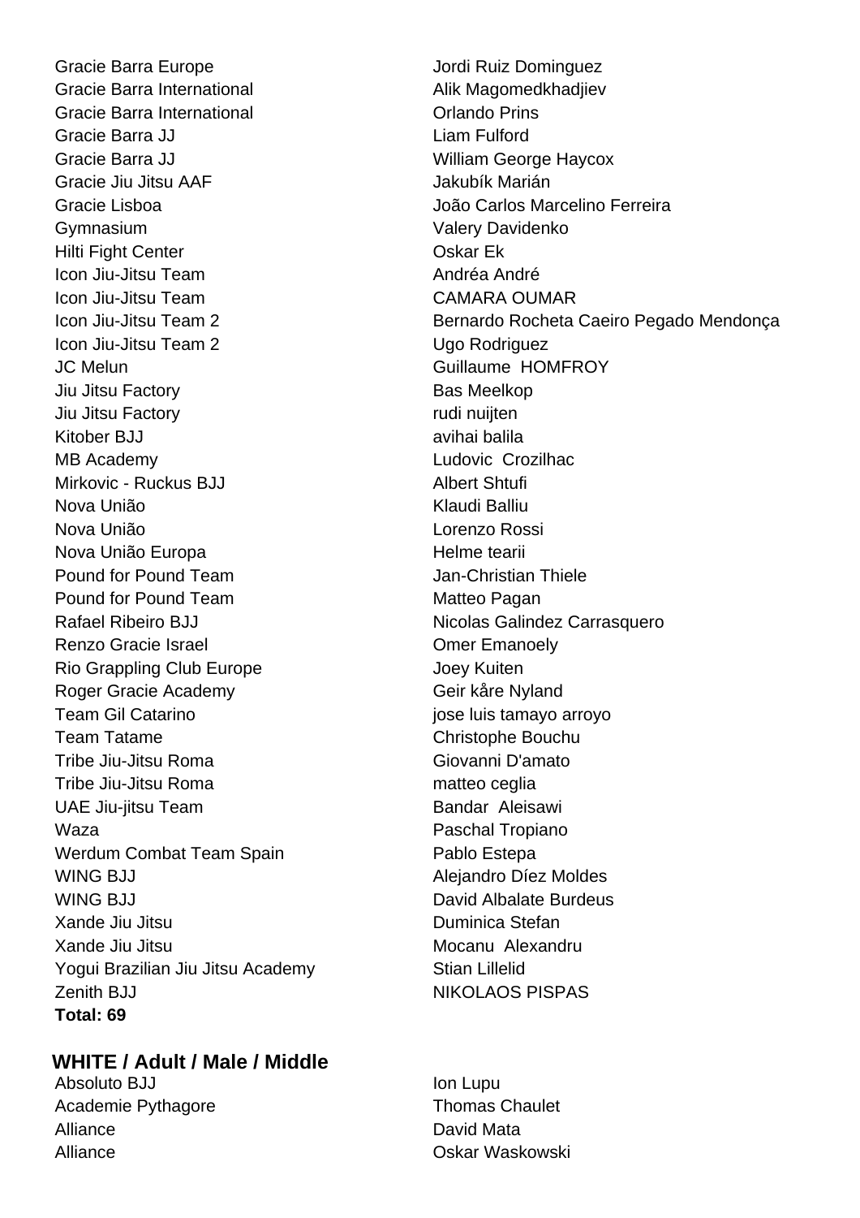| | |
|---|---|
| Gracie Barra Europe | Jordi Ruiz Dominguez |
| Gracie Barra International | Alik Magomedkhadjiev |
| Gracie Barra International | Orlando Prins |
| Gracie Barra JJ | Liam Fulford |
| Gracie Barra JJ | William George Haycox |
| Gracie Jiu Jitsu AAF | Jakubík Marián |
| Gracie Lisboa | João Carlos Marcelino Ferreira |
| Gymnasium | Valery Davidenko |
| Hilti Fight Center | Oskar Ek |
| Icon Jiu-Jitsu Team | Andréa André |
| Icon Jiu-Jitsu Team | CAMARA OUMAR |
| Icon Jiu-Jitsu Team 2 | Bernardo Rocheta Caeiro Pegado Mendonça |
| Icon Jiu-Jitsu Team 2 | Ugo Rodriguez |
| JC Melun | Guillaume HOMFROY |
| Jiu Jitsu Factory | Bas Meelkop |
| Jiu Jitsu Factory | rudi nuijten |
| Kitober BJJ | avihai balila |
| MB Academy | Ludovic Crozilhac |
| Mirkovic - Ruckus BJJ | Albert Shtufi |
| Nova União | Klaudi Balliu |
| Nova União | Lorenzo Rossi |
| Nova União Europa | Helme tearii |
| Pound for Pound Team | Jan-Christian Thiele |
| Pound for Pound Team | Matteo Pagan |
| Rafael Ribeiro BJJ | Nicolas Galindez Carrasquero |
| Renzo Gracie Israel | Omer Emanoely |
| Rio Grappling Club Europe | Joey Kuiten |
| Roger Gracie Academy | Geir kåre Nyland |
| Team Gil Catarino | jose luis tamayo arroyo |
| Team Tatame | Christophe Bouchu |
| Tribe Jiu-Jitsu Roma | Giovanni D'amato |
| Tribe Jiu-Jitsu Roma | matteo ceglia |
| UAE Jiu-jitsu Team | Bandar Aleisawi |
| Waza | Paschal Tropiano |
| Werdum Combat Team Spain | Pablo Estepa |
| WING BJJ | Alejandro Díez Moldes |
| WING BJJ | David Albalate Burdeus |
| Xande Jiu Jitsu | Duminica Stefan |
| Xande Jiu Jitsu | Mocanu Alexandru |
| Yogui Brazilian Jiu Jitsu Academy | Stian Lillelid |
| Zenith BJJ | NIKOLAOS PISPAS |

**Total: 69**

## WHITE / Adult / Male / Middle

| | |
|---|---|
| Absoluto BJJ | Ion Lupu |
| Academie Pythagore | Thomas Chaulet |
| Alliance | David Mata |
| Alliance | Oskar Waskowski |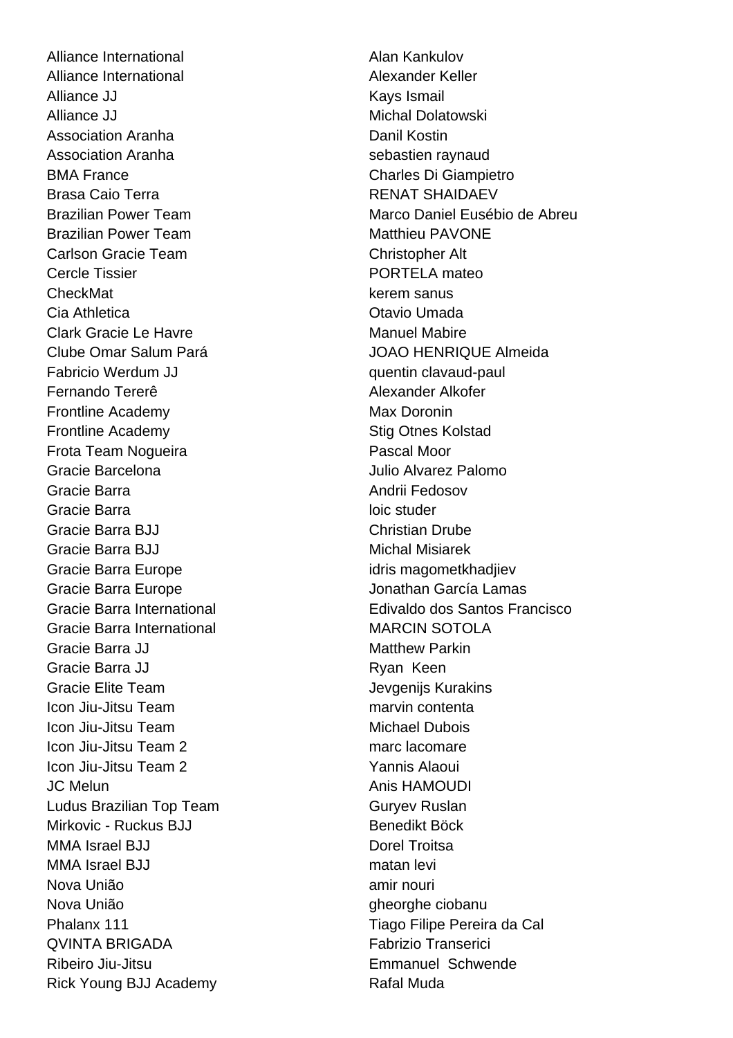| | |
|---|---|
| Alliance International | Alan Kankulov |
| Alliance International | Alexander Keller |
| Alliance JJ | Kays Ismail |
| Alliance JJ | Michal Dolatowski |
| Association Aranha | Danil Kostin |
| Association Aranha | sebastien raynaud |
| BMA France | Charles Di Giampietro |
| Brasa Caio Terra | RENAT SHAIDAEV |
| Brazilian Power Team | Marco Daniel Eusébio de Abreu |
| Brazilian Power Team | Matthieu PAVONE |
| Carlson Gracie Team | Christopher Alt |
| Cercle Tissier | PORTELA mateo |
| CheckMat | kerem sanus |
| Cia Athletica | Otavio Umada |
| Clark Gracie Le Havre | Manuel Mabire |
| Clube Omar Salum Pará | JOAO HENRIQUE Almeida |
| Fabricio Werdum JJ | quentin clavaud-paul |
| Fernando Tererê | Alexander Alkofer |
| Frontline Academy | Max Doronin |
| Frontline Academy | Stig Otnes Kolstad |
| Frota Team Nogueira | Pascal Moor |
| Gracie Barcelona | Julio Alvarez Palomo |
| Gracie Barra | Andrii Fedosov |
| Gracie Barra | loic studer |
| Gracie Barra BJJ | Christian Drube |
| Gracie Barra BJJ | Michal Misiarek |
| Gracie Barra Europe | idris magometkhadjiev |
| Gracie Barra Europe | Jonathan García Lamas |
| Gracie Barra International | Edivaldo dos Santos Francisco |
| Gracie Barra International | MARCIN SOTOLA |
| Gracie Barra JJ | Matthew Parkin |
| Gracie Barra JJ | Ryan Keen |
| Gracie Elite Team | Jevgenijs Kurakins |
| Icon Jiu-Jitsu Team | marvin contenta |
| Icon Jiu-Jitsu Team | Michael Dubois |
| Icon Jiu-Jitsu Team 2 | marc lacomare |
| Icon Jiu-Jitsu Team 2 | Yannis Alaoui |
| JC Melun | Anis HAMOUDI |
| Ludus Brazilian Top Team | Guryev Ruslan |
| Mirkovic - Ruckus BJJ | Benedikt Böck |
| MMA Israel BJJ | Dorel Troitsa |
| MMA Israel BJJ | matan levi |
| Nova União | amir nouri |
| Nova União | gheorghe ciobanu |
| Phalanx 111 | Tiago Filipe Pereira da Cal |
| QVINTA BRIGADA | Fabrizio Transerici |
| Ribeiro Jiu-Jitsu | Emmanuel Schwende |
| Rick Young BJJ Academy | Rafal Muda |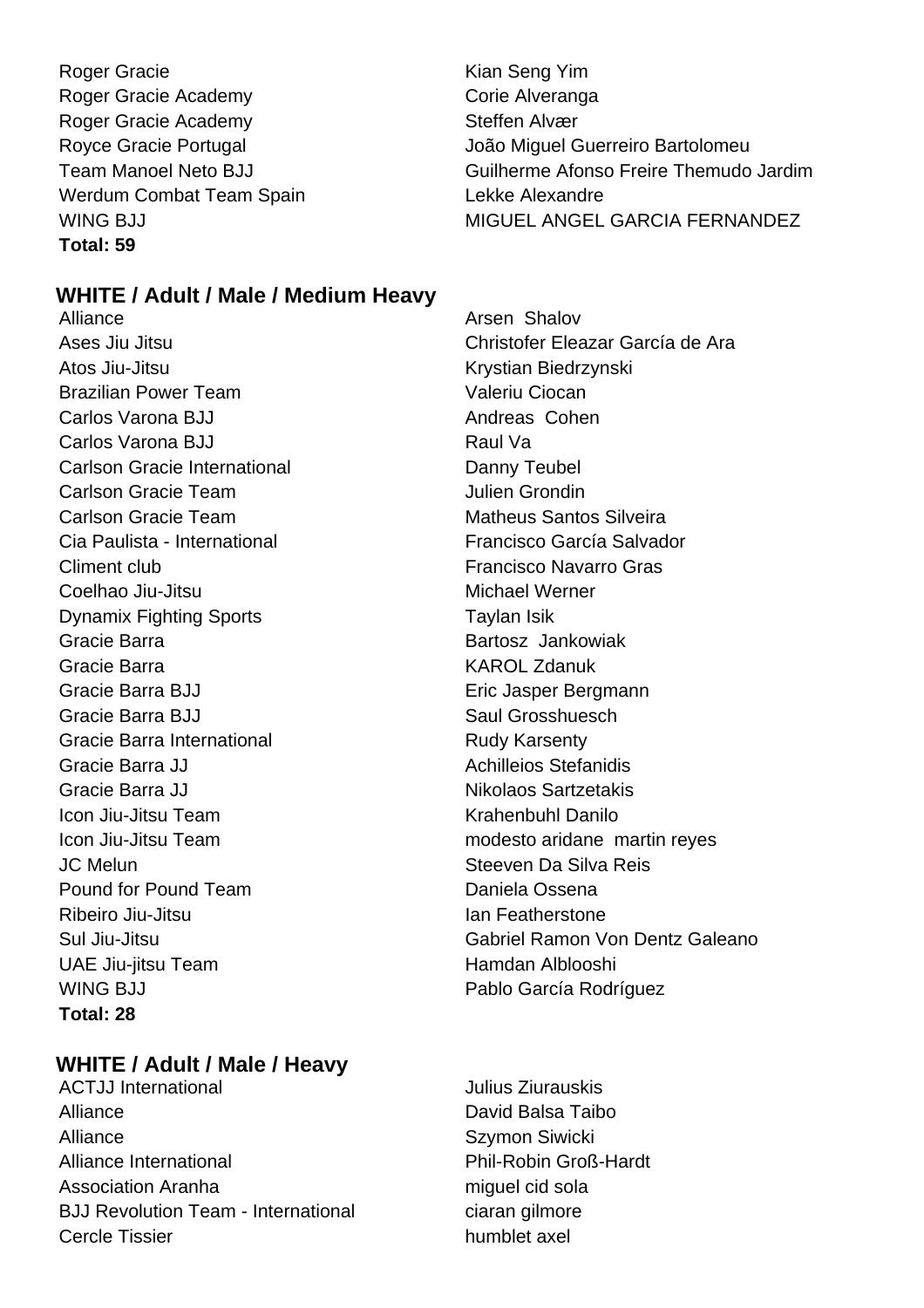| | |
|---|---|
| Roger Gracie | Kian Seng Yim |
| Roger Gracie Academy | Corie Alveranga |
| Roger Gracie Academy | Steffen Alvær |
| Royce Gracie Portugal | João Miguel Guerreiro Bartolomeu |
| Team Manoel Neto BJJ | Guilherme Afonso Freire Themudo Jardim |
| Werdum Combat Team Spain | Lekke Alexandre |
| WING BJJ | MIGUEL ANGEL GARCIA FERNANDEZ |

**Total: 59**

## WHITE / Adult / Male / Medium Heavy

| | |
|---|---|
| Alliance | Arsen Shalov |
| Ases Jiu Jitsu | Christofer Eleazar García de Ara |
| Atos Jiu-Jitsu | Krystian Biedrzynski |
| Brazilian Power Team | Valeriu Ciocan |
| Carlos Varona BJJ | Andreas Cohen |
| Carlos Varona BJJ | Raul Va |
| Carlson Gracie International | Danny Teubel |
| Carlson Gracie Team | Julien Grondin |
| Carlson Gracie Team | Matheus Santos Silveira |
| Cia Paulista - International | Francisco García Salvador |
| Climent club | Francisco Navarro Gras |
| Coelhao Jiu-Jitsu | Michael Werner |
| Dynamix Fighting Sports | Taylan Isik |
| Gracie Barra | Bartosz Jankowiak |
| Gracie Barra | KAROL Zdanuk |
| Gracie Barra BJJ | Eric Jasper Bergmann |
| Gracie Barra BJJ | Saul Grosshuesch |
| Gracie Barra International | Rudy Karsenty |
| Gracie Barra JJ | Achilleios Stefanidis |
| Gracie Barra JJ | Nikolaos Sartzetakis |
| Icon Jiu-Jitsu Team | Krahenbuhl Danilo |
| Icon Jiu-Jitsu Team | modesto aridane martin reyes |
| JC Melun | Steeven Da Silva Reis |
| Pound for Pound Team | Daniela Ossena |
| Ribeiro Jiu-Jitsu | Ian Featherstone |
| Sul Jiu-Jitsu | Gabriel Ramon Von Dentz Galeano |
| UAE Jiu-jitsu Team | Hamdan Alblooshi |
| WING BJJ | Pablo García Rodríguez |

**Total: 28**

## WHITE / Adult / Male / Heavy

| | |
|---|---|
| ACTJJ International | Julius Ziurauskis |
| Alliance | David Balsa Taibo |
| Alliance | Szymon Siwicki |
| Alliance International | Phil-Robin Groß-Hardt |
| Association Aranha | miguel cid sola |
| BJJ Revolution Team - International | ciaran gilmore |
| Cercle Tissier | humblet axel |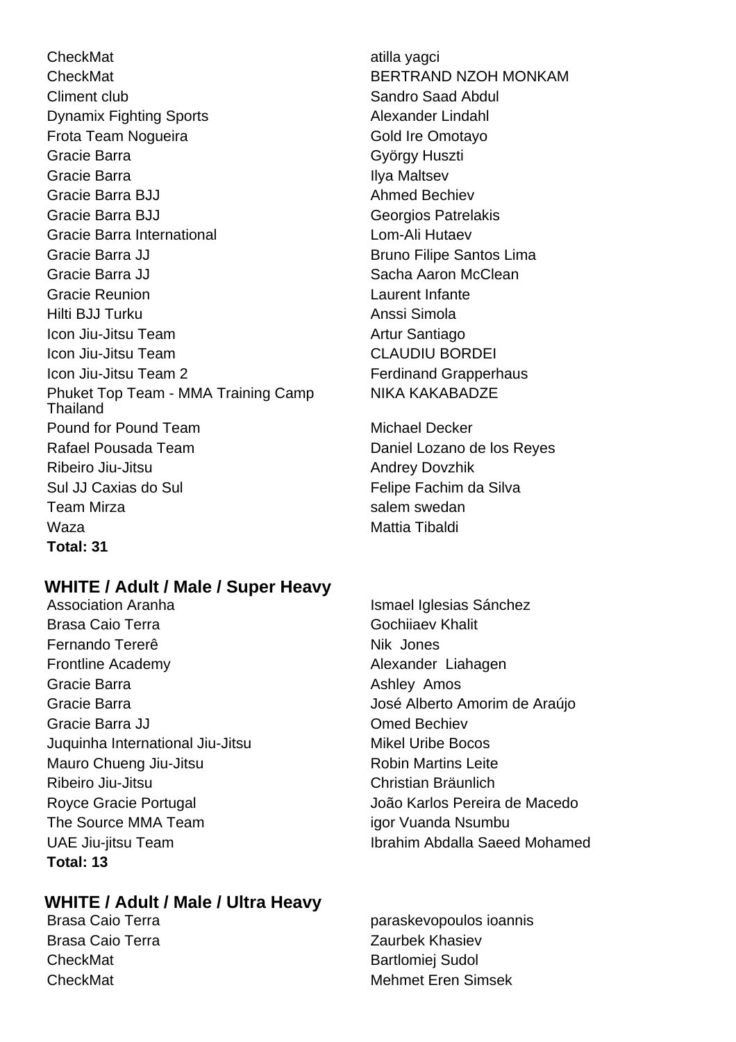| | |
|---|---|
| CheckMat | atilla yagci |
| CheckMat | BERTRAND NZOH MONKAM |
| Climent club | Sandro Saad Abdul |
| Dynamix Fighting Sports | Alexander Lindahl |
| Frota Team Nogueira | Gold Ire Omotayo |
| Gracie Barra | György Huszti |
| Gracie Barra | Ilya Maltsev |
| Gracie Barra BJJ | Ahmed Bechiev |
| Gracie Barra BJJ | Georgios Patrelakis |
| Gracie Barra International | Lom-Ali Hutaev |
| Gracie Barra JJ | Bruno Filipe Santos Lima |
| Gracie Barra JJ | Sacha Aaron McClean |
| Gracie Reunion | Laurent Infante |
| Hilti BJJ Turku | Anssi Simola |
| Icon Jiu-Jitsu Team | Artur Santiago |
| Icon Jiu-Jitsu Team | CLAUDIU BORDEI |
| Icon Jiu-Jitsu Team 2 | Ferdinand Grapperhaus |
| Phuket Top Team - MMA Training Camp Thailand | NIKA KAKABADZE |
| Pound for Pound Team | Michael Decker |
| Rafael Pousada Team | Daniel Lozano de los Reyes |
| Ribeiro Jiu-Jitsu | Andrey Dovzhik |
| Sul JJ Caxias do Sul | Felipe Fachim da Silva |
| Team Mirza | salem swedan |
| Waza | Mattia Tibaldi |

**Total: 31**

## WHITE / Adult / Male / Super Heavy

| | |
|---|---|
| Association Aranha | Ismael Iglesias Sánchez |
| Brasa Caio Terra | Gochiiaev Khalit |
| Fernando Tererê | Nik Jones |
| Frontline Academy | Alexander Liahagen |
| Gracie Barra | Ashley Amos |
| Gracie Barra | José Alberto Amorim de Araújo |
| Gracie Barra JJ | Omed Bechiev |
| Juquinha International Jiu-Jitsu | Mikel Uribe Bocos |
| Mauro Chueng Jiu-Jitsu | Robin Martins Leite |
| Ribeiro Jiu-Jitsu | Christian Bräunlich |
| Royce Gracie Portugal | João Karlos Pereira de Macedo |
| The Source MMA Team | igor Vuanda Nsumbu |
| UAE Jiu-jitsu Team | Ibrahim Abdalla Saeed Mohamed |

**Total: 13**

## WHITE / Adult / Male / Ultra Heavy

| | |
|---|---|
| Brasa Caio Terra | paraskevopoulos ioannis |
| Brasa Caio Terra | Zaurbek Khasiev |
| CheckMat | Bartlomiej Sudol |
| CheckMat | Mehmet Eren Simsek |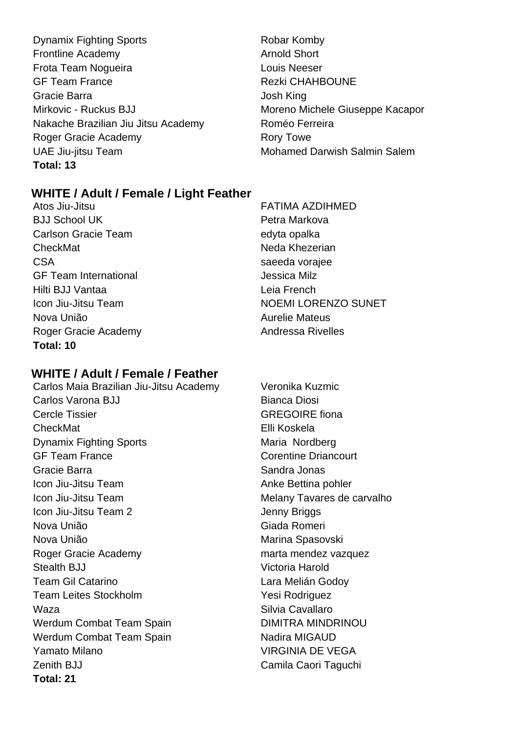| | |
|---|---|
| Dynamix Fighting Sports | Robar Komby |
| Frontline Academy | Arnold Short |
| Frota Team Nogueira | Louis Neeser |
| GF Team France | Rezki CHAHBOUNE |
| Gracie Barra | Josh King |
| Mirkovic - Ruckus BJJ | Moreno Michele Giuseppe Kacapor |
| Nakache Brazilian Jiu Jitsu Academy | Roméo Ferreira |
| Roger Gracie Academy | Rory Towe |
| UAE Jiu-jitsu Team | Mohamed Darwish Salmin Salem |

**Total: 13**

## WHITE / Adult / Female / Light Feather

| | |
|---|---|
| Atos Jiu-Jitsu | FATIMA AZDIHMED |
| BJJ School UK | Petra Markova |
| Carlson Gracie Team | edyta opalka |
| CheckMat | Neda Khezerian |
| CSA | saeeda vorajee |
| GF Team International | Jessica Milz |
| Hilti BJJ Vantaa | Leia French |
| Icon Jiu-Jitsu Team | NOEMI LORENZO SUNET |
| Nova União | Aurelie Mateus |
| Roger Gracie Academy | Andressa Rivelles |

**Total: 10**

## WHITE / Adult / Female / Feather

| | |
|---|---|
| Carlos Maia Brazilian Jiu-Jitsu Academy | Veronika Kuzmic |
| Carlos Varona BJJ | Bianca Diosi |
| Cercle Tissier | GREGOIRE fiona |
| CheckMat | Elli Koskela |
| Dynamix Fighting Sports | Maria Nordberg |
| GF Team France | Corentine Driancourt |
| Gracie Barra | Sandra Jonas |
| Icon Jiu-Jitsu Team | Anke Bettina pohler |
| Icon Jiu-Jitsu Team | Melany Tavares de carvalho |
| Icon Jiu-Jitsu Team 2 | Jenny Briggs |
| Nova União | Giada Romeri |
| Nova União | Marina Spasovski |
| Roger Gracie Academy | marta mendez vazquez |
| Stealth BJJ | Victoria Harold |
| Team Gil Catarino | Lara Melián Godoy |
| Team Leites Stockholm | Yesi Rodriguez |
| Waza | Silvia Cavallaro |
| Werdum Combat Team Spain | DIMITRA MINDRINOU |
| Werdum Combat Team Spain | Nadira MIGAUD |
| Yamato Milano | VIRGINIA DE VEGA |
| Zenith BJJ | Camila Caori Taguchi |

**Total: 21**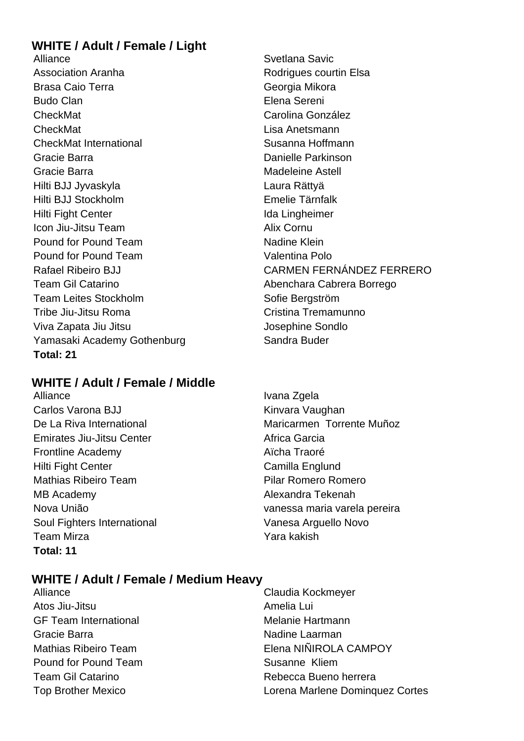### WHITE / Adult / Female / Light

| Team | Name |
| --- | --- |
| Alliance | Svetlana Savic |
| Association Aranha | Rodrigues courtin Elsa |
| Brasa Caio Terra | Georgia Mikora |
| Budo Clan | Elena Sereni |
| CheckMat | Carolina González |
| CheckMat | Lisa Anetsmann |
| CheckMat International | Susanna Hoffmann |
| Gracie Barra | Danielle Parkinson |
| Gracie Barra | Madeleine Astell |
| Hilti BJJ Jyvaskyla | Laura Rättyä |
| Hilti BJJ Stockholm | Emelie Tärnfalk |
| Hilti Fight Center | Ida Lingheimer |
| Icon Jiu-Jitsu Team | Alix Cornu |
| Pound for Pound Team | Nadine Klein |
| Pound for Pound Team | Valentina Polo |
| Rafael Ribeiro BJJ | CARMEN FERNÁNDEZ FERRERO |
| Team Gil Catarino | Abenchara Cabrera Borrego |
| Team Leites Stockholm | Sofie Bergström |
| Tribe Jiu-Jitsu Roma | Cristina Tremamunno |
| Viva Zapata Jiu Jitsu | Josephine Sondlo |
| Yamasaki Academy Gothenburg | Sandra Buder |

**Total: 21**

### WHITE / Adult / Female / Middle

| Team | Name |
| --- | --- |
| Alliance | Ivana Zgela |
| Carlos Varona BJJ | Kinvara Vaughan |
| De La Riva International | Maricarmen Torrente Muñoz |
| Emirates Jiu-Jitsu Center | Africa Garcia |
| Frontline Academy | Aïcha Traoré |
| Hilti Fight Center | Camilla Englund |
| Mathias Ribeiro Team | Pilar Romero Romero |
| MB Academy | Alexandra Tekenah |
| Nova União | vanessa maria varela pereira |
| Soul Fighters International | Vanesa Arguello Novo |
| Team Mirza | Yara kakish |

**Total: 11**

### WHITE / Adult / Female / Medium Heavy

| Team | Name |
| --- | --- |
| Alliance | Claudia Kockmeyer |
| Atos Jiu-Jitsu | Amelia Lui |
| GF Team International | Melanie Hartmann |
| Gracie Barra | Nadine Laarman |
| Mathias Ribeiro Team | Elena NIÑIROLA CAMPOY |
| Pound for Pound Team | Susanne Kliem |
| Team Gil Catarino | Rebecca Bueno herrera |
| Top Brother Mexico | Lorena Marlene Dominquez Cortes |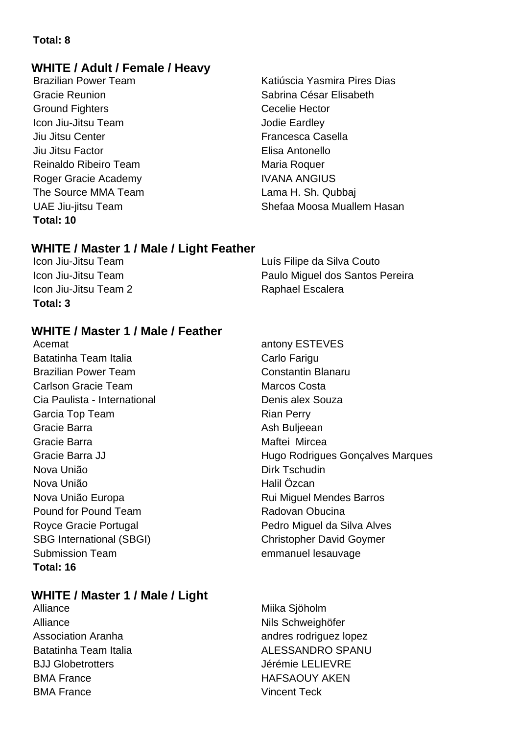**Total: 8**

## WHITE / Adult / Female / Heavy

| Team | Name |
|---|---|
| Brazilian Power Team | Katiúscia Yasmira Pires Dias |
| Gracie Reunion | Sabrina César Elisabeth |
| Ground Fighters | Cecelie Hector |
| Icon Jiu-Jitsu Team | Jodie Eardley |
| Jiu Jitsu Center | Francesca Casella |
| Jiu Jitsu Factor | Elisa Antonello |
| Reinaldo Ribeiro Team | Maria Roquer |
| Roger Gracie Academy | IVANA ANGIUS |
| The Source MMA Team | Lama H. Sh. Qubbaj |
| UAE Jiu-jitsu Team | Shefaa Moosa Muallem Hasan |

**Total: 10**

## WHITE / Master 1 / Male / Light Feather

| Team | Name |
|---|---|
| Icon Jiu-Jitsu Team | Luís Filipe da Silva Couto |
| Icon Jiu-Jitsu Team | Paulo Miguel dos Santos Pereira |
| Icon Jiu-Jitsu Team 2 | Raphael Escalera |

**Total: 3**

## WHITE / Master 1 / Male / Feather

| Team | Name |
|---|---|
| Acemat | antony ESTEVES |
| Batatinha Team Italia | Carlo Farigu |
| Brazilian Power Team | Constantin Blanaru |
| Carlson Gracie Team | Marcos Costa |
| Cia Paulista - International | Denis alex Souza |
| Garcia Top Team | Rian Perry |
| Gracie Barra | Ash Buljeean |
| Gracie Barra | Maftei Mircea |
| Gracie Barra JJ | Hugo Rodrigues Gonçalves Marques |
| Nova União | Dirk Tschudin |
| Nova União | Halil Özcan |
| Nova União Europa | Rui Miguel Mendes Barros |
| Pound for Pound Team | Radovan Obucina |
| Royce Gracie Portugal | Pedro Miguel da Silva Alves |
| SBG International (SBGI) | Christopher David Goymer |
| Submission Team | emmanuel lesauvage |

**Total: 16**

## WHITE / Master 1 / Male / Light

| Team | Name |
|---|---|
| Alliance | Miika Sjöholm |
| Alliance | Nils Schweighöfer |
| Association Aranha | andres rodriguez lopez |
| Batatinha Team Italia | ALESSANDRO SPANU |
| BJJ Globetrotters | Jérémie LELIEVRE |
| BMA France | HAFSAOUY AKEN |
| BMA France | Vincent Teck |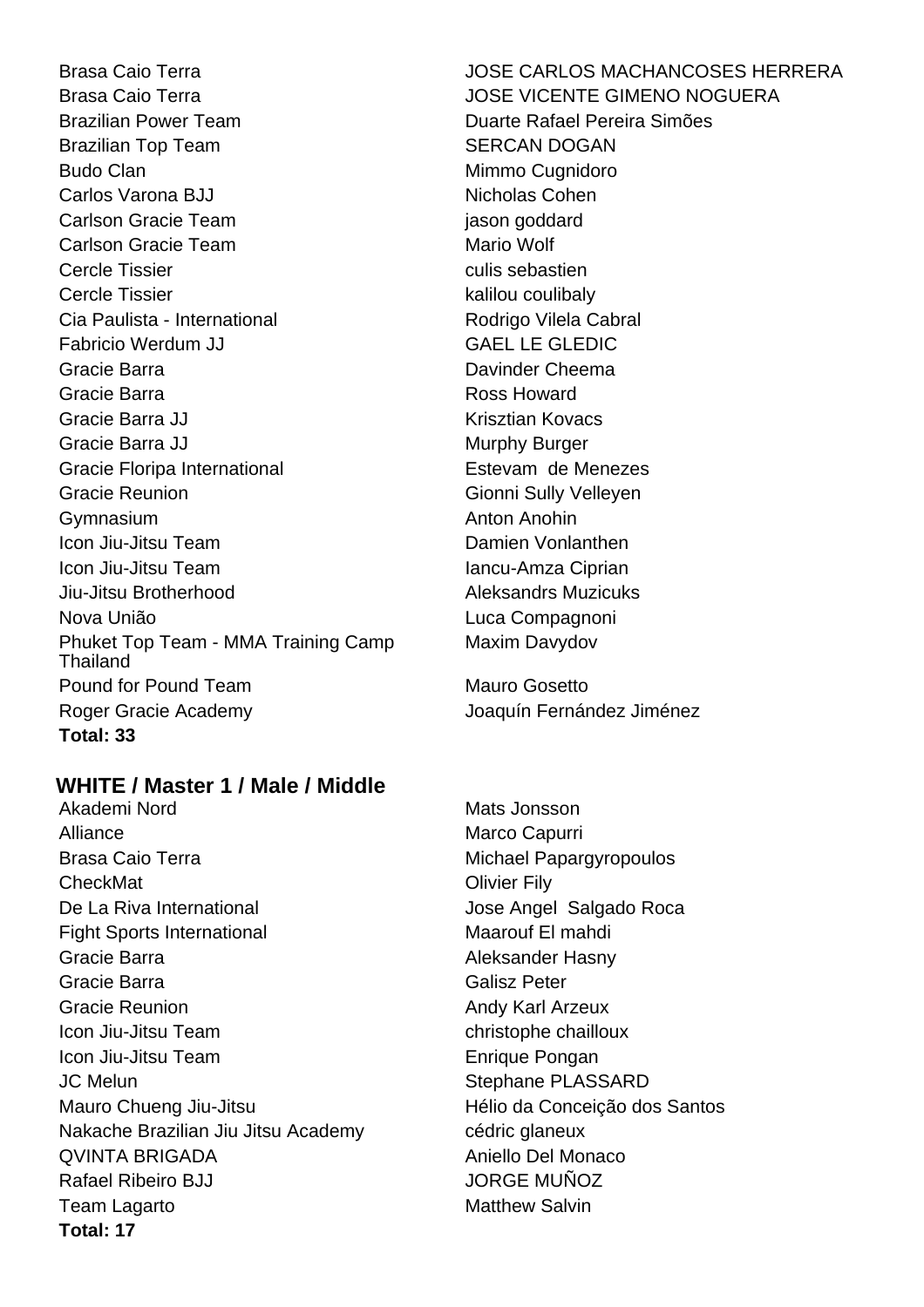| | |
|---|---|
| Brasa Caio Terra | JOSE CARLOS MACHANCOSES HERRERA |
| Brasa Caio Terra | JOSE VICENTE GIMENO NOGUERA |
| Brazilian Power Team | Duarte Rafael Pereira Simões |
| Brazilian Top Team | SERCAN DOGAN |
| Budo Clan | Mimmo Cugnidoro |
| Carlos Varona BJJ | Nicholas Cohen |
| Carlson Gracie Team | jason goddard |
| Carlson Gracie Team | Mario Wolf |
| Cercle Tissier | culis sebastien |
| Cercle Tissier | kalilou coulibaly |
| Cia Paulista - International | Rodrigo Vilela Cabral |
| Fabricio Werdum JJ | GAEL LE GLEDIC |
| Gracie Barra | Davinder Cheema |
| Gracie Barra | Ross Howard |
| Gracie Barra JJ | Krisztian Kovacs |
| Gracie Barra JJ | Murphy Burger |
| Gracie Floripa International | Estevam de Menezes |
| Gracie Reunion | Gionni Sully Velleyen |
| Gymnasium | Anton Anohin |
| Icon Jiu-Jitsu Team | Damien Vonlanthen |
| Icon Jiu-Jitsu Team | Iancu-Amza Ciprian |
| Jiu-Jitsu Brotherhood | Aleksandrs Muzicuks |
| Nova União | Luca Compagnoni |
| Phuket Top Team - MMA Training Camp Thailand | Maxim Davydov |
| Pound for Pound Team | Mauro Gosetto |
| Roger Gracie Academy | Joaquín Fernández Jiménez |

**Total: 33**

## WHITE / Master 1 / Male / Middle

| | |
|---|---|
| Akademi Nord | Mats Jonsson |
| Alliance | Marco Capurri |
| Brasa Caio Terra | Michael Papargyropoulos |
| CheckMat | Olivier Fily |
| De La Riva International | Jose Angel Salgado Roca |
| Fight Sports International | Maarouf El mahdi |
| Gracie Barra | Aleksander Hasny |
| Gracie Barra | Galisz Peter |
| Gracie Reunion | Andy Karl Arzeux |
| Icon Jiu-Jitsu Team | christophe chailloux |
| Icon Jiu-Jitsu Team | Enrique Pongan |
| JC Melun | Stephane PLASSARD |
| Mauro Chueng Jiu-Jitsu | Hélio da Conceição dos Santos |
| Nakache Brazilian Jiu Jitsu Academy | cédric glaneux |
| QVINTA BRIGADA | Aniello Del Monaco |
| Rafael Ribeiro BJJ | JORGE MUÑOZ |
| Team Lagarto | Matthew Salvin |

**Total: 17**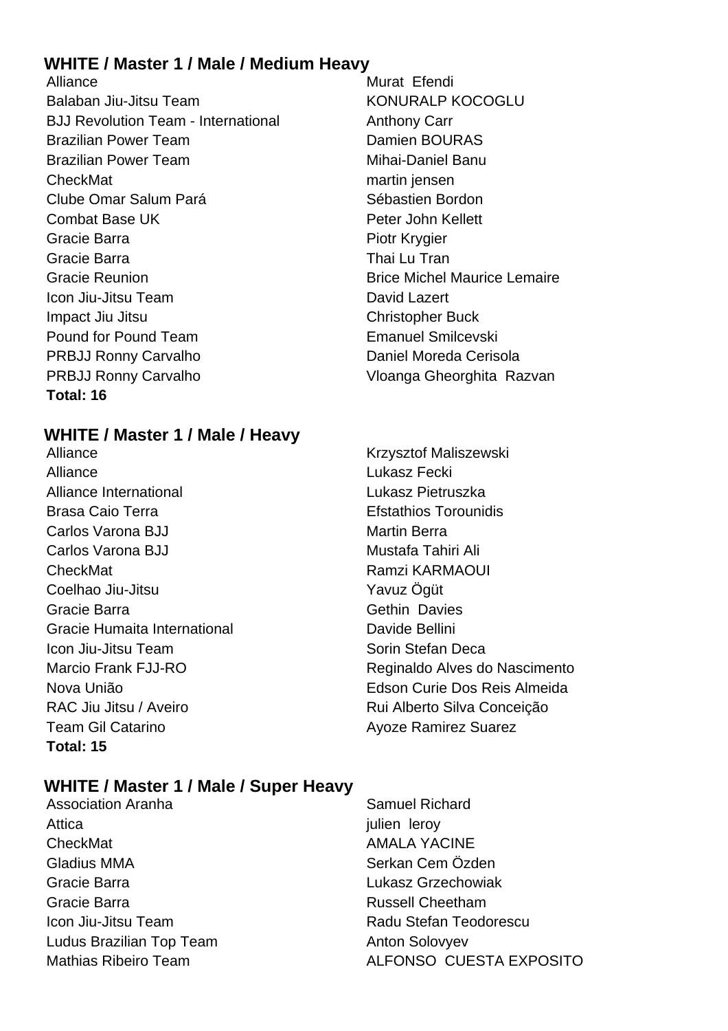### WHITE / Master 1 / Male / Medium Heavy

| | |
|---|---|
| Alliance | Murat Efendi |
| Balaban Jiu-Jitsu Team | KONURALP KOCOGLU |
| BJJ Revolution Team - International | Anthony Carr |
| Brazilian Power Team | Damien BOURAS |
| Brazilian Power Team | Mihai-Daniel Banu |
| CheckMat | martin jensen |
| Clube Omar Salum Pará | Sébastien Bordon |
| Combat Base UK | Peter John Kellett |
| Gracie Barra | Piotr Krygier |
| Gracie Barra | Thai Lu Tran |
| Gracie Reunion | Brice Michel Maurice Lemaire |
| Icon Jiu-Jitsu Team | David Lazert |
| Impact Jiu Jitsu | Christopher Buck |
| Pound for Pound Team | Emanuel Smilcevski |
| PRBJJ Ronny Carvalho | Daniel Moreda Cerisola |
| PRBJJ Ronny Carvalho | Vloanga Gheorghita Razvan |

**Total: 16**

### WHITE / Master 1 / Male / Heavy

| | |
|---|---|
| Alliance | Krzysztof Maliszewski |
| Alliance | Lukasz Fecki |
| Alliance International | Lukasz Pietruszka |
| Brasa Caio Terra | Efstathios Torounidis |
| Carlos Varona BJJ | Martin Berra |
| Carlos Varona BJJ | Mustafa Tahiri Ali |
| CheckMat | Ramzi KARMAOUI |
| Coelhao Jiu-Jitsu | Yavuz Ögüt |
| Gracie Barra | Gethin Davies |
| Gracie Humaita International | Davide Bellini |
| Icon Jiu-Jitsu Team | Sorin Stefan Deca |
| Marcio Frank FJJ-RO | Reginaldo Alves do Nascimento |
| Nova União | Edson Curie Dos Reis Almeida |
| RAC Jiu Jitsu / Aveiro | Rui Alberto Silva Conceição |
| Team Gil Catarino | Ayoze Ramirez Suarez |

**Total: 15**

### WHITE / Master 1 / Male / Super Heavy

| | |
|---|---|
| Association Aranha | Samuel Richard |
| Attica | julien leroy |
| CheckMat | AMALA YACINE |
| Gladius MMA | Serkan Cem Özden |
| Gracie Barra | Lukasz Grzechowiak |
| Gracie Barra | Russell Cheetham |
| Icon Jiu-Jitsu Team | Radu Stefan Teodorescu |
| Ludus Brazilian Top Team | Anton Solovyev |
| Mathias Ribeiro Team | ALFONSO CUESTA EXPOSITO |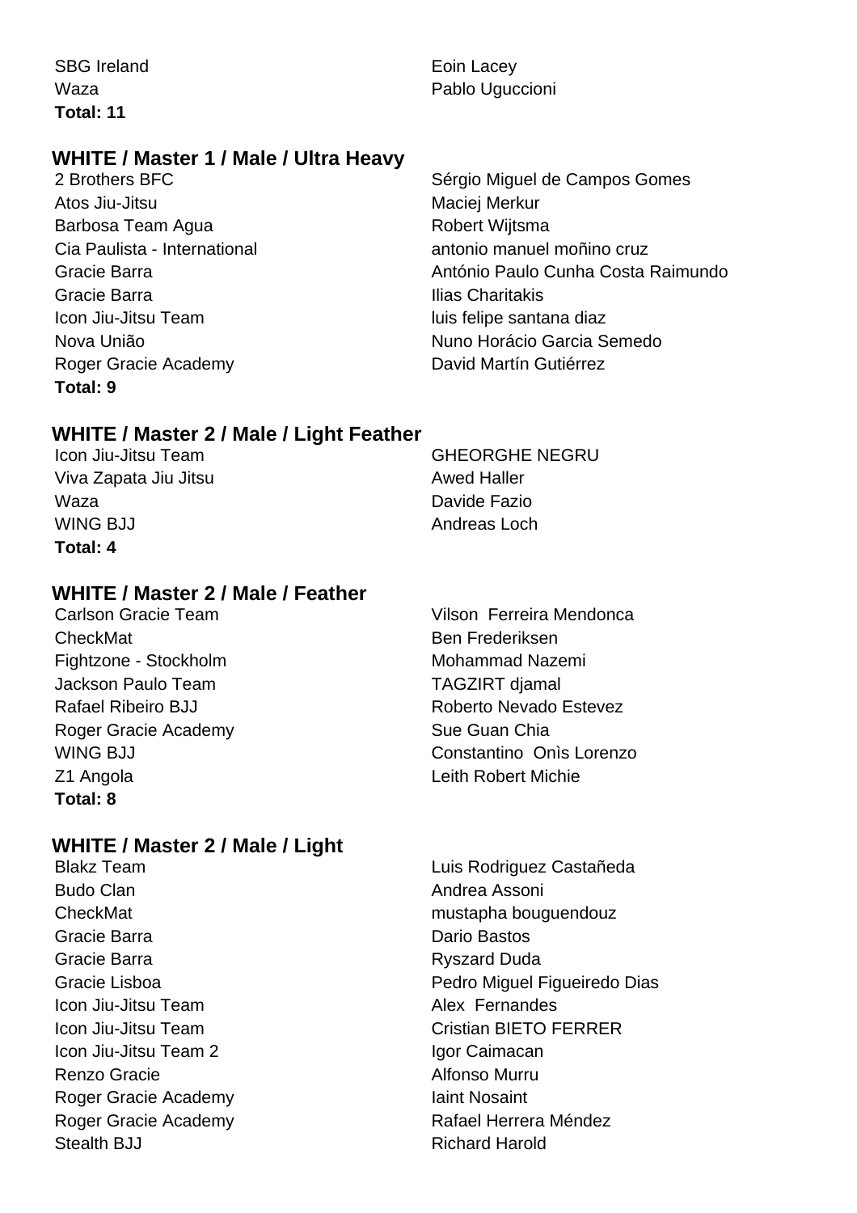| | |
|---|---|
| SBG Ireland | Eoin Lacey |
| Waza | Pablo Uguccioni |

**Total: 11**

## WHITE / Master 1 / Male / Ultra Heavy

| | |
|---|---|
| 2 Brothers BFC | Sérgio Miguel de Campos Gomes |
| Atos Jiu-Jitsu | Maciej Merkur |
| Barbosa Team Agua | Robert Wijtsma |
| Cia Paulista - International | antonio manuel moñino cruz |
| Gracie Barra | António Paulo Cunha Costa Raimundo |
| Gracie Barra | Ilias Charitakis |
| Icon Jiu-Jitsu Team | luis felipe santana diaz |
| Nova União | Nuno Horácio Garcia Semedo |
| Roger Gracie Academy | David Martín Gutiérrez |

**Total: 9**

## WHITE / Master 2 / Male / Light Feather

| | |
|---|---|
| Icon Jiu-Jitsu Team | GHEORGHE NEGRU |
| Viva Zapata Jiu Jitsu | Awed Haller |
| Waza | Davide Fazio |
| WING BJJ | Andreas Loch |

**Total: 4**

## WHITE / Master 2 / Male / Feather

| | |
|---|---|
| Carlson Gracie Team | Vilson Ferreira Mendonca |
| CheckMat | Ben Frederiksen |
| Fightzone - Stockholm | Mohammad Nazemi |
| Jackson Paulo Team | TAGZIRT djamal |
| Rafael Ribeiro BJJ | Roberto Nevado Estevez |
| Roger Gracie Academy | Sue Guan Chia |
| WING BJJ | Constantino Onìs Lorenzo |
| Z1 Angola | Leith Robert Michie |

**Total: 8**

## WHITE / Master 2 / Male / Light

| | |
|---|---|
| Blakz Team | Luis Rodriguez Castañeda |
| Budo Clan | Andrea Assoni |
| CheckMat | mustapha bouguendouz |
| Gracie Barra | Dario Bastos |
| Gracie Barra | Ryszard Duda |
| Gracie Lisboa | Pedro Miguel Figueiredo Dias |
| Icon Jiu-Jitsu Team | Alex Fernandes |
| Icon Jiu-Jitsu Team | Cristian BIETO FERRER |
| Icon Jiu-Jitsu Team 2 | Igor Caimacan |
| Renzo Gracie | Alfonso Murru |
| Roger Gracie Academy | Iaint Nosaint |
| Roger Gracie Academy | Rafael Herrera Méndez |
| Stealth BJJ | Richard Harold |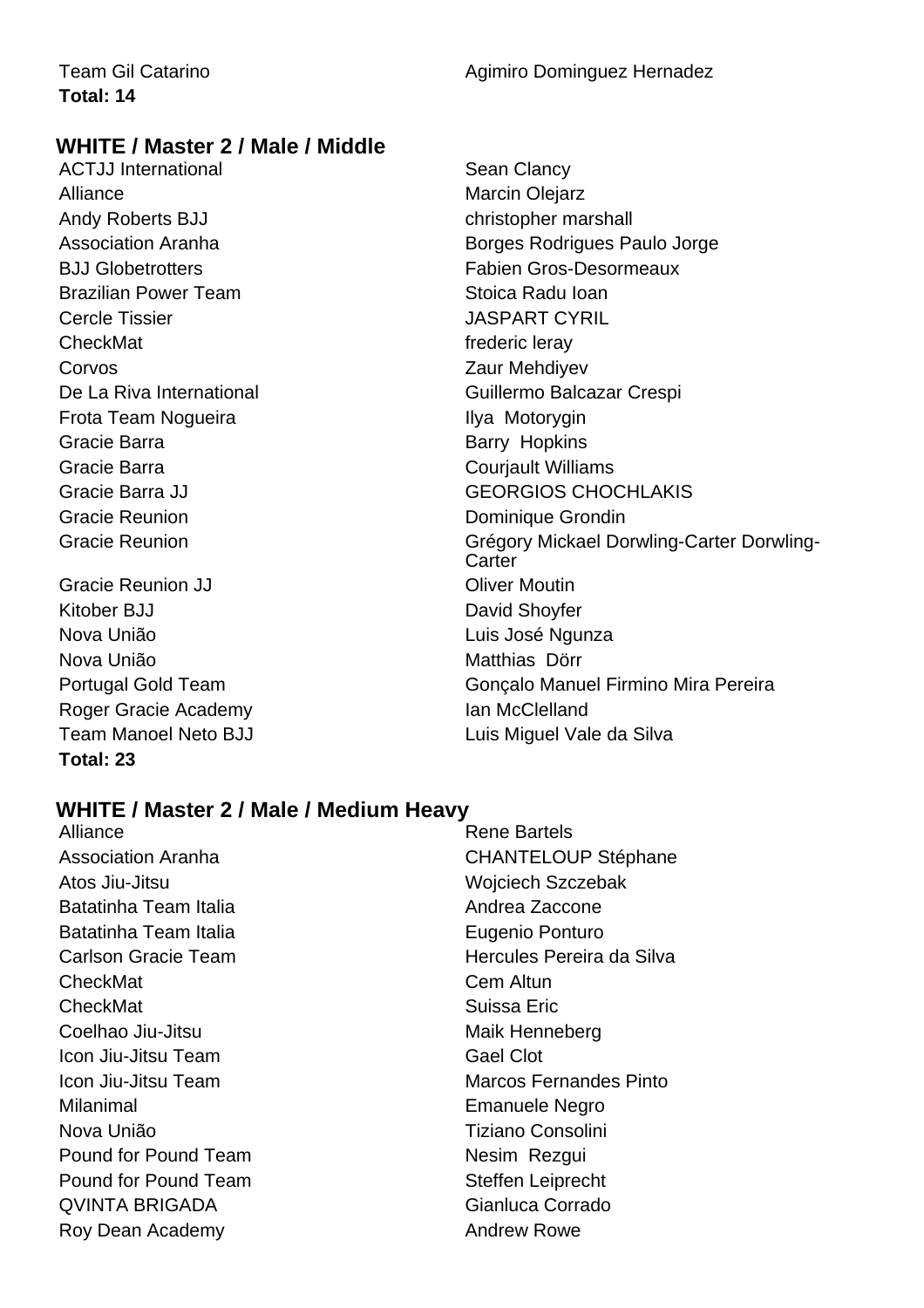| | |
|---|---|
| Team Gil Catarino | Agimiro Dominguez Hernadez |

**Total: 14**

## WHITE / Master 2 / Male / Middle

| | |
|---|---|
| ACTJJ International | Sean Clancy |
| Alliance | Marcin Olejarz |
| Andy Roberts BJJ | christopher marshall |
| Association Aranha | Borges Rodrigues Paulo Jorge |
| BJJ Globetrotters | Fabien Gros-Desormeaux |
| Brazilian Power Team | Stoica Radu Ioan |
| Cercle Tissier | JASPART CYRIL |
| CheckMat | frederic leray |
| Corvos | Zaur Mehdiyev |
| De La Riva International | Guillermo Balcazar Crespi |
| Frota Team Nogueira | Ilya Motorygin |
| Gracie Barra | Barry Hopkins |
| Gracie Barra | Courjault Williams |
| Gracie Barra JJ | GEORGIOS CHOCHLAKIS |
| Gracie Reunion | Dominique Grondin |
| Gracie Reunion | Grégory Mickael Dorwling-Carter Dorwling-Carter |
| Gracie Reunion JJ | Oliver Moutin |
| Kitober BJJ | David Shoyfer |
| Nova União | Luis José Ngunza |
| Nova União | Matthias Dörr |
| Portugal Gold Team | Gonçalo Manuel Firmino Mira Pereira |
| Roger Gracie Academy | Ian McClelland |
| Team Manoel Neto BJJ | Luis Miguel Vale da Silva |

**Total: 23**

## WHITE / Master 2 / Male / Medium Heavy

| | |
|---|---|
| Alliance | Rene Bartels |
| Association Aranha | CHANTELOUP Stéphane |
| Atos Jiu-Jitsu | Wojciech Szczebak |
| Batatinha Team Italia | Andrea Zaccone |
| Batatinha Team Italia | Eugenio Ponturo |
| Carlson Gracie Team | Hercules Pereira da Silva |
| CheckMat | Cem Altun |
| CheckMat | Suissa Eric |
| Coelhao Jiu-Jitsu | Maik Henneberg |
| Icon Jiu-Jitsu Team | Gael Clot |
| Icon Jiu-Jitsu Team | Marcos Fernandes Pinto |
| Milanimal | Emanuele Negro |
| Nova União | Tiziano Consolini |
| Pound for Pound Team | Nesim Rezgui |
| Pound for Pound Team | Steffen Leiprecht |
| QVINTA BRIGADA | Gianluca Corrado |
| Roy Dean Academy | Andrew Rowe |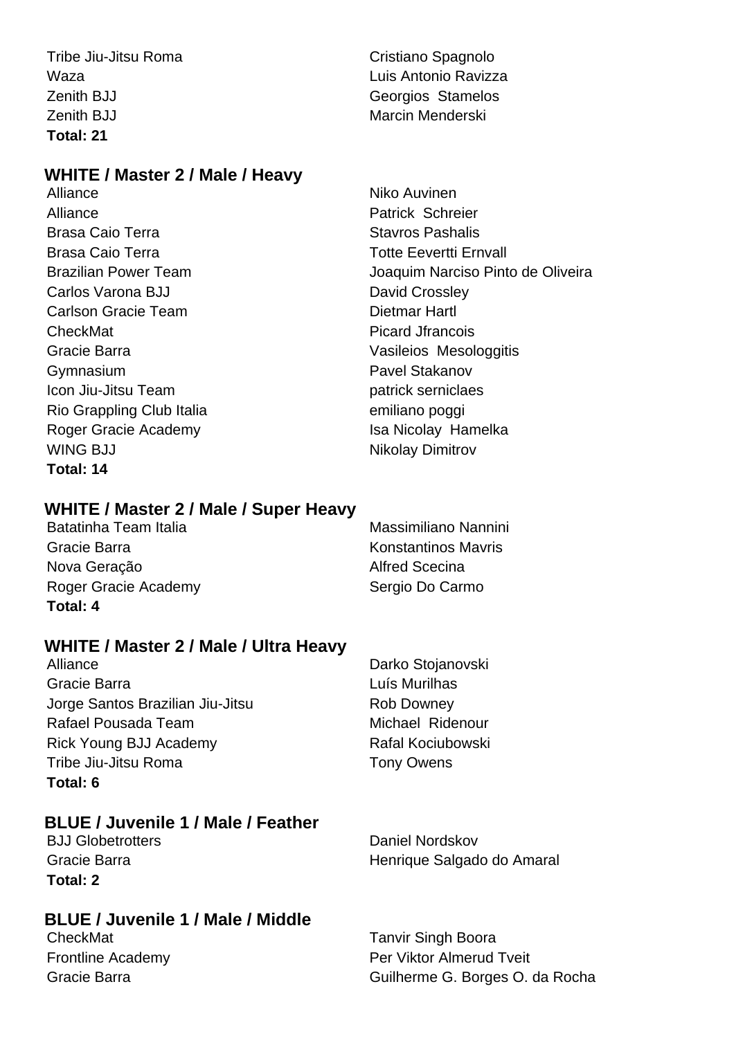| | |
|---|---|
| Tribe Jiu-Jitsu Roma | Cristiano Spagnolo |
| Waza | Luis Antonio Ravizza |
| Zenith BJJ | Georgios Stamelos |
| Zenith BJJ | Marcin Menderski |

**Total: 21**

## WHITE / Master 2 / Male / Heavy

| | |
|---|---|
| Alliance | Niko Auvinen |
| Alliance | Patrick Schreier |
| Brasa Caio Terra | Stavros Pashalis |
| Brasa Caio Terra | Totte Eevertti Ernvall |
| Brazilian Power Team | Joaquim Narciso Pinto de Oliveira |
| Carlos Varona BJJ | David Crossley |
| Carlson Gracie Team | Dietmar Hartl |
| CheckMat | Picard Jfrancois |
| Gracie Barra | Vasileios Mesologgitis |
| Gymnasium | Pavel Stakanov |
| Icon Jiu-Jitsu Team | patrick serniclaes |
| Rio Grappling Club Italia | emiliano poggi |
| Roger Gracie Academy | Isa Nicolay Hamelka |
| WING BJJ | Nikolay Dimitrov |

**Total: 14**

## WHITE / Master 2 / Male / Super Heavy

| | |
|---|---|
| Batatinha Team Italia | Massimiliano Nannini |
| Gracie Barra | Konstantinos Mavris |
| Nova Geração | Alfred Scecina |
| Roger Gracie Academy | Sergio Do Carmo |

**Total: 4**

## WHITE / Master 2 / Male / Ultra Heavy

| | |
|---|---|
| Alliance | Darko Stojanovski |
| Gracie Barra | Luís Murilhas |
| Jorge Santos Brazilian Jiu-Jitsu | Rob Downey |
| Rafael Pousada Team | Michael Ridenour |
| Rick Young BJJ Academy | Rafal Kociubowski |
| Tribe Jiu-Jitsu Roma | Tony Owens |

**Total: 6**

## BLUE / Juvenile 1 / Male / Feather

| | |
|---|---|
| BJJ Globetrotters | Daniel Nordskov |
| Gracie Barra | Henrique Salgado do Amaral |

**Total: 2**

## BLUE / Juvenile 1 / Male / Middle

| | |
|---|---|
| CheckMat | Tanvir Singh Boora |
| Frontline Academy | Per Viktor Almerud Tveit |
| Gracie Barra | Guilherme G. Borges O. da Rocha |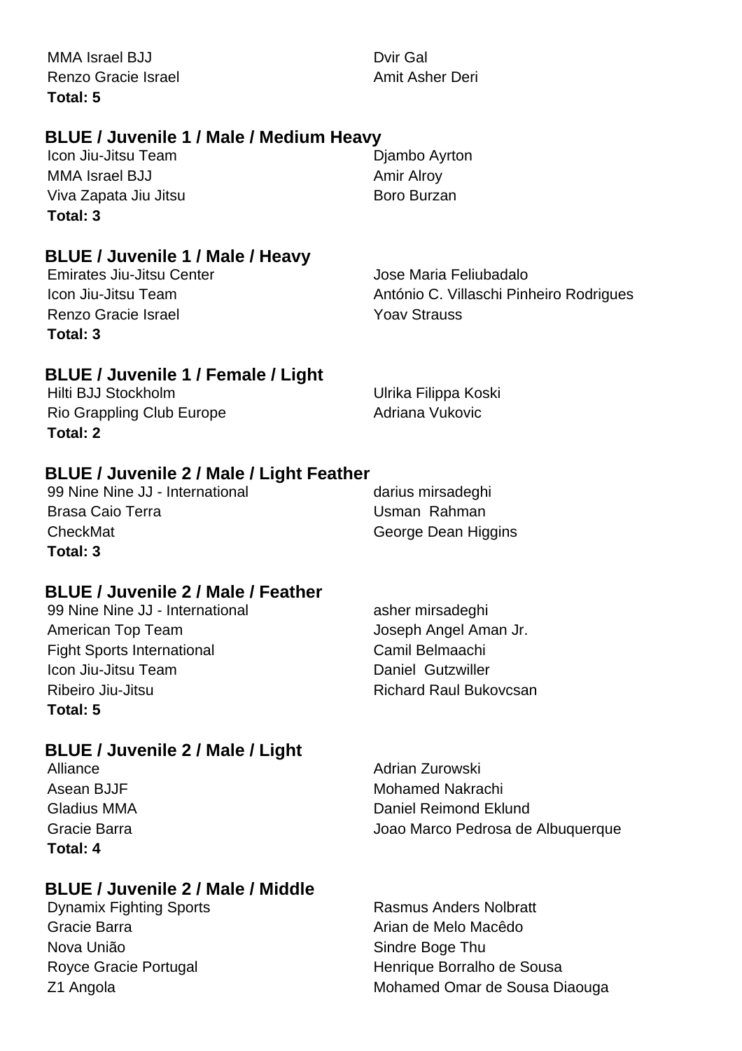| | |
|---|---|
| MMA Israel BJJ | Dvir Gal |
| Renzo Gracie Israel | Amit Asher Deri |

**Total: 5**

### BLUE / Juvenile 1 / Male / Medium Heavy

| | |
|---|---|
| Icon Jiu-Jitsu Team | Djambo Ayrton |
| MMA Israel BJJ | Amir Alroy |
| Viva Zapata Jiu Jitsu | Boro Burzan |

**Total: 3**

### BLUE / Juvenile 1 / Male / Heavy

| | |
|---|---|
| Emirates Jiu-Jitsu Center | Jose Maria Feliubadalo |
| Icon Jiu-Jitsu Team | António C. Villaschi Pinheiro Rodrigues |
| Renzo Gracie Israel | Yoav Strauss |

**Total: 3**

### BLUE / Juvenile 1 / Female / Light

| | |
|---|---|
| Hilti BJJ Stockholm | Ulrika Filippa Koski |
| Rio Grappling Club Europe | Adriana Vukovic |

**Total: 2**

### BLUE / Juvenile 2 / Male / Light Feather

| | |
|---|---|
| 99 Nine Nine JJ - International | darius mirsadeghi |
| Brasa Caio Terra | Usman Rahman |
| CheckMat | George Dean Higgins |

**Total: 3**

### BLUE / Juvenile 2 / Male / Feather

| | |
|---|---|
| 99 Nine Nine JJ - International | asher mirsadeghi |
| American Top Team | Joseph Angel Aman Jr. |
| Fight Sports International | Camil Belmaachi |
| Icon Jiu-Jitsu Team | Daniel Gutzwiller |
| Ribeiro Jiu-Jitsu | Richard Raul Bukovcsan |

**Total: 5**

### BLUE / Juvenile 2 / Male / Light

| | |
|---|---|
| Alliance | Adrian Zurowski |
| Asean BJJF | Mohamed Nakrachi |
| Gladius MMA | Daniel Reimond Eklund |
| Gracie Barra | Joao Marco Pedrosa de Albuquerque |

**Total: 4**

### BLUE / Juvenile 2 / Male / Middle

| | |
|---|---|
| Dynamix Fighting Sports | Rasmus Anders Nolbratt |
| Gracie Barra | Arian de Melo Macêdo |
| Nova União | Sindre Boge Thu |
| Royce Gracie Portugal | Henrique Borralho de Sousa |
| Z1 Angola | Mohamed Omar de Sousa Diaouga |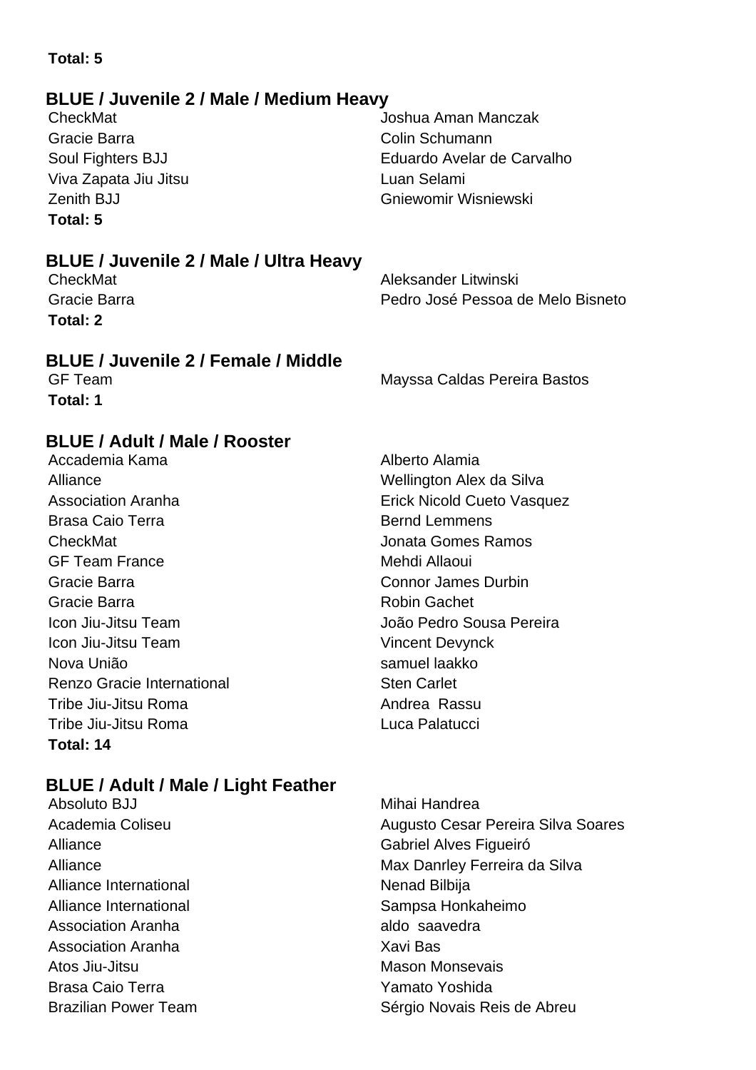**Total: 5**

## BLUE / Juvenile 2 / Male / Medium Heavy

| Team | Name |
|---|---|
| CheckMat | Joshua Aman Manczak |
| Gracie Barra | Colin Schumann |
| Soul Fighters BJJ | Eduardo Avelar de Carvalho |
| Viva Zapata Jiu Jitsu | Luan Selami |
| Zenith BJJ | Gniewomir Wisniewski |

**Total: 5**

## BLUE / Juvenile 2 / Male / Ultra Heavy

| Team | Name |
|---|---|
| CheckMat | Aleksander Litwinski |
| Gracie Barra | Pedro José Pessoa de Melo Bisneto |

**Total: 2**

## BLUE / Juvenile 2 / Female / Middle

| Team | Name |
|---|---|
| GF Team | Mayssa Caldas Pereira Bastos |

**Total: 1**

## BLUE / Adult / Male / Rooster

| Team | Name |
|---|---|
| Accademia Kama | Alberto Alamia |
| Alliance | Wellington Alex da Silva |
| Association Aranha | Erick Nicold Cueto Vasquez |
| Brasa Caio Terra | Bernd Lemmens |
| CheckMat | Jonata Gomes Ramos |
| GF Team France | Mehdi Allaoui |
| Gracie Barra | Connor James Durbin |
| Gracie Barra | Robin Gachet |
| Icon Jiu-Jitsu Team | João Pedro Sousa Pereira |
| Icon Jiu-Jitsu Team | Vincent Devynck |
| Nova União | samuel laakko |
| Renzo Gracie International | Sten Carlet |
| Tribe Jiu-Jitsu Roma | Andrea Rassu |
| Tribe Jiu-Jitsu Roma | Luca Palatucci |

**Total: 14**

## BLUE / Adult / Male / Light Feather

| Team | Name |
|---|---|
| Absoluto BJJ | Mihai Handrea |
| Academia Coliseu | Augusto Cesar Pereira Silva Soares |
| Alliance | Gabriel Alves Figueiró |
| Alliance | Max Danrley Ferreira da Silva |
| Alliance International | Nenad Bilbija |
| Alliance International | Sampsa Honkaheimo |
| Association Aranha | aldo saavedra |
| Association Aranha | Xavi Bas |
| Atos Jiu-Jitsu | Mason Monsevais |
| Brasa Caio Terra | Yamato Yoshida |
| Brazilian Power Team | Sérgio Novais Reis de Abreu |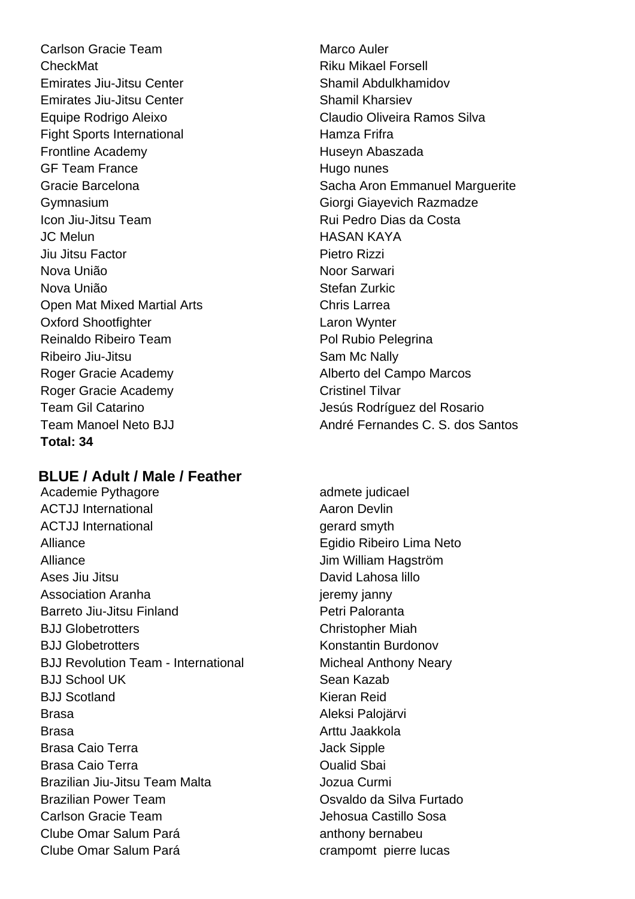| | |
|---|---|
| Carlson Gracie Team | Marco Auler |
| CheckMat | Riku Mikael Forsell |
| Emirates Jiu-Jitsu Center | Shamil Abdulkhamidov |
| Emirates Jiu-Jitsu Center | Shamil Kharsiev |
| Equipe Rodrigo Aleixo | Claudio Oliveira Ramos Silva |
| Fight Sports International | Hamza Frifra |
| Frontline Academy | Huseyn Abaszada |
| GF Team France | Hugo nunes |
| Gracie Barcelona | Sacha Aron Emmanuel Marguerite |
| Gymnasium | Giorgi Giayevich Razmadze |
| Icon Jiu-Jitsu Team | Rui Pedro Dias da Costa |
| JC Melun | HASAN KAYA |
| Jiu Jitsu Factor | Pietro Rizzi |
| Nova União | Noor Sarwari |
| Nova União | Stefan Zurkic |
| Open Mat Mixed Martial Arts | Chris Larrea |
| Oxford Shootfighter | Laron Wynter |
| Reinaldo Ribeiro Team | Pol Rubio Pelegrina |
| Ribeiro Jiu-Jitsu | Sam Mc Nally |
| Roger Gracie Academy | Alberto del Campo Marcos |
| Roger Gracie Academy | Cristinel Tilvar |
| Team Gil Catarino | Jesús Rodríguez del Rosario |
| Team Manoel Neto BJJ | André Fernandes C. S. dos Santos |

**Total: 34**

### BLUE / Adult / Male / Feather

| | |
|---|---|
| Academie Pythagore | admete judicael |
| ACTJJ International | Aaron Devlin |
| ACTJJ International | gerard smyth |
| Alliance | Egidio Ribeiro Lima Neto |
| Alliance | Jim William Hagström |
| Ases Jiu Jitsu | David Lahosa lillo |
| Association Aranha | jeremy janny |
| Barreto Jiu-Jitsu Finland | Petri Paloranta |
| BJJ Globetrotters | Christopher Miah |
| BJJ Globetrotters | Konstantin Burdonov |
| BJJ Revolution Team - International | Micheal Anthony Neary |
| BJJ School UK | Sean Kazab |
| BJJ Scotland | Kieran Reid |
| Brasa | Aleksi Palojärvi |
| Brasa | Arttu Jaakkola |
| Brasa Caio Terra | Jack Sipple |
| Brasa Caio Terra | Oualid Sbai |
| Brazilian Jiu-Jitsu Team Malta | Jozua Curmi |
| Brazilian Power Team | Osvaldo da Silva Furtado |
| Carlson Gracie Team | Jehosua Castillo Sosa |
| Clube Omar Salum Pará | anthony bernabeu |
| Clube Omar Salum Pará | crampomt pierre lucas |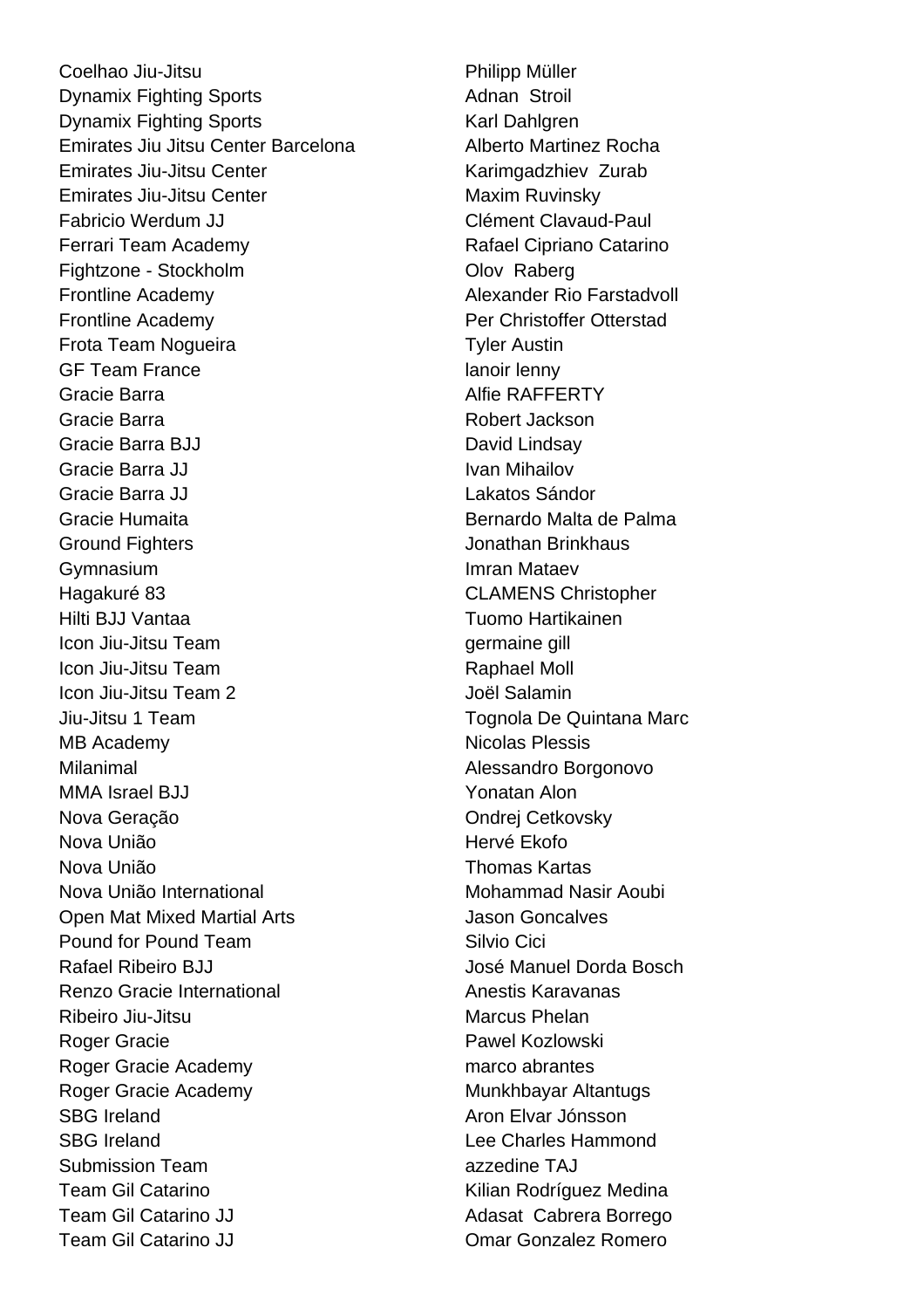| | |
|---|---|
| Coelhao Jiu-Jitsu | Philipp Müller |
| Dynamix Fighting Sports | Adnan Stroil |
| Dynamix Fighting Sports | Karl Dahlgren |
| Emirates Jiu Jitsu Center Barcelona | Alberto Martinez Rocha |
| Emirates Jiu-Jitsu Center | Karimgadzhiev Zurab |
| Emirates Jiu-Jitsu Center | Maxim Ruvinsky |
| Fabricio Werdum JJ | Clément Clavaud-Paul |
| Ferrari Team Academy | Rafael Cipriano Catarino |
| Fightzone - Stockholm | Olov Raberg |
| Frontline Academy | Alexander Rio Farstadvoll |
| Frontline Academy | Per Christoffer Otterstad |
| Frota Team Nogueira | Tyler Austin |
| GF Team France | lanoir lenny |
| Gracie Barra | Alfie RAFFERTY |
| Gracie Barra | Robert Jackson |
| Gracie Barra BJJ | David Lindsay |
| Gracie Barra JJ | Ivan Mihailov |
| Gracie Barra JJ | Lakatos Sándor |
| Gracie Humaita | Bernardo Malta de Palma |
| Ground Fighters | Jonathan Brinkhaus |
| Gymnasium | Imran Mataev |
| Hagakuré 83 | CLAMENS Christopher |
| Hilti BJJ Vantaa | Tuomo Hartikainen |
| Icon Jiu-Jitsu Team | germaine gill |
| Icon Jiu-Jitsu Team | Raphael Moll |
| Icon Jiu-Jitsu Team 2 | Joël Salamin |
| Jiu-Jitsu 1 Team | Tognola De Quintana Marc |
| MB Academy | Nicolas Plessis |
| Milanimal | Alessandro Borgonovo |
| MMA Israel BJJ | Yonatan Alon |
| Nova Geração | Ondrej Cetkovsky |
| Nova União | Hervé Ekofo |
| Nova União | Thomas Kartas |
| Nova União International | Mohammad Nasir Aoubi |
| Open Mat Mixed Martial Arts | Jason Goncalves |
| Pound for Pound Team | Silvio Cici |
| Rafael Ribeiro BJJ | José Manuel Dorda Bosch |
| Renzo Gracie International | Anestis Karavanas |
| Ribeiro Jiu-Jitsu | Marcus Phelan |
| Roger Gracie | Pawel Kozlowski |
| Roger Gracie Academy | marco abrantes |
| Roger Gracie Academy | Munkhbayar Altantugs |
| SBG Ireland | Aron Elvar Jónsson |
| SBG Ireland | Lee Charles Hammond |
| Submission Team | azzedine TAJ |
| Team Gil Catarino | Kilian Rodríguez Medina |
| Team Gil Catarino JJ | Adasat Cabrera Borrego |
| Team Gil Catarino JJ | Omar Gonzalez Romero |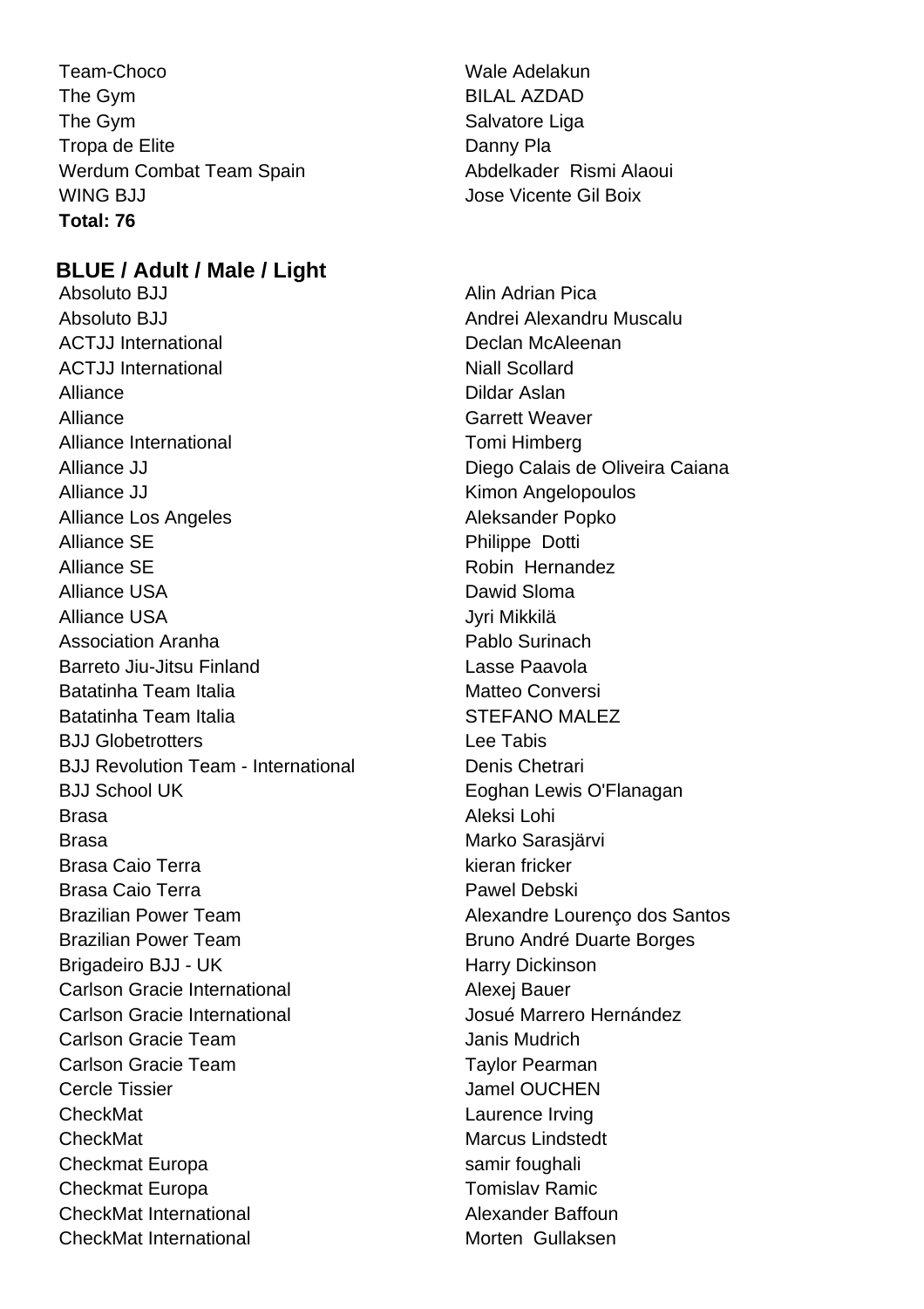| | |
|---|---|
| Team-Choco | Wale Adelakun |
| The Gym | BILAL AZDAD |
| The Gym | Salvatore Liga |
| Tropa de Elite | Danny Pla |
| Werdum Combat Team Spain | Abdelkader Rismi Alaoui |
| WING BJJ | Jose Vicente Gil Boix |

**Total: 76**

## BLUE / Adult / Male / Light

| | |
|---|---|
| Absoluto BJJ | Alin Adrian Pica |
| Absoluto BJJ | Andrei Alexandru Muscalu |
| ACTJJ International | Declan McAleenan |
| ACTJJ International | Niall Scollard |
| Alliance | Dildar Aslan |
| Alliance | Garrett Weaver |
| Alliance International | Tomi Himberg |
| Alliance JJ | Diego Calais de Oliveira Caiana |
| Alliance JJ | Kimon Angelopoulos |
| Alliance Los Angeles | Aleksander Popko |
| Alliance SE | Philippe Dotti |
| Alliance SE | Robin Hernandez |
| Alliance USA | Dawid Sloma |
| Alliance USA | Jyri Mikkilä |
| Association Aranha | Pablo Surinach |
| Barreto Jiu-Jitsu Finland | Lasse Paavola |
| Batatinha Team Italia | Matteo Conversi |
| Batatinha Team Italia | STEFANO MALEZ |
| BJJ Globetrotters | Lee Tabis |
| BJJ Revolution Team - International | Denis Chetrari |
| BJJ School UK | Eoghan Lewis O'Flanagan |
| Brasa | Aleksi Lohi |
| Brasa | Marko Sarasjärvi |
| Brasa Caio Terra | kieran fricker |
| Brasa Caio Terra | Pawel Debski |
| Brazilian Power Team | Alexandre Lourenço dos Santos |
| Brazilian Power Team | Bruno André Duarte Borges |
| Brigadeiro BJJ - UK | Harry Dickinson |
| Carlson Gracie International | Alexej Bauer |
| Carlson Gracie International | Josué Marrero Hernández |
| Carlson Gracie Team | Janis Mudrich |
| Carlson Gracie Team | Taylor Pearman |
| Cercle Tissier | Jamel OUCHEN |
| CheckMat | Laurence Irving |
| CheckMat | Marcus Lindstedt |
| Checkmat Europa | samir foughali |
| Checkmat Europa | Tomislav Ramic |
| CheckMat International | Alexander Baffoun |
| CheckMat International | Morten Gullaksen |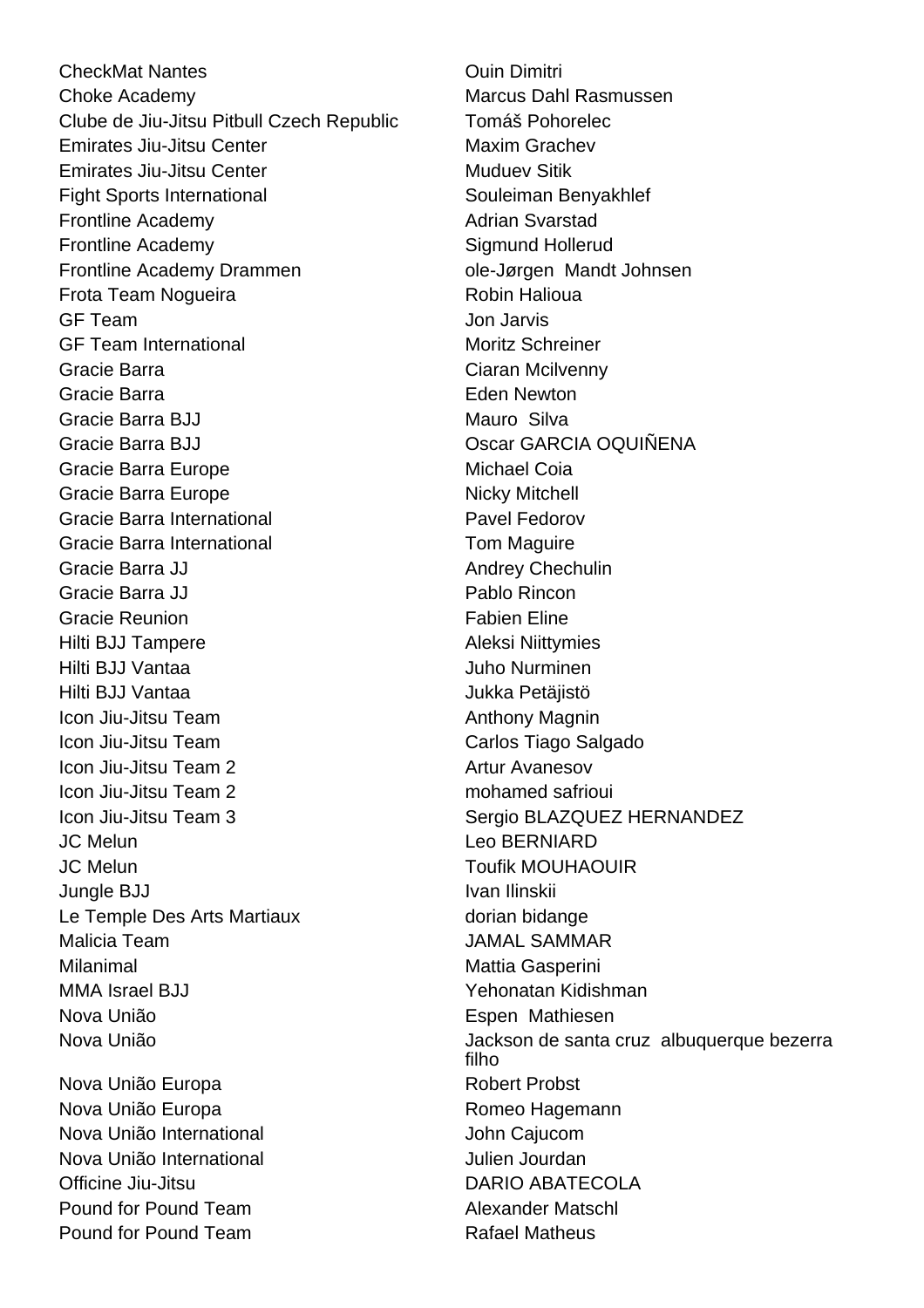| | |
|---|---|
| CheckMat Nantes | Ouin Dimitri |
| Choke Academy | Marcus Dahl Rasmussen |
| Clube de Jiu-Jitsu Pitbull Czech Republic | Tomáš Pohorelec |
| Emirates Jiu-Jitsu Center | Maxim Grachev |
| Emirates Jiu-Jitsu Center | Muduev Sitik |
| Fight Sports International | Souleiman Benyakhlef |
| Frontline Academy | Adrian Svarstad |
| Frontline Academy | Sigmund Hollerud |
| Frontline Academy Drammen | ole-Jørgen  Mandt Johnsen |
| Frota Team Nogueira | Robin Halioua |
| GF Team | Jon Jarvis |
| GF Team International | Moritz Schreiner |
| Gracie Barra | Ciaran Mcilvenny |
| Gracie Barra | Eden Newton |
| Gracie Barra BJJ | Mauro  Silva |
| Gracie Barra BJJ | Oscar GARCIA OQUIÑENA |
| Gracie Barra Europe | Michael Coia |
| Gracie Barra Europe | Nicky Mitchell |
| Gracie Barra International | Pavel Fedorov |
| Gracie Barra International | Tom Maguire |
| Gracie Barra JJ | Andrey Chechulin |
| Gracie Barra JJ | Pablo Rincon |
| Gracie Reunion | Fabien Eline |
| Hilti BJJ Tampere | Aleksi Niittymies |
| Hilti BJJ Vantaa | Juho Nurminen |
| Hilti BJJ Vantaa | Jukka Petäjistö |
| Icon Jiu-Jitsu Team | Anthony Magnin |
| Icon Jiu-Jitsu Team | Carlos Tiago Salgado |
| Icon Jiu-Jitsu Team 2 | Artur Avanesov |
| Icon Jiu-Jitsu Team 2 | mohamed safrioui |
| Icon Jiu-Jitsu Team 3 | Sergio BLAZQUEZ HERNANDEZ |
| JC Melun | Leo BERNIARD |
| JC Melun | Toufik MOUHAOUIR |
| Jungle BJJ | Ivan Ilinskii |
| Le Temple Des Arts Martiaux | dorian bidange |
| Malicia Team | JAMAL SAMMAR |
| Milanimal | Mattia Gasperini |
| MMA Israel BJJ | Yehonatan Kidishman |
| Nova União | Espen  Mathiesen |
| Nova União | Jackson de santa cruz  albuquerque bezerra filho |
| Nova União Europa | Robert Probst |
| Nova União Europa | Romeo Hagemann |
| Nova União International | John Cajucom |
| Nova União International | Julien Jourdan |
| Officine Jiu-Jitsu | DARIO ABATECOLA |
| Pound for Pound Team | Alexander Matschl |
| Pound for Pound Team | Rafael Matheus |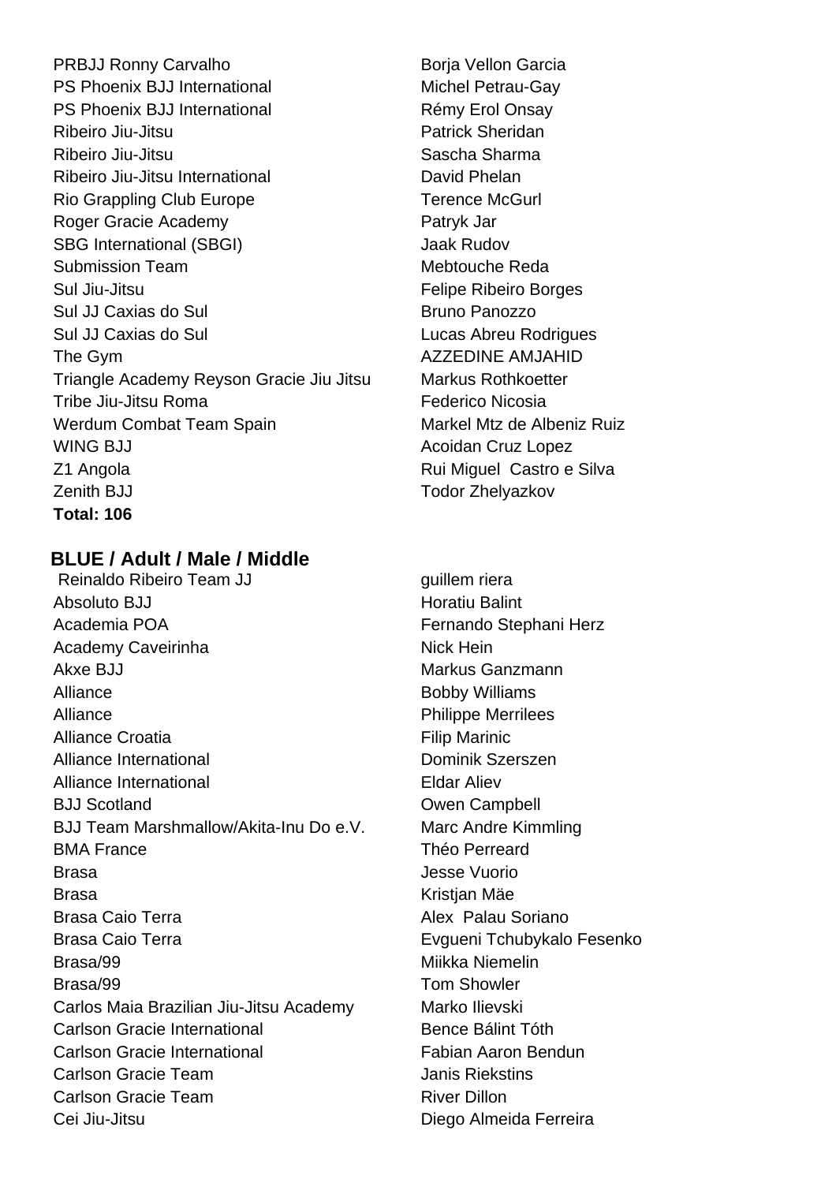| | |
|---|---|
| PRBJJ Ronny Carvalho | Borja Vellon Garcia |
| PS Phoenix BJJ International | Michel Petrau-Gay |
| PS Phoenix BJJ International | Rémy Erol Onsay |
| Ribeiro Jiu-Jitsu | Patrick Sheridan |
| Ribeiro Jiu-Jitsu | Sascha Sharma |
| Ribeiro Jiu-Jitsu International | David Phelan |
| Rio Grappling Club Europe | Terence McGurl |
| Roger Gracie Academy | Patryk Jar |
| SBG International (SBGI) | Jaak Rudov |
| Submission Team | Mebtouche Reda |
| Sul Jiu-Jitsu | Felipe Ribeiro Borges |
| Sul JJ Caxias do Sul | Bruno Panozzo |
| Sul JJ Caxias do Sul | Lucas Abreu Rodrigues |
| The Gym | AZZEDINE AMJAHID |
| Triangle Academy Reyson Gracie Jiu Jitsu | Markus Rothkoetter |
| Tribe Jiu-Jitsu Roma | Federico Nicosia |
| Werdum Combat Team Spain | Markel Mtz de Albeniz Ruiz |
| WING BJJ | Acoidan Cruz Lopez |
| Z1 Angola | Rui Miguel Castro e Silva |
| Zenith BJJ | Todor Zhelyazkov |

**Total: 106**

## BLUE / Adult / Male / Middle

| | |
|---|---|
| Reinaldo Ribeiro Team JJ | guillem riera |
| Absoluto BJJ | Horatiu Balint |
| Academia POA | Fernando Stephani Herz |
| Academy Caveirinha | Nick Hein |
| Akxe BJJ | Markus Ganzmann |
| Alliance | Bobby Williams |
| Alliance | Philippe Merrilees |
| Alliance Croatia | Filip Marinic |
| Alliance International | Dominik Szerszen |
| Alliance International | Eldar Aliev |
| BJJ Scotland | Owen Campbell |
| BJJ Team Marshmallow/Akita-Inu Do e.V. | Marc Andre Kimmling |
| BMA France | Théo Perreard |
| Brasa | Jesse Vuorio |
| Brasa | Kristjan Mäe |
| Brasa Caio Terra | Alex Palau Soriano |
| Brasa Caio Terra | Evgueni Tchubykalo Fesenko |
| Brasa/99 | Miikka Niemelin |
| Brasa/99 | Tom Showler |
| Carlos Maia Brazilian Jiu-Jitsu Academy | Marko Ilievski |
| Carlson Gracie International | Bence Bálint Tóth |
| Carlson Gracie International | Fabian Aaron Bendun |
| Carlson Gracie Team | Janis Riekstins |
| Carlson Gracie Team | River Dillon |
| Cei Jiu-Jitsu | Diego Almeida Ferreira |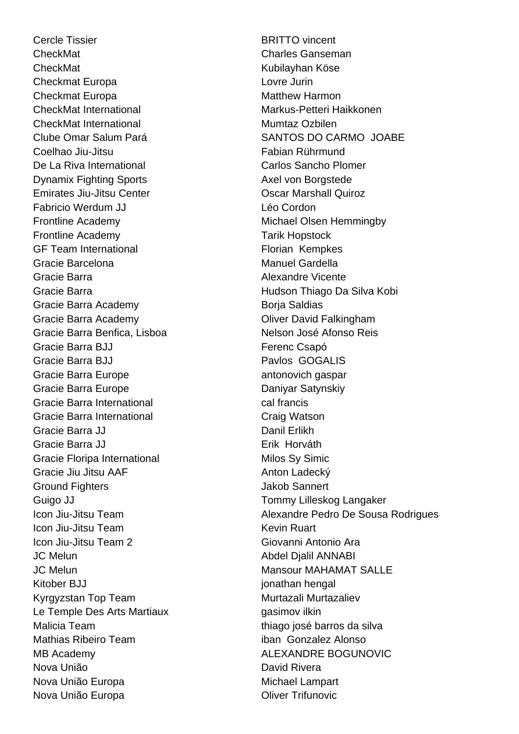| | |
|---|---|
| Cercle Tissier | BRITTO vincent |
| CheckMat | Charles Ganseman |
| CheckMat | Kubilayhan Köse |
| Checkmat Europa | Lovre Jurin |
| Checkmat Europa | Matthew Harmon |
| CheckMat International | Markus-Petteri Haikkonen |
| CheckMat International | Mumtaz Ozbilen |
| Clube Omar Salum Pará | SANTOS DO CARMO JOABE |
| Coelhao Jiu-Jitsu | Fabian Rührmund |
| De La Riva International | Carlos Sancho Plomer |
| Dynamix Fighting Sports | Axel von Borgstede |
| Emirates Jiu-Jitsu Center | Oscar Marshall Quiroz |
| Fabricio Werdum JJ | Léo Cordon |
| Frontline Academy | Michael Olsen Hemmingby |
| Frontline Academy | Tarik Hopstock |
| GF Team International | Florian Kempkes |
| Gracie Barcelona | Manuel Gardella |
| Gracie Barra | Alexandre Vicente |
| Gracie Barra | Hudson Thiago Da Silva Kobi |
| Gracie Barra Academy | Borja Saldias |
| Gracie Barra Academy | Oliver David Falkingham |
| Gracie Barra Benfica, Lisboa | Nelson José Afonso Reis |
| Gracie Barra BJJ | Ferenc Csapó |
| Gracie Barra BJJ | Pavlos GOGALIS |
| Gracie Barra Europe | antonovich gaspar |
| Gracie Barra Europe | Daniyar Satynskiy |
| Gracie Barra International | cal francis |
| Gracie Barra International | Craig Watson |
| Gracie Barra JJ | Danil Erlikh |
| Gracie Barra JJ | Erik Horváth |
| Gracie Floripa International | Milos Sy Simic |
| Gracie Jiu Jitsu AAF | Anton Ladecký |
| Ground Fighters | Jakob Sannert |
| Guigo JJ | Tommy Lilleskog Langaker |
| Icon Jiu-Jitsu Team | Alexandre Pedro De Sousa Rodrigues |
| Icon Jiu-Jitsu Team | Kevin Ruart |
| Icon Jiu-Jitsu Team 2 | Giovanni Antonio Ara |
| JC Melun | Abdel Djalil ANNABI |
| JC Melun | Mansour MAHAMAT SALLE |
| Kitober BJJ | jonathan hengal |
| Kyrgyzstan Top Team | Murtazali Murtazaliev |
| Le Temple Des Arts Martiaux | gasimov ilkin |
| Malicia Team | thiago josé barros da silva |
| Mathias Ribeiro Team | iban Gonzalez Alonso |
| MB Academy | ALEXANDRE BOGUNOVIC |
| Nova União | David Rivera |
| Nova União Europa | Michael Lampart |
| Nova União Europa | Oliver Trifunovic |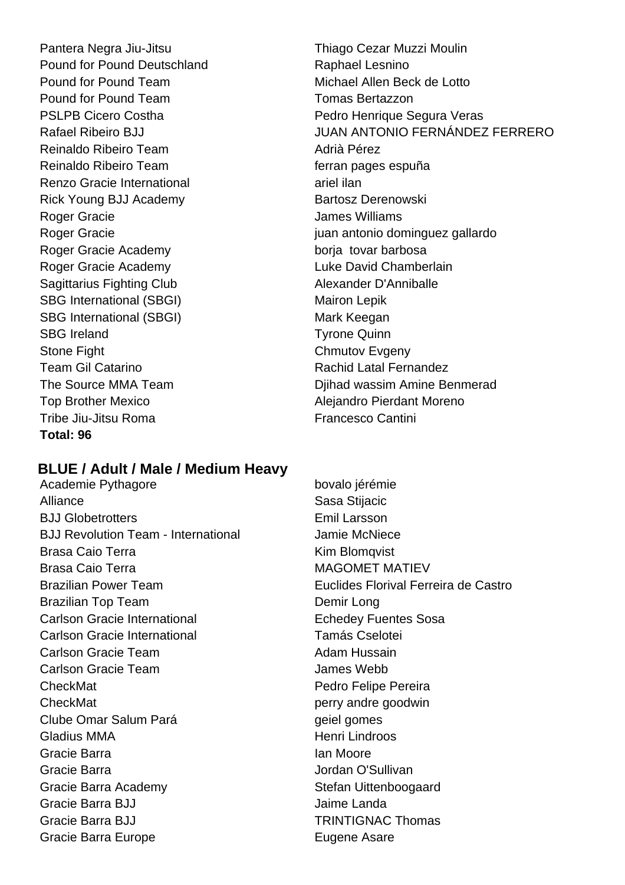| | |
|---|---|
| Pantera Negra Jiu-Jitsu | Thiago Cezar Muzzi Moulin |
| Pound for Pound Deutschland | Raphael Lesnino |
| Pound for Pound Team | Michael Allen Beck de Lotto |
| Pound for Pound Team | Tomas Bertazzon |
| PSLPB Cicero Costha | Pedro Henrique Segura Veras |
| Rafael Ribeiro BJJ | JUAN ANTONIO FERNÁNDEZ FERRERO |
| Reinaldo Ribeiro Team | Adrià Pérez |
| Reinaldo Ribeiro Team | ferran pages espuña |
| Renzo Gracie International | ariel ilan |
| Rick Young BJJ Academy | Bartosz Derenowski |
| Roger Gracie | James Williams |
| Roger Gracie | juan antonio dominguez gallardo |
| Roger Gracie Academy | borja tovar barbosa |
| Roger Gracie Academy | Luke David Chamberlain |
| Sagittarius Fighting Club | Alexander D'Anniballe |
| SBG International (SBGI) | Mairon Lepik |
| SBG International (SBGI) | Mark Keegan |
| SBG Ireland | Tyrone Quinn |
| Stone Fight | Chmutov Evgeny |
| Team Gil Catarino | Rachid Latal Fernandez |
| The Source MMA Team | Djihad wassim Amine Benmerad |
| Top Brother Mexico | Alejandro Pierdant Moreno |
| Tribe Jiu-Jitsu Roma | Francesco Cantini |

**Total: 96**

### BLUE / Adult / Male / Medium Heavy

| | |
|---|---|
| Academie Pythagore | bovalo jérémie |
| Alliance | Sasa Stijacic |
| BJJ Globetrotters | Emil Larsson |
| BJJ Revolution Team - International | Jamie McNiece |
| Brasa Caio Terra | Kim Blomqvist |
| Brasa Caio Terra | MAGOMET MATIEV |
| Brazilian Power Team | Euclides Florival Ferreira de Castro |
| Brazilian Top Team | Demir Long |
| Carlson Gracie International | Echedey Fuentes Sosa |
| Carlson Gracie International | Tamás Cselotei |
| Carlson Gracie Team | Adam Hussain |
| Carlson Gracie Team | James Webb |
| CheckMat | Pedro Felipe Pereira |
| CheckMat | perry andre goodwin |
| Clube Omar Salum Pará | geiel gomes |
| Gladius MMA | Henri Lindroos |
| Gracie Barra | Ian Moore |
| Gracie Barra | Jordan O'Sullivan |
| Gracie Barra Academy | Stefan Uittenboogaard |
| Gracie Barra BJJ | Jaime Landa |
| Gracie Barra BJJ | TRINTIGNAC Thomas |
| Gracie Barra Europe | Eugene Asare |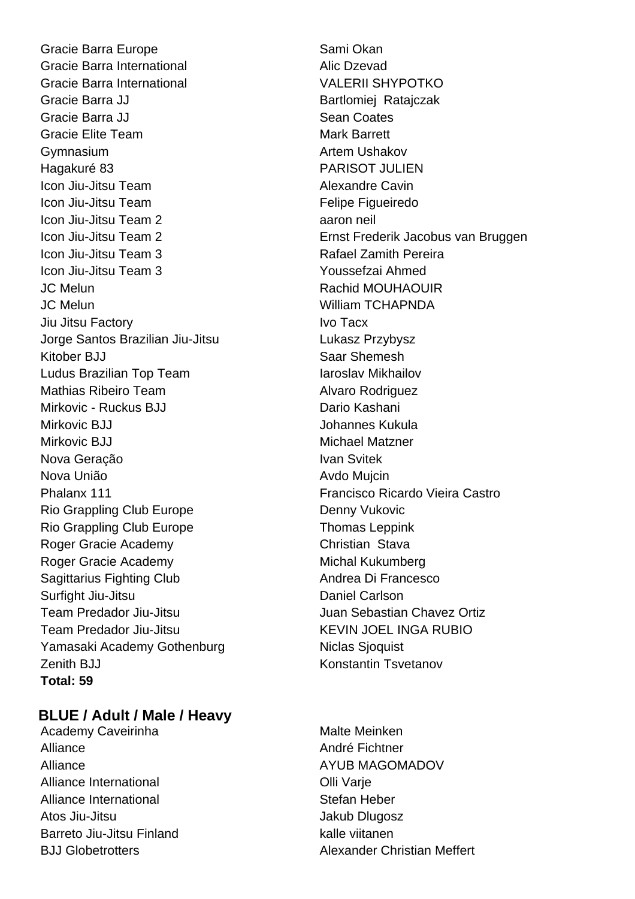| Team | Name |
| --- | --- |
| Gracie Barra Europe | Sami Okan |
| Gracie Barra International | Alic Dzevad |
| Gracie Barra International | VALERII SHYPOTKO |
| Gracie Barra JJ | Bartlomiej Ratajczak |
| Gracie Barra JJ | Sean Coates |
| Gracie Elite Team | Mark Barrett |
| Gymnasium | Artem Ushakov |
| Hagakuré 83 | PARISOT JULIEN |
| Icon Jiu-Jitsu Team | Alexandre Cavin |
| Icon Jiu-Jitsu Team | Felipe Figueiredo |
| Icon Jiu-Jitsu Team 2 | aaron neil |
| Icon Jiu-Jitsu Team 2 | Ernst Frederik Jacobus van Bruggen |
| Icon Jiu-Jitsu Team 3 | Rafael Zamith Pereira |
| Icon Jiu-Jitsu Team 3 | Youssefzai Ahmed |
| JC Melun | Rachid MOUHAOUIR |
| JC Melun | William TCHAPNDA |
| Jiu Jitsu Factory | Ivo Tacx |
| Jorge Santos Brazilian Jiu-Jitsu | Lukasz Przybysz |
| Kitober BJJ | Saar Shemesh |
| Ludus Brazilian Top Team | Iaroslav Mikhailov |
| Mathias Ribeiro Team | Alvaro Rodriguez |
| Mirkovic - Ruckus BJJ | Dario Kashani |
| Mirkovic BJJ | Johannes Kukula |
| Mirkovic BJJ | Michael Matzner |
| Nova Geração | Ivan Svitek |
| Nova União | Avdo Mujcin |
| Phalanx 111 | Francisco Ricardo Vieira Castro |
| Rio Grappling Club Europe | Denny Vukovic |
| Rio Grappling Club Europe | Thomas Leppink |
| Roger Gracie Academy | Christian Stava |
| Roger Gracie Academy | Michal Kukumberg |
| Sagittarius Fighting Club | Andrea Di Francesco |
| Surfight Jiu-Jitsu | Daniel Carlson |
| Team Predador Jiu-Jitsu | Juan Sebastian Chavez Ortiz |
| Team Predador Jiu-Jitsu | KEVIN JOEL INGA RUBIO |
| Yamasaki Academy Gothenburg | Niclas Sjoquist |
| Zenith BJJ | Konstantin Tsvetanov |

**Total: 59**

## BLUE / Adult / Male / Heavy

| Team | Name |
| --- | --- |
| Academy Caveirinha | Malte Meinken |
| Alliance | André Fichtner |
| Alliance | AYUB MAGOMADOV |
| Alliance International | Olli Varje |
| Alliance International | Stefan Heber |
| Atos Jiu-Jitsu | Jakub Dlugosz |
| Barreto Jiu-Jitsu Finland | kalle viitanen |
| BJJ Globetrotters | Alexander Christian Meffert |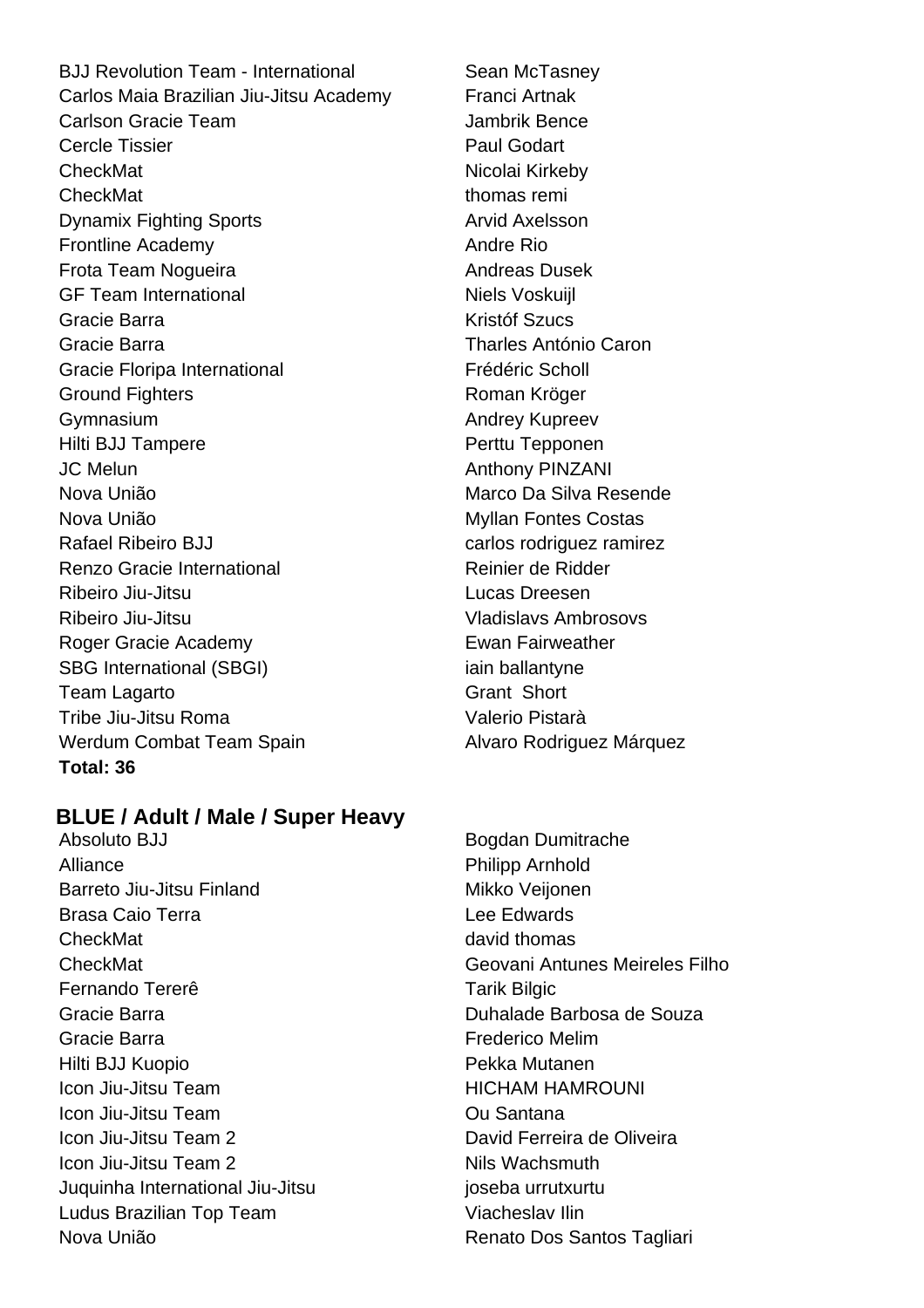| | |
|---|---|
| BJJ Revolution Team - International | Sean McTasney |
| Carlos Maia Brazilian Jiu-Jitsu Academy | Franci Artnak |
| Carlson Gracie Team | Jambrik Bence |
| Cercle Tissier | Paul Godart |
| CheckMat | Nicolai Kirkeby |
| CheckMat | thomas remi |
| Dynamix Fighting Sports | Arvid Axelsson |
| Frontline Academy | Andre Rio |
| Frota Team Nogueira | Andreas Dusek |
| GF Team International | Niels Voskuijl |
| Gracie Barra | Kristóf Szucs |
| Gracie Barra | Tharles António Caron |
| Gracie Floripa International | Frédéric Scholl |
| Ground Fighters | Roman Kröger |
| Gymnasium | Andrey Kupreev |
| Hilti BJJ Tampere | Perttu Tepponen |
| JC Melun | Anthony PINZANI |
| Nova União | Marco Da Silva Resende |
| Nova União | Myllan Fontes Costas |
| Rafael Ribeiro BJJ | carlos rodriguez ramirez |
| Renzo Gracie International | Reinier de Ridder |
| Ribeiro Jiu-Jitsu | Lucas Dreesen |
| Ribeiro Jiu-Jitsu | Vladislavs Ambrosovs |
| Roger Gracie Academy | Ewan Fairweather |
| SBG International (SBGI) | iain ballantyne |
| Team Lagarto | Grant Short |
| Tribe Jiu-Jitsu Roma | Valerio Pistarà |
| Werdum Combat Team Spain | Alvaro Rodriguez Márquez |

**Total: 36**

## BLUE / Adult / Male / Super Heavy

| | |
|---|---|
| Absoluto BJJ | Bogdan Dumitrache |
| Alliance | Philipp Arnhold |
| Barreto Jiu-Jitsu Finland | Mikko Veijonen |
| Brasa Caio Terra | Lee Edwards |
| CheckMat | david thomas |
| CheckMat | Geovani Antunes Meireles Filho |
| Fernando Tererê | Tarik Bilgic |
| Gracie Barra | Duhalade Barbosa de Souza |
| Gracie Barra | Frederico Melim |
| Hilti BJJ Kuopio | Pekka Mutanen |
| Icon Jiu-Jitsu Team | HICHAM HAMROUNI |
| Icon Jiu-Jitsu Team | Ou Santana |
| Icon Jiu-Jitsu Team 2 | David Ferreira de Oliveira |
| Icon Jiu-Jitsu Team 2 | Nils Wachsmuth |
| Juquinha International Jiu-Jitsu | joseba urrutxurtu |
| Ludus Brazilian Top Team | Viacheslav Ilin |
| Nova União | Renato Dos Santos Tagliari |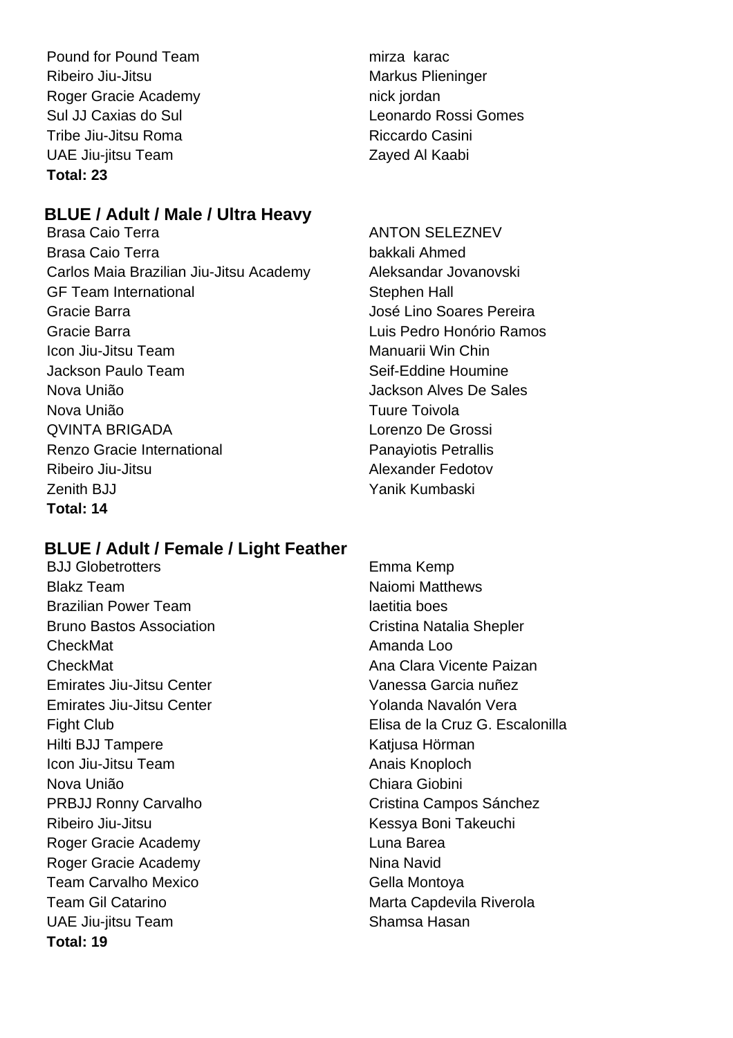| | |
|---|---|
| Pound for Pound Team | mirza karac |
| Ribeiro Jiu-Jitsu | Markus Plieninger |
| Roger Gracie Academy | nick jordan |
| Sul JJ Caxias do Sul | Leonardo Rossi Gomes |
| Tribe Jiu-Jitsu Roma | Riccardo Casini |
| UAE Jiu-jitsu Team | Zayed Al Kaabi |

**Total: 23**

## BLUE / Adult / Male / Ultra Heavy

| | |
|---|---|
| Brasa Caio Terra | ANTON SELEZNEV |
| Brasa Caio Terra | bakkali Ahmed |
| Carlos Maia Brazilian Jiu-Jitsu Academy | Aleksandar Jovanovski |
| GF Team International | Stephen Hall |
| Gracie Barra | José Lino Soares Pereira |
| Gracie Barra | Luis Pedro Honório Ramos |
| Icon Jiu-Jitsu Team | Manuarii Win Chin |
| Jackson Paulo Team | Seif-Eddine Houmine |
| Nova União | Jackson Alves De Sales |
| Nova União | Tuure Toivola |
| QVINTA BRIGADA | Lorenzo De Grossi |
| Renzo Gracie International | Panayiotis Petrallis |
| Ribeiro Jiu-Jitsu | Alexander Fedotov |
| Zenith BJJ | Yanik Kumbaski |

**Total: 14**

## BLUE / Adult / Female / Light Feather

| | |
|---|---|
| BJJ Globetrotters | Emma Kemp |
| Blakz Team | Naiomi Matthews |
| Brazilian Power Team | laetitia boes |
| Bruno Bastos Association | Cristina Natalia Shepler |
| CheckMat | Amanda Loo |
| CheckMat | Ana Clara Vicente Paizan |
| Emirates Jiu-Jitsu Center | Vanessa Garcia nuñez |
| Emirates Jiu-Jitsu Center | Yolanda Navalón Vera |
| Fight Club | Elisa de la Cruz G. Escalonilla |
| Hilti BJJ Tampere | Katjusa Hörman |
| Icon Jiu-Jitsu Team | Anais Knoploch |
| Nova União | Chiara Giobini |
| PRBJJ Ronny Carvalho | Cristina Campos Sánchez |
| Ribeiro Jiu-Jitsu | Kessya Boni Takeuchi |
| Roger Gracie Academy | Luna Barea |
| Roger Gracie Academy | Nina Navid |
| Team Carvalho Mexico | Gella Montoya |
| Team Gil Catarino | Marta Capdevila Riverola |
| UAE Jiu-jitsu Team | Shamsa Hasan |

**Total: 19**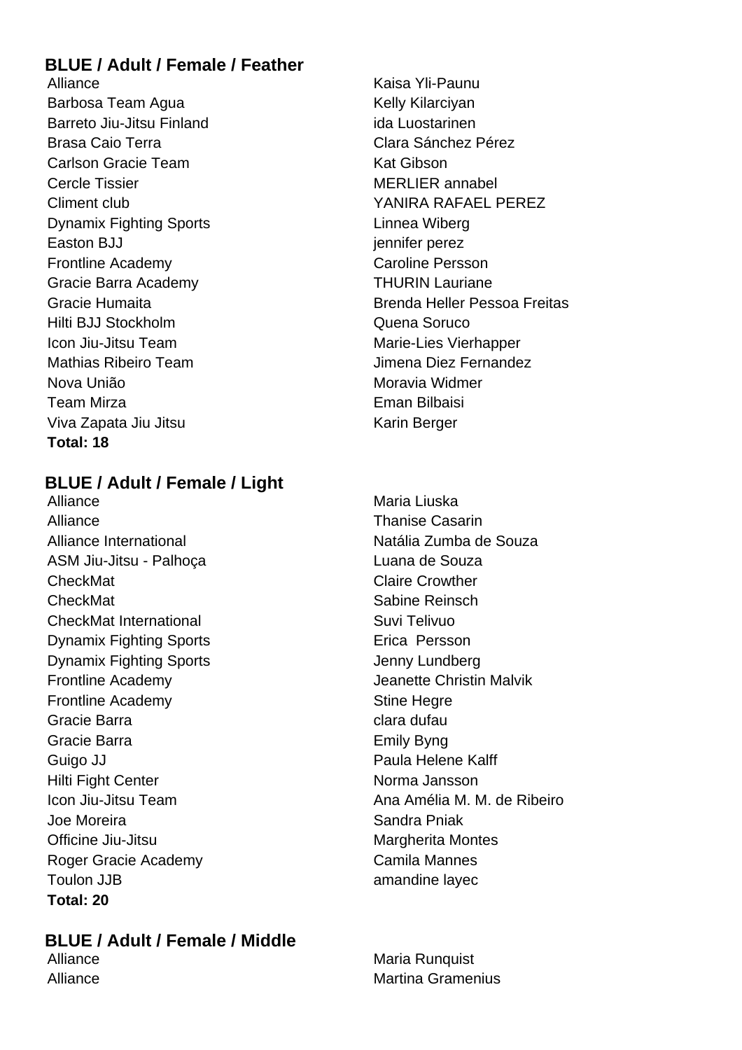## BLUE / Adult / Female / Feather

| | |
|---|---|
| Alliance | Kaisa Yli-Paunu |
| Barbosa Team Agua | Kelly Kilarciyan |
| Barreto Jiu-Jitsu Finland | ida Luostarinen |
| Brasa Caio Terra | Clara Sánchez Pérez |
| Carlson Gracie Team | Kat Gibson |
| Cercle Tissier | MERLIER annabel |
| Climent club | YANIRA RAFAEL PEREZ |
| Dynamix Fighting Sports | Linnea Wiberg |
| Easton BJJ | jennifer perez |
| Frontline Academy | Caroline Persson |
| Gracie Barra Academy | THURIN Lauriane |
| Gracie Humaita | Brenda Heller Pessoa Freitas |
| Hilti BJJ Stockholm | Quena Soruco |
| Icon Jiu-Jitsu Team | Marie-Lies Vierhapper |
| Mathias Ribeiro Team | Jimena Diez Fernandez |
| Nova União | Moravia Widmer |
| Team Mirza | Eman Bilbaisi |
| Viva Zapata Jiu Jitsu | Karin Berger |

**Total: 18**

## BLUE / Adult / Female / Light

| | |
|---|---|
| Alliance | Maria Liuska |
| Alliance | Thanise Casarin |
| Alliance International | Natália Zumba de Souza |
| ASM Jiu-Jitsu - Palhoça | Luana de Souza |
| CheckMat | Claire Crowther |
| CheckMat | Sabine Reinsch |
| CheckMat International | Suvi Telivuo |
| Dynamix Fighting Sports | Erica Persson |
| Dynamix Fighting Sports | Jenny Lundberg |
| Frontline Academy | Jeanette Christin Malvik |
| Frontline Academy | Stine Hegre |
| Gracie Barra | clara dufau |
| Gracie Barra | Emily Byng |
| Guigo JJ | Paula Helene Kalff |
| Hilti Fight Center | Norma Jansson |
| Icon Jiu-Jitsu Team | Ana Amélia M. M. de Ribeiro |
| Joe Moreira | Sandra Pniak |
| Officine Jiu-Jitsu | Margherita Montes |
| Roger Gracie Academy | Camila Mannes |
| Toulon JJB | amandine layec |

**Total: 20**

## BLUE / Adult / Female / Middle

| | |
|---|---|
| Alliance | Maria Runquist |
| Alliance | Martina Gramenius |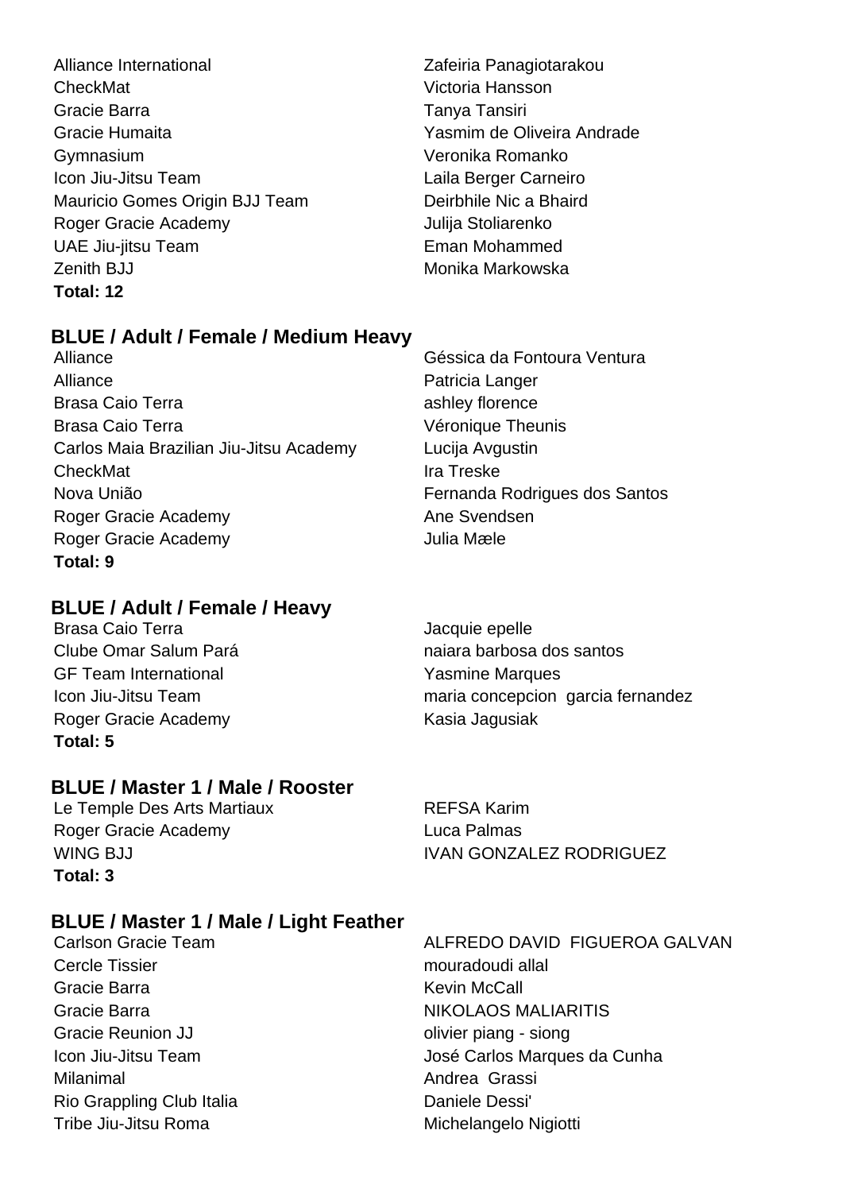| | |
|---|---|
| Alliance International | Zafeiria Panagiotarakou |
| CheckMat | Victoria Hansson |
| Gracie Barra | Tanya Tansiri |
| Gracie Humaita | Yasmim de Oliveira Andrade |
| Gymnasium | Veronika Romanko |
| Icon Jiu-Jitsu Team | Laila Berger Carneiro |
| Mauricio Gomes Origin BJJ Team | Deirbhile Nic a Bhaird |
| Roger Gracie Academy | Julija Stoliarenko |
| UAE Jiu-jitsu Team | Eman Mohammed |
| Zenith BJJ | Monika Markowska |

**Total: 12**

### BLUE / Adult / Female / Medium Heavy

| | |
|---|---|
| Alliance | Géssica da Fontoura Ventura |
| Alliance | Patricia Langer |
| Brasa Caio Terra | ashley florence |
| Brasa Caio Terra | Véronique Theunis |
| Carlos Maia Brazilian Jiu-Jitsu Academy | Lucija Avgustin |
| CheckMat | Ira Treske |
| Nova União | Fernanda Rodrigues dos Santos |
| Roger Gracie Academy | Ane Svendsen |
| Roger Gracie Academy | Julia Mæle |

**Total: 9**

### BLUE / Adult / Female / Heavy

| | |
|---|---|
| Brasa Caio Terra | Jacquie epelle |
| Clube Omar Salum Pará | naiara barbosa dos santos |
| GF Team International | Yasmine Marques |
| Icon Jiu-Jitsu Team | maria concepcion garcia fernandez |
| Roger Gracie Academy | Kasia Jagusiak |

**Total: 5**

### BLUE / Master 1 / Male / Rooster

| | |
|---|---|
| Le Temple Des Arts Martiaux | REFSA Karim |
| Roger Gracie Academy | Luca Palmas |
| WING BJJ | IVAN GONZALEZ RODRIGUEZ |

**Total: 3**

### BLUE / Master 1 / Male / Light Feather

| | |
|---|---|
| Carlson Gracie Team | ALFREDO DAVID FIGUEROA GALVAN |
| Cercle Tissier | mouradoudi allal |
| Gracie Barra | Kevin McCall |
| Gracie Barra | NIKOLAOS MALIARITIS |
| Gracie Reunion JJ | olivier piang - siong |
| Icon Jiu-Jitsu Team | José Carlos Marques da Cunha |
| Milanimal | Andrea Grassi |
| Rio Grappling Club Italia | Daniele Dessi' |
| Tribe Jiu-Jitsu Roma | Michelangelo Nigiotti |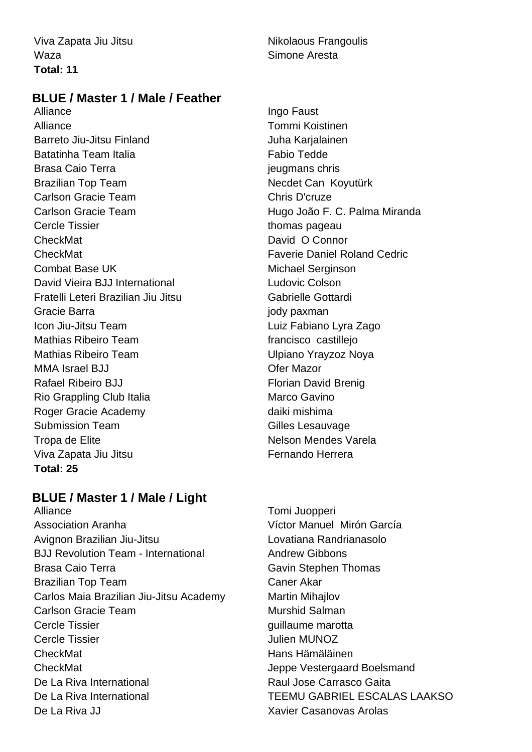| | |
|---|---|
| Viva Zapata Jiu Jitsu | Nikolaous Frangoulis |
| Waza | Simone Aresta |

**Total: 11**

## BLUE / Master 1 / Male / Feather

| | |
|---|---|
| Alliance | Ingo Faust |
| Alliance | Tommi Koistinen |
| Barreto Jiu-Jitsu Finland | Juha Karjalainen |
| Batatinha Team Italia | Fabio Tedde |
| Brasa Caio Terra | jeugmans chris |
| Brazilian Top Team | Necdet Can Koyutürk |
| Carlson Gracie Team | Chris D'cruze |
| Carlson Gracie Team | Hugo João F. C. Palma Miranda |
| Cercle Tissier | thomas pageau |
| CheckMat | David O Connor |
| CheckMat | Faverie Daniel Roland Cedric |
| Combat Base UK | Michael Serginson |
| David Vieira BJJ International | Ludovic Colson |
| Fratelli Leteri Brazilian Jiu Jitsu | Gabrielle Gottardi |
| Gracie Barra | jody paxman |
| Icon Jiu-Jitsu Team | Luiz Fabiano Lyra Zago |
| Mathias Ribeiro Team | francisco castillejo |
| Mathias Ribeiro Team | Ulpiano Yrayzoz Noya |
| MMA Israel BJJ | Ofer Mazor |
| Rafael Ribeiro BJJ | Florian David Brenig |
| Rio Grappling Club Italia | Marco Gavino |
| Roger Gracie Academy | daiki mishima |
| Submission Team | Gilles Lesauvage |
| Tropa de Elite | Nelson Mendes Varela |
| Viva Zapata Jiu Jitsu | Fernando Herrera |

**Total: 25**

## BLUE / Master 1 / Male / Light

| | |
|---|---|
| Alliance | Tomi Juopperi |
| Association Aranha | Víctor Manuel Mirón García |
| Avignon Brazilian Jiu-Jitsu | Lovatiana Randrianasolo |
| BJJ Revolution Team - International | Andrew Gibbons |
| Brasa Caio Terra | Gavin Stephen Thomas |
| Brazilian Top Team | Caner Akar |
| Carlos Maia Brazilian Jiu-Jitsu Academy | Martin Mihajlov |
| Carlson Gracie Team | Murshid Salman |
| Cercle Tissier | guillaume marotta |
| Cercle Tissier | Julien MUNOZ |
| CheckMat | Hans Hämäläinen |
| CheckMat | Jeppe Vestergaard Boelsmand |
| De La Riva International | Raul Jose Carrasco Gaita |
| De La Riva International | TEEMU GABRIEL ESCALAS LAAKSO |
| De La Riva JJ | Xavier Casanovas Arolas |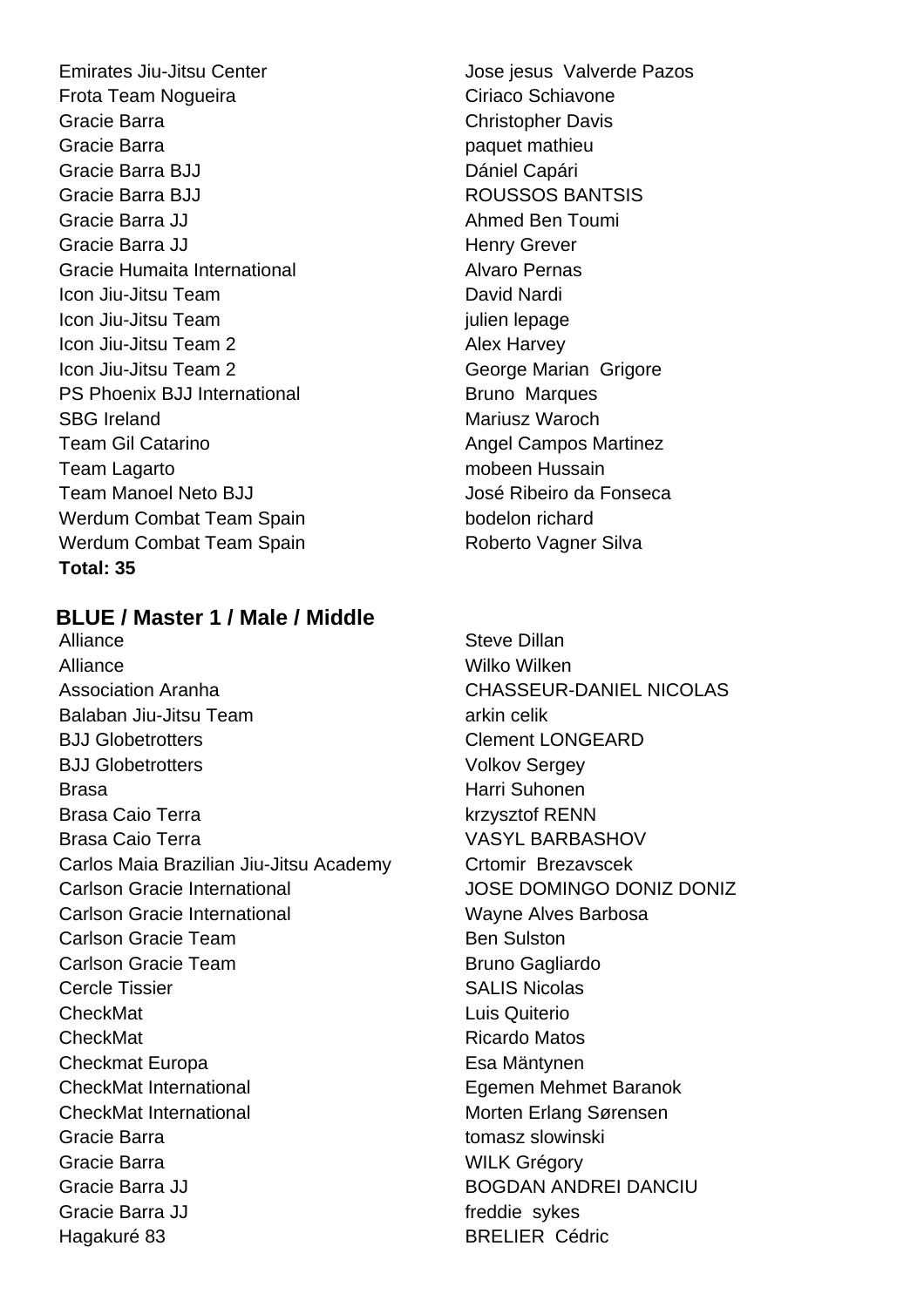| | |
|---|---|
| Emirates Jiu-Jitsu Center | Jose jesus  Valverde Pazos |
| Frota Team Nogueira | Ciriaco Schiavone |
| Gracie Barra | Christopher Davis |
| Gracie Barra | paquet mathieu |
| Gracie Barra BJJ | Dániel Capári |
| Gracie Barra BJJ | ROUSSOS BANTSIS |
| Gracie Barra JJ | Ahmed Ben Toumi |
| Gracie Barra JJ | Henry Grever |
| Gracie Humaita International | Alvaro Pernas |
| Icon Jiu-Jitsu Team | David Nardi |
| Icon Jiu-Jitsu Team | julien lepage |
| Icon Jiu-Jitsu Team 2 | Alex Harvey |
| Icon Jiu-Jitsu Team 2 | George Marian  Grigore |
| PS Phoenix BJJ International | Bruno  Marques |
| SBG Ireland | Mariusz Waroch |
| Team Gil Catarino | Angel Campos Martinez |
| Team Lagarto | mobeen Hussain |
| Team Manoel Neto BJJ | José Ribeiro da Fonseca |
| Werdum Combat Team Spain | bodelon richard |
| Werdum Combat Team Spain | Roberto Vagner Silva |

**Total: 35**

## BLUE / Master 1 / Male / Middle

| | |
|---|---|
| Alliance | Steve Dillan |
| Alliance | Wilko Wilken |
| Association Aranha | CHASSEUR-DANIEL NICOLAS |
| Balaban Jiu-Jitsu Team | arkin celik |
| BJJ Globetrotters | Clement LONGEARD |
| BJJ Globetrotters | Volkov Sergey |
| Brasa | Harri Suhonen |
| Brasa Caio Terra | krzysztof RENN |
| Brasa Caio Terra | VASYL BARBASHOV |
| Carlos Maia Brazilian Jiu-Jitsu Academy | Crtomir  Brezavscek |
| Carlson Gracie International | JOSE DOMINGO DONIZ DONIZ |
| Carlson Gracie International | Wayne Alves Barbosa |
| Carlson Gracie Team | Ben Sulston |
| Carlson Gracie Team | Bruno Gagliardo |
| Cercle Tissier | SALIS Nicolas |
| CheckMat | Luis Quiterio |
| CheckMat | Ricardo Matos |
| Checkmat Europa | Esa Mäntynen |
| CheckMat International | Egemen Mehmet Baranok |
| CheckMat International | Morten Erlang Sørensen |
| Gracie Barra | tomasz slowinski |
| Gracie Barra | WILK Grégory |
| Gracie Barra JJ | BOGDAN ANDREI DANCIU |
| Gracie Barra JJ | freddie  sykes |
| Hagakuré 83 | BRELIER  Cédric |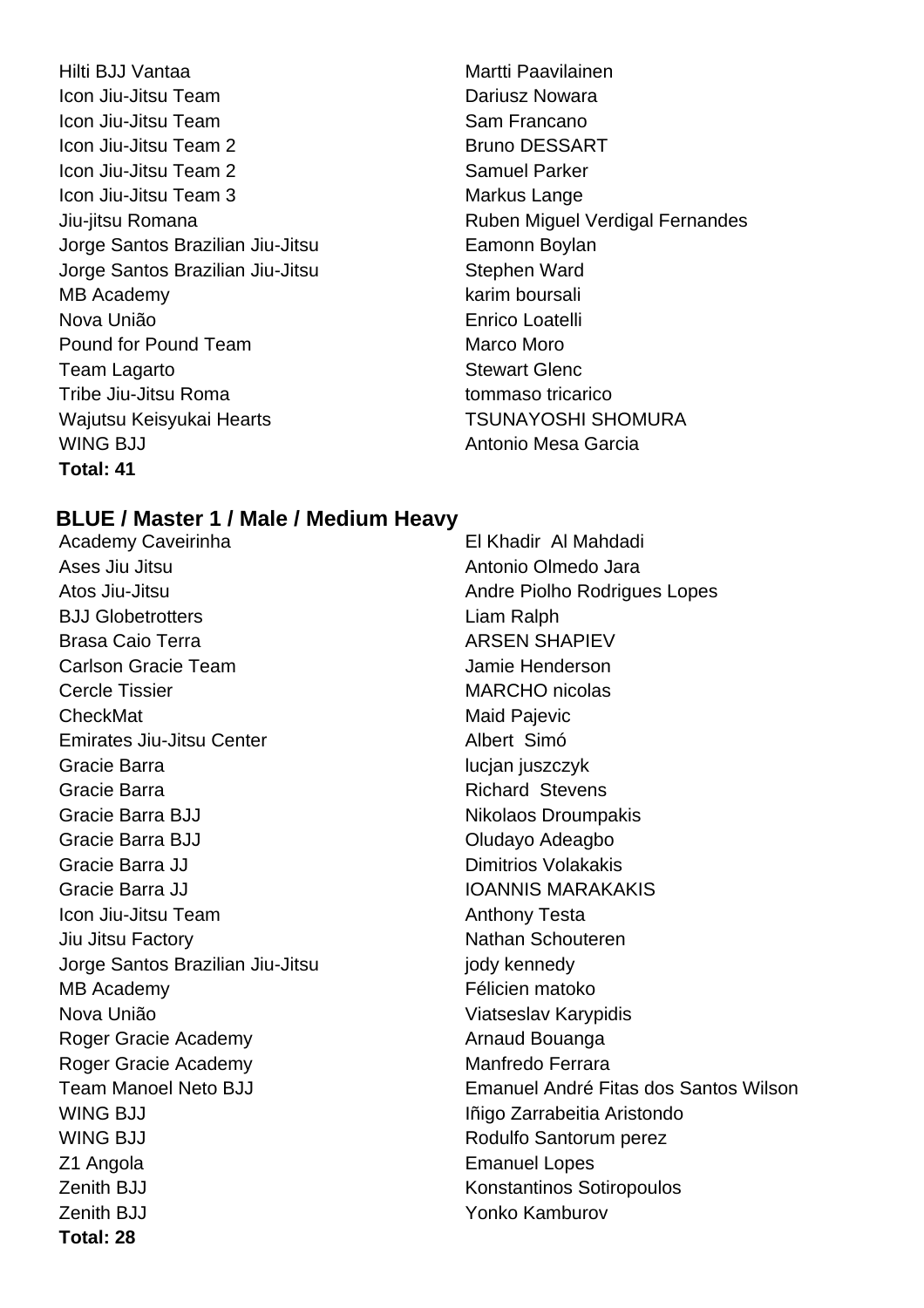| | |
|---|---|
| Hilti BJJ Vantaa | Martti Paavilainen |
| Icon Jiu-Jitsu Team | Dariusz Nowara |
| Icon Jiu-Jitsu Team | Sam Francano |
| Icon Jiu-Jitsu Team 2 | Bruno DESSART |
| Icon Jiu-Jitsu Team 2 | Samuel Parker |
| Icon Jiu-Jitsu Team 3 | Markus Lange |
| Jiu-jitsu Romana | Ruben Miguel Verdigal Fernandes |
| Jorge Santos Brazilian Jiu-Jitsu | Eamonn Boylan |
| Jorge Santos Brazilian Jiu-Jitsu | Stephen Ward |
| MB Academy | karim boursali |
| Nova União | Enrico Loatelli |
| Pound for Pound Team | Marco Moro |
| Team Lagarto | Stewart Glenc |
| Tribe Jiu-Jitsu Roma | tommaso tricarico |
| Wajutsu Keisyukai Hearts | TSUNAYOSHI SHOMURA |
| WING BJJ | Antonio Mesa Garcia |

**Total: 41**

## BLUE / Master 1 / Male / Medium Heavy

| | |
|---|---|
| Academy Caveirinha | El Khadir Al Mahdadi |
| Ases Jiu Jitsu | Antonio Olmedo Jara |
| Atos Jiu-Jitsu | Andre Piolho Rodrigues Lopes |
| BJJ Globetrotters | Liam Ralph |
| Brasa Caio Terra | ARSEN SHAPIEV |
| Carlson Gracie Team | Jamie Henderson |
| Cercle Tissier | MARCHO nicolas |
| CheckMat | Maid Pajevic |
| Emirates Jiu-Jitsu Center | Albert Simó |
| Gracie Barra | lucjan juszczyk |
| Gracie Barra | Richard Stevens |
| Gracie Barra BJJ | Nikolaos Droumpakis |
| Gracie Barra BJJ | Oludayo Adeagbo |
| Gracie Barra JJ | Dimitrios Volakakis |
| Gracie Barra JJ | IOANNIS MARAKAKIS |
| Icon Jiu-Jitsu Team | Anthony Testa |
| Jiu Jitsu Factory | Nathan Schouteren |
| Jorge Santos Brazilian Jiu-Jitsu | jody kennedy |
| MB Academy | Félicien matoko |
| Nova União | Viatseslav Karypidis |
| Roger Gracie Academy | Arnaud Bouanga |
| Roger Gracie Academy | Manfredo Ferrara |
| Team Manoel Neto BJJ | Emanuel André Fitas dos Santos Wilson |
| WING BJJ | Iñigo Zarrabeitia Aristondo |
| WING BJJ | Rodulfo Santorum perez |
| Z1 Angola | Emanuel Lopes |
| Zenith BJJ | Konstantinos Sotiropoulos |
| Zenith BJJ | Yonko Kamburov |

**Total: 28**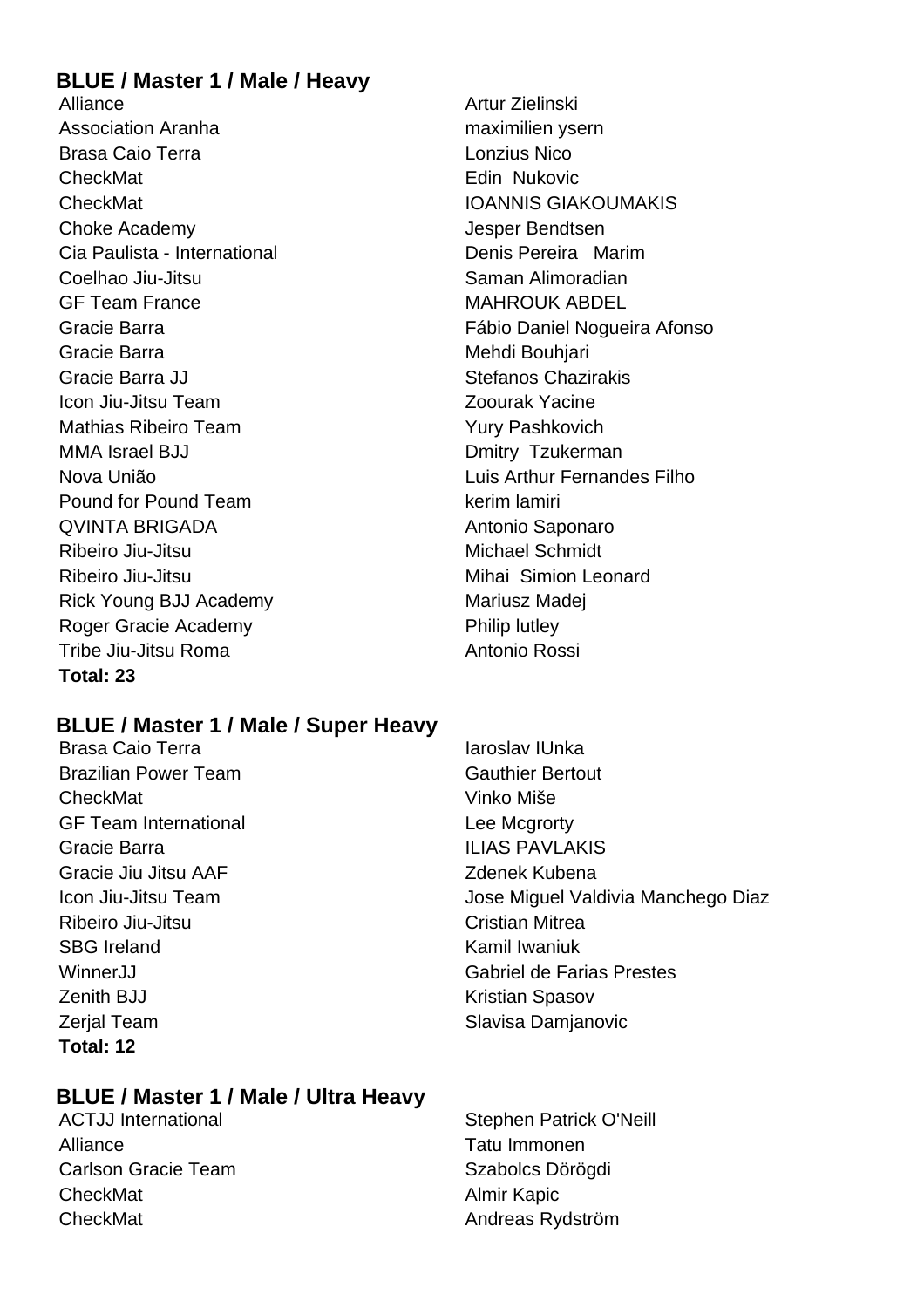## BLUE / Master 1 / Male / Heavy

| Team | Name |
| --- | --- |
| Alliance | Artur Zielinski |
| Association Aranha | maximilien ysern |
| Brasa Caio Terra | Lonzius Nico |
| CheckMat | Edin Nukovic |
| CheckMat | IOANNIS GIAKOUMAKIS |
| Choke Academy | Jesper Bendtsen |
| Cia Paulista - International | Denis Pereira Marim |
| Coelhao Jiu-Jitsu | Saman Alimoradian |
| GF Team France | MAHROUK ABDEL |
| Gracie Barra | Fábio Daniel Nogueira Afonso |
| Gracie Barra | Mehdi Bouhjari |
| Gracie Barra JJ | Stefanos Chazirakis |
| Icon Jiu-Jitsu Team | Zoourak Yacine |
| Mathias Ribeiro Team | Yury Pashkovich |
| MMA Israel BJJ | Dmitry Tzukerman |
| Nova União | Luis Arthur Fernandes Filho |
| Pound for Pound Team | kerim lamiri |
| QVINTA BRIGADA | Antonio Saponaro |
| Ribeiro Jiu-Jitsu | Michael Schmidt |
| Ribeiro Jiu-Jitsu | Mihai Simion Leonard |
| Rick Young BJJ Academy | Mariusz Madej |
| Roger Gracie Academy | Philip lutley |
| Tribe Jiu-Jitsu Roma | Antonio Rossi |

**Total: 23**

## BLUE / Master 1 / Male / Super Heavy

| Team | Name |
| --- | --- |
| Brasa Caio Terra | Iaroslav IUnka |
| Brazilian Power Team | Gauthier Bertout |
| CheckMat | Vinko Miše |
| GF Team International | Lee Mcgrorty |
| Gracie Barra | ILIAS PAVLAKIS |
| Gracie Jiu Jitsu AAF | Zdenek Kubena |
| Icon Jiu-Jitsu Team | Jose Miguel Valdivia Manchego Diaz |
| Ribeiro Jiu-Jitsu | Cristian Mitrea |
| SBG Ireland | Kamil Iwaniuk |
| WinnerJJ | Gabriel de Farias Prestes |
| Zenith BJJ | Kristian Spasov |
| Zerjal Team | Slavisa Damjanovic |

**Total: 12**

## BLUE / Master 1 / Male / Ultra Heavy

| Team | Name |
| --- | --- |
| ACTJJ International | Stephen Patrick O'Neill |
| Alliance | Tatu Immonen |
| Carlson Gracie Team | Szabolcs Dörögdi |
| CheckMat | Almir Kapic |
| CheckMat | Andreas Rydström |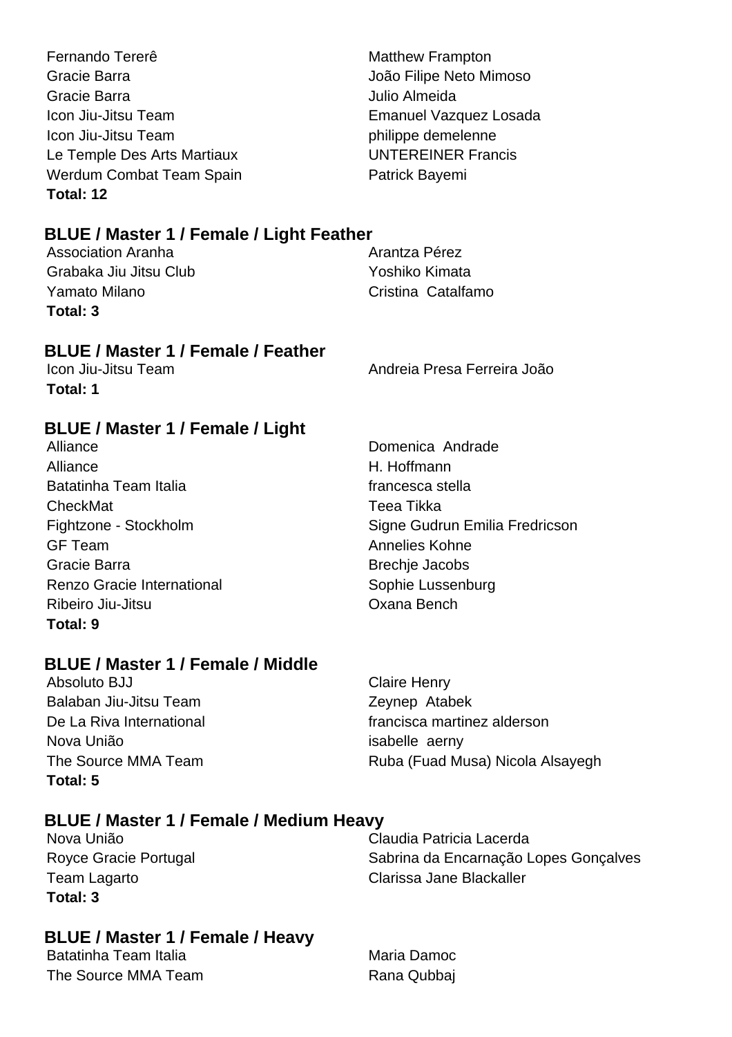| | |
|---|---|
| Fernando Tererê | Matthew Frampton |
| Gracie Barra | João Filipe Neto Mimoso |
| Gracie Barra | Julio Almeida |
| Icon Jiu-Jitsu Team | Emanuel Vazquez Losada |
| Icon Jiu-Jitsu Team | philippe demelenne |
| Le Temple Des Arts Martiaux | UNTEREINER Francis |
| Werdum Combat Team Spain | Patrick Bayemi |

**Total: 12**

## BLUE / Master 1 / Female / Light Feather

| | |
|---|---|
| Association Aranha | Arantza Pérez |
| Grabaka Jiu Jitsu Club | Yoshiko Kimata |
| Yamato Milano | Cristina  Catalfamo |

**Total: 3**

## BLUE / Master 1 / Female / Feather

| | |
|---|---|
| Icon Jiu-Jitsu Team | Andreia Presa Ferreira João |

**Total: 1**

## BLUE / Master 1 / Female / Light

| | |
|---|---|
| Alliance | Domenica  Andrade |
| Alliance | H. Hoffmann |
| Batatinha Team Italia | francesca stella |
| CheckMat | Teea Tikka |
| Fightzone - Stockholm | Signe Gudrun Emilia Fredricson |
| GF Team | Annelies Kohne |
| Gracie Barra | Brechje Jacobs |
| Renzo Gracie International | Sophie Lussenburg |
| Ribeiro Jiu-Jitsu | Oxana Bench |

**Total: 9**

## BLUE / Master 1 / Female / Middle

| | |
|---|---|
| Absoluto BJJ | Claire Henry |
| Balaban Jiu-Jitsu Team | Zeynep  Atabek |
| De La Riva International | francisca martinez alderson |
| Nova União | isabelle  aerny |
| The Source MMA Team | Ruba (Fuad Musa) Nicola Alsayegh |

**Total: 5**

## BLUE / Master 1 / Female / Medium Heavy

| | |
|---|---|
| Nova União | Claudia Patricia Lacerda |
| Royce Gracie Portugal | Sabrina da Encarnação Lopes Gonçalves |
| Team Lagarto | Clarissa Jane Blackaller |

**Total: 3**

## BLUE / Master 1 / Female / Heavy

| | |
|---|---|
| Batatinha Team Italia | Maria Damoc |
| The Source MMA Team | Rana Qubbaj |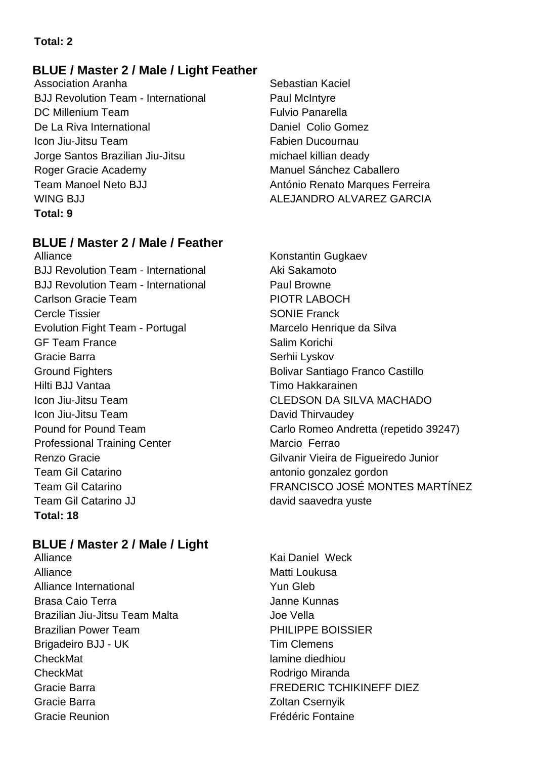**Total: 2**

## BLUE / Master 2 / Male / Light Feather

| Team | Athlete |
| --- | --- |
| Association Aranha | Sebastian Kaciel |
| BJJ Revolution Team - International | Paul McIntyre |
| DC Millenium Team | Fulvio Panarella |
| De La Riva International | Daniel Colio Gomez |
| Icon Jiu-Jitsu Team | Fabien Ducournau |
| Jorge Santos Brazilian Jiu-Jitsu | michael killian deady |
| Roger Gracie Academy | Manuel Sánchez Caballero |
| Team Manoel Neto BJJ | António Renato Marques Ferreira |
| WING BJJ | ALEJANDRO ALVAREZ GARCIA |

**Total: 9**

## BLUE / Master 2 / Male / Feather

| Team | Athlete |
| --- | --- |
| Alliance | Konstantin Gugkaev |
| BJJ Revolution Team - International | Aki Sakamoto |
| BJJ Revolution Team - International | Paul Browne |
| Carlson Gracie Team | PIOTR LABOCH |
| Cercle Tissier | SONIE Franck |
| Evolution Fight Team - Portugal | Marcelo Henrique da Silva |
| GF Team France | Salim Korichi |
| Gracie Barra | Serhii Lyskov |
| Ground Fighters | Bolivar Santiago Franco Castillo |
| Hilti BJJ Vantaa | Timo Hakkarainen |
| Icon Jiu-Jitsu Team | CLEDSON DA SILVA MACHADO |
| Icon Jiu-Jitsu Team | David Thirvaudey |
| Pound for Pound Team | Carlo Romeo Andretta (repetido 39247) |
| Professional Training Center | Marcio Ferrao |
| Renzo Gracie | Gilvanir Vieira de Figueiredo Junior |
| Team Gil Catarino | antonio gonzalez gordon |
| Team Gil Catarino | FRANCISCO JOSÉ MONTES MARTÍNEZ |
| Team Gil Catarino JJ | david saavedra yuste |

**Total: 18**

## BLUE / Master 2 / Male / Light

| Team | Athlete |
| --- | --- |
| Alliance | Kai Daniel Weck |
| Alliance | Matti Loukusa |
| Alliance International | Yun Gleb |
| Brasa Caio Terra | Janne Kunnas |
| Brazilian Jiu-Jitsu Team Malta | Joe Vella |
| Brazilian Power Team | PHILIPPE BOISSIER |
| Brigadeiro BJJ - UK | Tim Clemens |
| CheckMat | lamine diedhiou |
| CheckMat | Rodrigo Miranda |
| Gracie Barra | FREDERIC TCHIKINEFF DIEZ |
| Gracie Barra | Zoltan Csernyik |
| Gracie Reunion | Frédéric Fontaine |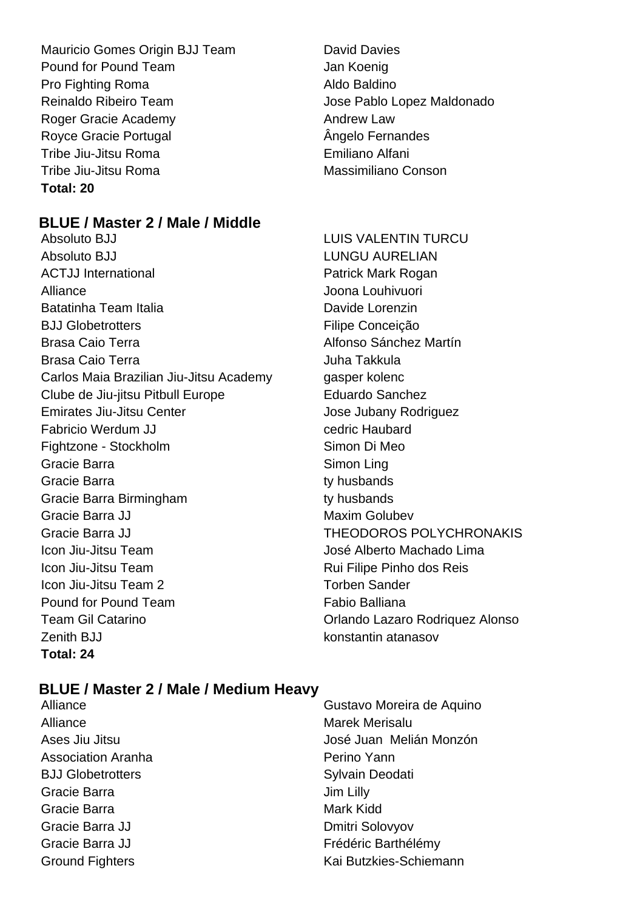| | |
|---|---|
| Mauricio Gomes Origin BJJ Team | David Davies |
| Pound for Pound Team | Jan Koenig |
| Pro Fighting Roma | Aldo Baldino |
| Reinaldo Ribeiro Team | Jose Pablo Lopez Maldonado |
| Roger Gracie Academy | Andrew Law |
| Royce Gracie Portugal | Ângelo Fernandes |
| Tribe Jiu-Jitsu Roma | Emiliano Alfani |
| Tribe Jiu-Jitsu Roma | Massimiliano Conson |

**Total: 20**

## BLUE / Master 2 / Male / Middle

| | |
|---|---|
| Absoluto BJJ | LUIS VALENTIN TURCU |
| Absoluto BJJ | LUNGU AURELIAN |
| ACTJJ International | Patrick Mark Rogan |
| Alliance | Joona Louhivuori |
| Batatinha Team Italia | Davide Lorenzin |
| BJJ Globetrotters | Filipe Conceição |
| Brasa Caio Terra | Alfonso Sánchez Martín |
| Brasa Caio Terra | Juha Takkula |
| Carlos Maia Brazilian Jiu-Jitsu Academy | gasper kolenc |
| Clube de Jiu-jitsu Pitbull Europe | Eduardo Sanchez |
| Emirates Jiu-Jitsu Center | Jose Jubany Rodriguez |
| Fabricio Werdum JJ | cedric Haubard |
| Fightzone - Stockholm | Simon Di Meo |
| Gracie Barra | Simon Ling |
| Gracie Barra | ty husbands |
| Gracie Barra Birmingham | ty husbands |
| Gracie Barra JJ | Maxim Golubev |
| Gracie Barra JJ | THEODOROS POLYCHRONAKIS |
| Icon Jiu-Jitsu Team | José Alberto Machado Lima |
| Icon Jiu-Jitsu Team | Rui Filipe Pinho dos Reis |
| Icon Jiu-Jitsu Team 2 | Torben Sander |
| Pound for Pound Team | Fabio Balliana |
| Team Gil Catarino | Orlando Lazaro Rodriquez Alonso |
| Zenith BJJ | konstantin atanasov |

**Total: 24**

## BLUE / Master 2 / Male / Medium Heavy

| | |
|---|---|
| Alliance | Gustavo Moreira de Aquino |
| Alliance | Marek Merisalu |
| Ases Jiu Jitsu | José Juan Melián Monzón |
| Association Aranha | Perino Yann |
| BJJ Globetrotters | Sylvain Deodati |
| Gracie Barra | Jim Lilly |
| Gracie Barra | Mark Kidd |
| Gracie Barra JJ | Dmitri Solovyov |
| Gracie Barra JJ | Frédéric Barthélémy |
| Ground Fighters | Kai Butzkies-Schiemann |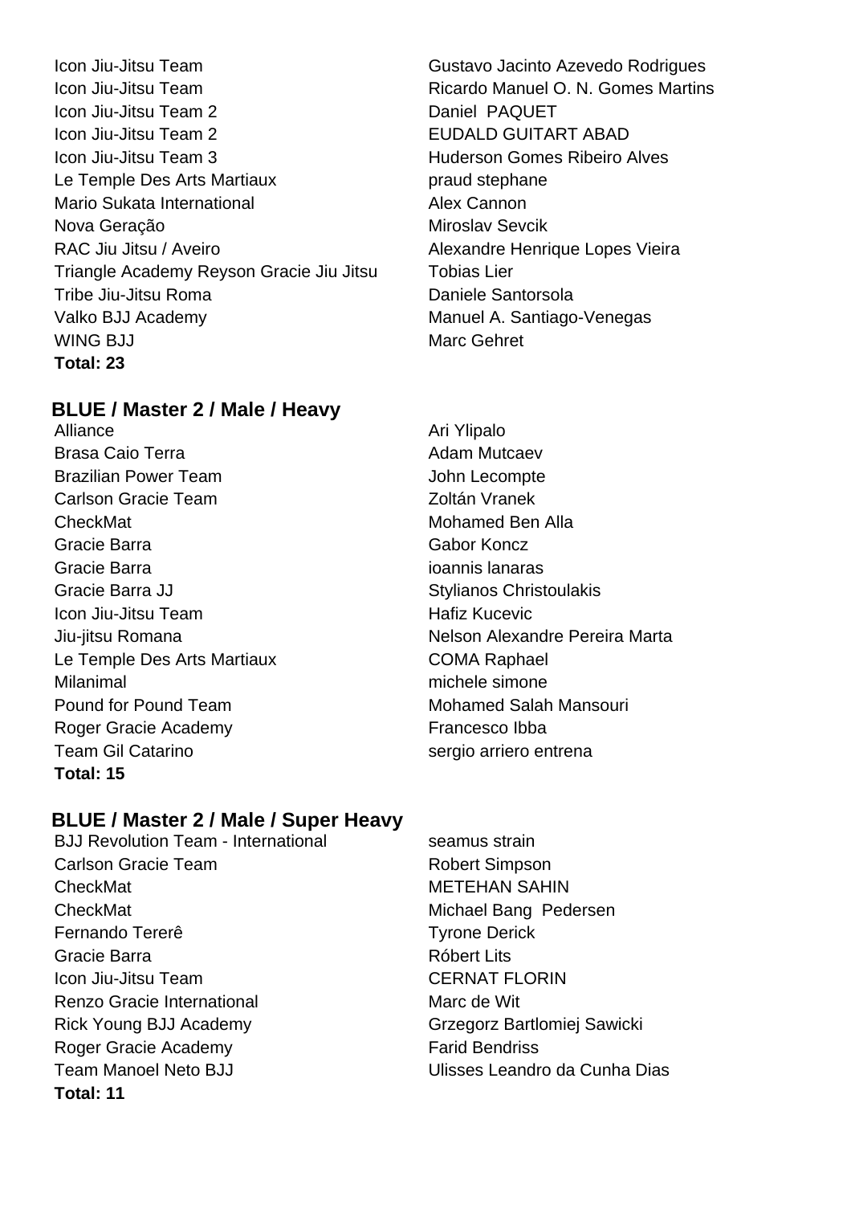| | |
|---|---|
| Icon Jiu-Jitsu Team | Gustavo Jacinto Azevedo Rodrigues |
| Icon Jiu-Jitsu Team | Ricardo Manuel O. N. Gomes Martins |
| Icon Jiu-Jitsu Team 2 | Daniel PAQUET |
| Icon Jiu-Jitsu Team 2 | EUDALD GUITART ABAD |
| Icon Jiu-Jitsu Team 3 | Huderson Gomes Ribeiro Alves |
| Le Temple Des Arts Martiaux | praud stephane |
| Mario Sukata International | Alex Cannon |
| Nova Geração | Miroslav Sevcik |
| RAC Jiu Jitsu / Aveiro | Alexandre Henrique Lopes Vieira |
| Triangle Academy Reyson Gracie Jiu Jitsu | Tobias Lier |
| Tribe Jiu-Jitsu Roma | Daniele Santorsola |
| Valko BJJ Academy | Manuel A. Santiago-Venegas |
| WING BJJ | Marc Gehret |

**Total: 23**

## BLUE / Master 2 / Male / Heavy

| | |
|---|---|
| Alliance | Ari Ylipalo |
| Brasa Caio Terra | Adam Mutcaev |
| Brazilian Power Team | John Lecompte |
| Carlson Gracie Team | Zoltán Vranek |
| CheckMat | Mohamed Ben Alla |
| Gracie Barra | Gabor Koncz |
| Gracie Barra | ioannis lanaras |
| Gracie Barra JJ | Stylianos Christoulakis |
| Icon Jiu-Jitsu Team | Hafiz Kucevic |
| Jiu-jitsu Romana | Nelson Alexandre Pereira Marta |
| Le Temple Des Arts Martiaux | COMA Raphael |
| Milanimal | michele simone |
| Pound for Pound Team | Mohamed Salah Mansouri |
| Roger Gracie Academy | Francesco Ibba |
| Team Gil Catarino | sergio arriero entrena |

**Total: 15**

## BLUE / Master 2 / Male / Super Heavy

| | |
|---|---|
| BJJ Revolution Team - International | seamus strain |
| Carlson Gracie Team | Robert Simpson |
| CheckMat | METEHAN SAHIN |
| CheckMat | Michael Bang Pedersen |
| Fernando Tererê | Tyrone Derick |
| Gracie Barra | Róbert Lits |
| Icon Jiu-Jitsu Team | CERNAT FLORIN |
| Renzo Gracie International | Marc de Wit |
| Rick Young BJJ Academy | Grzegorz Bartlomiej Sawicki |
| Roger Gracie Academy | Farid Bendriss |
| Team Manoel Neto BJJ | Ulisses Leandro da Cunha Dias |

**Total: 11**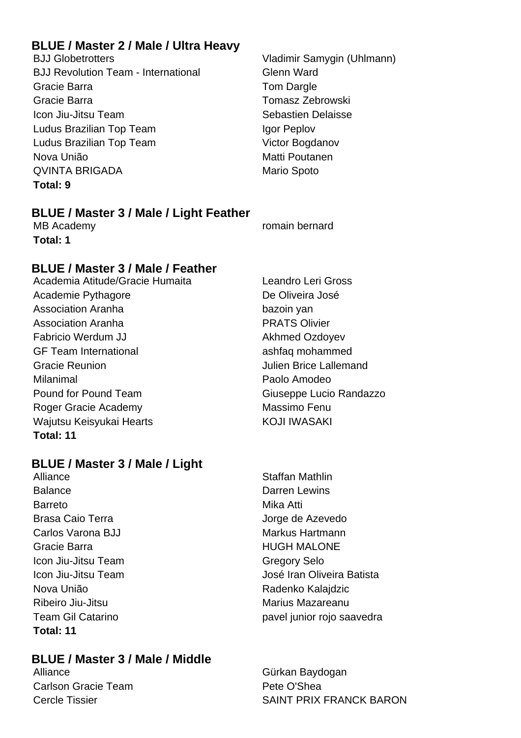## BLUE / Master 2 / Male / Ultra Heavy

| | |
|---|---|
| BJJ Globetrotters | Vladimir Samygin (Uhlmann) |
| BJJ Revolution Team - International | Glenn Ward |
| Gracie Barra | Tom Dargle |
| Gracie Barra | Tomasz Zebrowski |
| Icon Jiu-Jitsu Team | Sebastien Delaisse |
| Ludus Brazilian Top Team | Igor Peplov |
| Ludus Brazilian Top Team | Victor Bogdanov |
| Nova União | Matti Poutanen |
| QVINTA BRIGADA | Mario Spoto |

**Total: 9**

## BLUE / Master 3 / Male / Light Feather

| | |
|---|---|
| MB Academy | romain bernard |

**Total: 1**

## BLUE / Master 3 / Male / Feather

| | |
|---|---|
| Academia Atitude/Gracie Humaita | Leandro Leri Gross |
| Academie Pythagore | De Oliveira José |
| Association Aranha | bazoin yan |
| Association Aranha | PRATS Olivier |
| Fabricio Werdum JJ | Akhmed Ozdoyev |
| GF Team International | ashfaq mohammed |
| Gracie Reunion | Julien Brice Lallemand |
| Milanimal | Paolo Amodeo |
| Pound for Pound Team | Giuseppe Lucio Randazzo |
| Roger Gracie Academy | Massimo Fenu |
| Wajutsu Keisyukai Hearts | KOJI IWASAKI |

**Total: 11**

## BLUE / Master 3 / Male / Light

| | |
|---|---|
| Alliance | Staffan Mathlin |
| Balance | Darren Lewins |
| Barreto | Mika Atti |
| Brasa Caio Terra | Jorge de Azevedo |
| Carlos Varona BJJ | Markus Hartmann |
| Gracie Barra | HUGH MALONE |
| Icon Jiu-Jitsu Team | Gregory Selo |
| Icon Jiu-Jitsu Team | José Iran Oliveira Batista |
| Nova União | Radenko Kalajdzic |
| Ribeiro Jiu-Jitsu | Marius Mazareanu |
| Team Gil Catarino | pavel junior rojo saavedra |

**Total: 11**

## BLUE / Master 3 / Male / Middle

| | |
|---|---|
| Alliance | Gürkan Baydogan |
| Carlson Gracie Team | Pete O'Shea |
| Cercle Tissier | SAINT PRIX FRANCK BARON |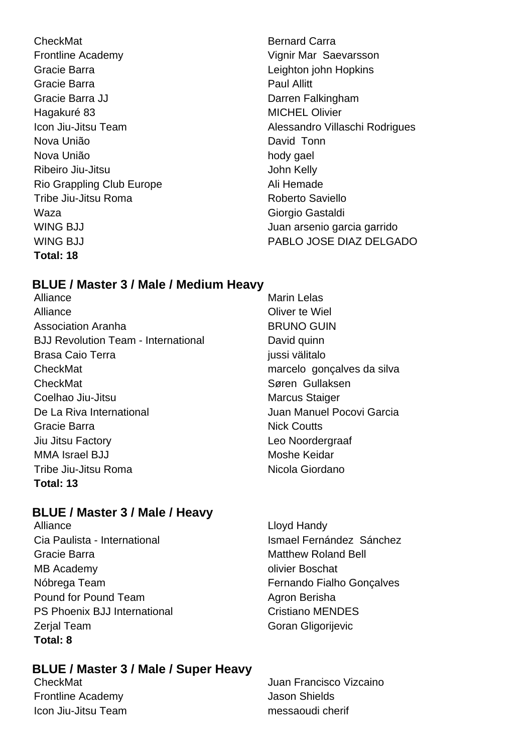| | |
|---|---|
| CheckMat | Bernard Carra |
| Frontline Academy | Vignir Mar  Saevarsson |
| Gracie Barra | Leighton john Hopkins |
| Gracie Barra | Paul Allitt |
| Gracie Barra JJ | Darren Falkingham |
| Hagakuré 83 | MICHEL Olivier |
| Icon Jiu-Jitsu Team | Alessandro Villaschi Rodrigues |
| Nova União | David  Tonn |
| Nova União | hody gael |
| Ribeiro Jiu-Jitsu | John Kelly |
| Rio Grappling Club Europe | Ali Hemade |
| Tribe Jiu-Jitsu Roma | Roberto Saviello |
| Waza | Giorgio Gastaldi |
| WING BJJ | Juan arsenio garcia garrido |
| WING BJJ | PABLO JOSE DIAZ DELGADO |

**Total: 18**

## BLUE / Master 3 / Male / Medium Heavy

| | |
|---|---|
| Alliance | Marin Lelas |
| Alliance | Oliver te Wiel |
| Association Aranha | BRUNO GUIN |
| BJJ Revolution Team - International | David quinn |
| Brasa Caio Terra | jussi välitalo |
| CheckMat | marcelo  gonçalves da silva |
| CheckMat | Søren  Gullaksen |
| Coelhao Jiu-Jitsu | Marcus Staiger |
| De La Riva International | Juan Manuel Pocovi Garcia |
| Gracie Barra | Nick Coutts |
| Jiu Jitsu Factory | Leo Noordergraaf |
| MMA Israel BJJ | Moshe Keidar |
| Tribe Jiu-Jitsu Roma | Nicola Giordano |

**Total: 13**

## BLUE / Master 3 / Male / Heavy

| | |
|---|---|
| Alliance | Lloyd Handy |
| Cia Paulista - International | Ismael Fernández  Sánchez |
| Gracie Barra | Matthew Roland Bell |
| MB Academy | olivier Boschat |
| Nóbrega Team | Fernando Fialho Gonçalves |
| Pound for Pound Team | Agron Berisha |
| PS Phoenix BJJ International | Cristiano MENDES |
| Zerjal Team | Goran Gligorijevic |

**Total: 8**

## BLUE / Master 3 / Male / Super Heavy

| | |
|---|---|
| CheckMat | Juan Francisco Vizcaino |
| Frontline Academy | Jason Shields |
| Icon Jiu-Jitsu Team | messaoudi cherif |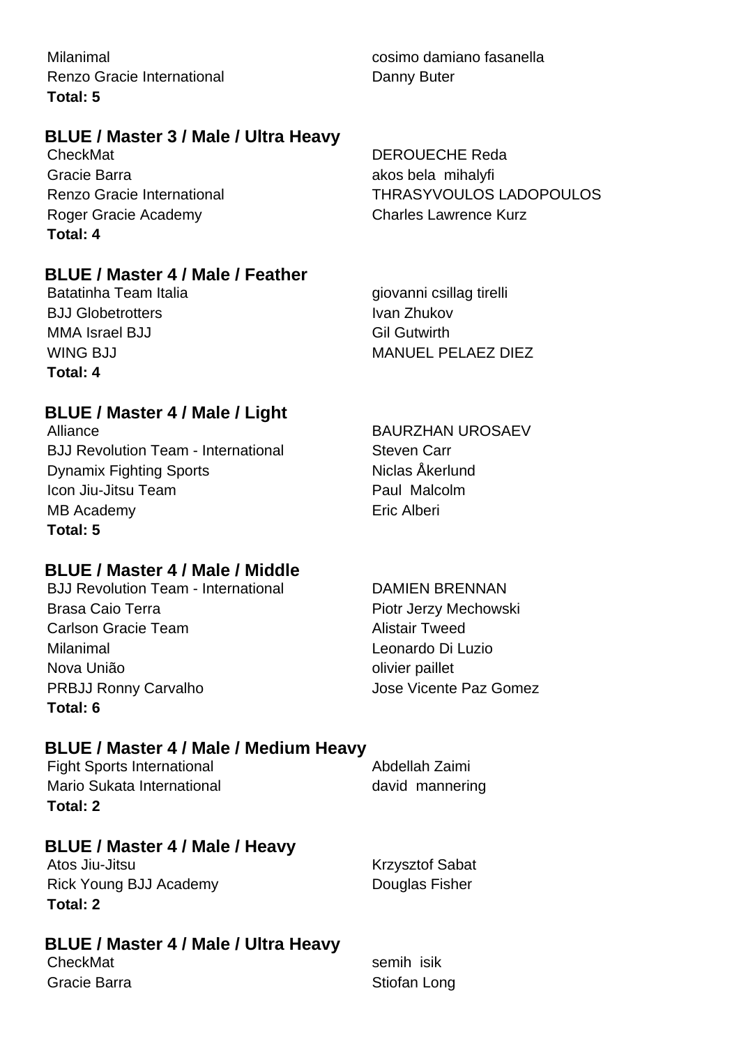| | |
|---|---|
| Milanimal | cosimo damiano fasanella |
| Renzo Gracie International | Danny Buter |

**Total: 5**

### BLUE / Master 3 / Male / Ultra Heavy

| | |
|---|---|
| CheckMat | DEROUECHE Reda |
| Gracie Barra | akos bela mihalyfi |
| Renzo Gracie International | THRASYVOULOS LADOPOULOS |
| Roger Gracie Academy | Charles Lawrence Kurz |

**Total: 4**

### BLUE / Master 4 / Male / Feather

| | |
|---|---|
| Batatinha Team Italia | giovanni csillag tirelli |
| BJJ Globetrotters | Ivan Zhukov |
| MMA Israel BJJ | Gil Gutwirth |
| WING BJJ | MANUEL PELAEZ DIEZ |

**Total: 4**

### BLUE / Master 4 / Male / Light

| | |
|---|---|
| Alliance | BAURZHAN UROSAEV |
| BJJ Revolution Team - International | Steven Carr |
| Dynamix Fighting Sports | Niclas Åkerlund |
| Icon Jiu-Jitsu Team | Paul Malcolm |
| MB Academy | Eric Alberi |

**Total: 5**

### BLUE / Master 4 / Male / Middle

| | |
|---|---|
| BJJ Revolution Team - International | DAMIEN BRENNAN |
| Brasa Caio Terra | Piotr Jerzy Mechowski |
| Carlson Gracie Team | Alistair Tweed |
| Milanimal | Leonardo Di Luzio |
| Nova União | olivier paillet |
| PRBJJ Ronny Carvalho | Jose Vicente Paz Gomez |

**Total: 6**

### BLUE / Master 4 / Male / Medium Heavy

| | |
|---|---|
| Fight Sports International | Abdellah Zaimi |
| Mario Sukata International | david mannering |

**Total: 2**

### BLUE / Master 4 / Male / Heavy

| | |
|---|---|
| Atos Jiu-Jitsu | Krzysztof Sabat |
| Rick Young BJJ Academy | Douglas Fisher |

**Total: 2**

### BLUE / Master 4 / Male / Ultra Heavy

| | |
|---|---|
| CheckMat | semih isik |
| Gracie Barra | Stiofan Long |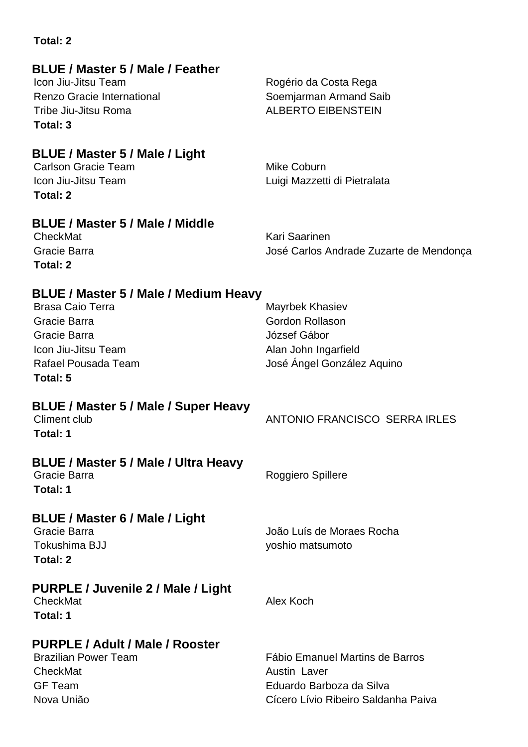**Total: 2**

### BLUE / Master 5 / Male / Feather

| | |
|---|---|
| Icon Jiu-Jitsu Team | Rogério da Costa Rega |
| Renzo Gracie International | Soemjarman Armand Saib |
| Tribe Jiu-Jitsu Roma | ALBERTO EIBENSTEIN |

**Total: 3**

### BLUE / Master 5 / Male / Light

| | |
|---|---|
| Carlson Gracie Team | Mike Coburn |
| Icon Jiu-Jitsu Team | Luigi Mazzetti di Pietralata |

**Total: 2**

### BLUE / Master 5 / Male / Middle

| | |
|---|---|
| CheckMat | Kari Saarinen |
| Gracie Barra | José Carlos Andrade Zuzarte de Mendonça |

**Total: 2**

### BLUE / Master 5 / Male / Medium Heavy

| | |
|---|---|
| Brasa Caio Terra | Mayrbek Khasiev |
| Gracie Barra | Gordon Rollason |
| Gracie Barra | József Gábor |
| Icon Jiu-Jitsu Team | Alan John Ingarfield |
| Rafael Pousada Team | José Ángel González Aquino |

**Total: 5**

### BLUE / Master 5 / Male / Super Heavy

| | |
|---|---|
| Climent club | ANTONIO FRANCISCO SERRA IRLES |

**Total: 1**

### BLUE / Master 5 / Male / Ultra Heavy

| | |
|---|---|
| Gracie Barra | Roggiero Spillere |

**Total: 1**

### BLUE / Master 6 / Male / Light

| | |
|---|---|
| Gracie Barra | João Luís de Moraes Rocha |
| Tokushima BJJ | yoshio matsumoto |

**Total: 2**

### PURPLE / Juvenile 2 / Male / Light

| | |
|---|---|
| CheckMat | Alex Koch |

**Total: 1**

### PURPLE / Adult / Male / Rooster

| | |
|---|---|
| Brazilian Power Team | Fábio Emanuel Martins de Barros |
| CheckMat | Austin Laver |
| GF Team | Eduardo Barboza da Silva |
| Nova União | Cícero Lívio Ribeiro Saldanha Paiva |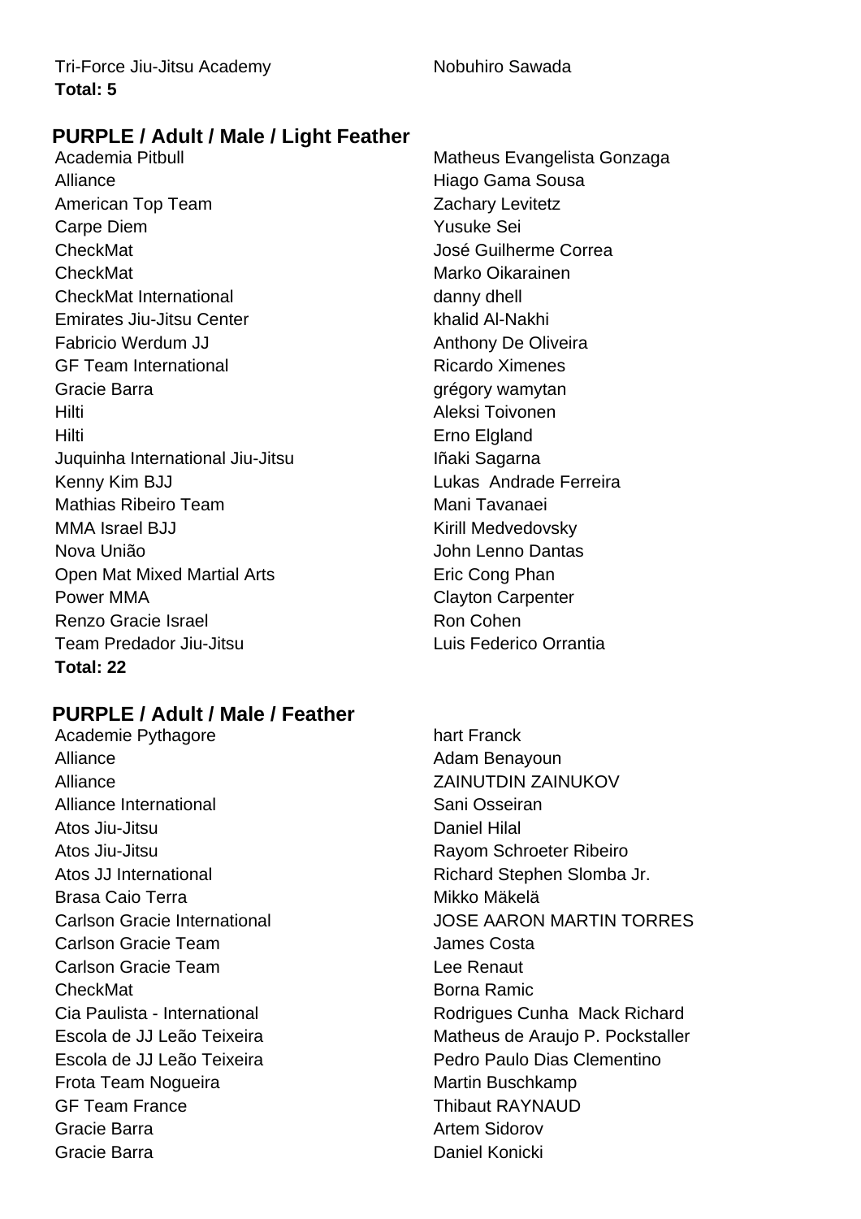| | |
|---|---|
| Tri-Force Jiu-Jitsu Academy | Nobuhiro Sawada |

**Total: 5**

## PURPLE / Adult / Male / Light Feather

| | |
|---|---|
| Academia Pitbull | Matheus Evangelista Gonzaga |
| Alliance | Hiago Gama Sousa |
| American Top Team | Zachary Levitetz |
| Carpe Diem | Yusuke Sei |
| CheckMat | José Guilherme Correa |
| CheckMat | Marko Oikarainen |
| CheckMat International | danny dhell |
| Emirates Jiu-Jitsu Center | khalid Al-Nakhi |
| Fabricio Werdum JJ | Anthony De Oliveira |
| GF Team International | Ricardo Ximenes |
| Gracie Barra | grégory wamytan |
| Hilti | Aleksi Toivonen |
| Hilti | Erno Elgland |
| Juquinha International Jiu-Jitsu | Iñaki Sagarna |
| Kenny Kim BJJ | Lukas Andrade Ferreira |
| Mathias Ribeiro Team | Mani Tavanaei |
| MMA Israel BJJ | Kirill Medvedovsky |
| Nova União | John Lenno Dantas |
| Open Mat Mixed Martial Arts | Eric Cong Phan |
| Power MMA | Clayton Carpenter |
| Renzo Gracie Israel | Ron Cohen |
| Team Predador Jiu-Jitsu | Luis Federico Orrantia |

**Total: 22**

## PURPLE / Adult / Male / Feather

| | |
|---|---|
| Academie Pythagore | hart Franck |
| Alliance | Adam Benayoun |
| Alliance | ZAINUTDIN ZAINUKOV |
| Alliance International | Sani Osseiran |
| Atos Jiu-Jitsu | Daniel Hilal |
| Atos Jiu-Jitsu | Rayom Schroeter Ribeiro |
| Atos JJ International | Richard Stephen Slomba Jr. |
| Brasa Caio Terra | Mikko Mäkelä |
| Carlson Gracie International | JOSE AARON MARTIN TORRES |
| Carlson Gracie Team | James Costa |
| Carlson Gracie Team | Lee Renaut |
| CheckMat | Borna Ramic |
| Cia Paulista - International | Rodrigues Cunha Mack Richard |
| Escola de JJ Leão Teixeira | Matheus de Araujo P. Pockstaller |
| Escola de JJ Leão Teixeira | Pedro Paulo Dias Clementino |
| Frota Team Nogueira | Martin Buschkamp |
| GF Team France | Thibaut RAYNAUD |
| Gracie Barra | Artem Sidorov |
| Gracie Barra | Daniel Konicki |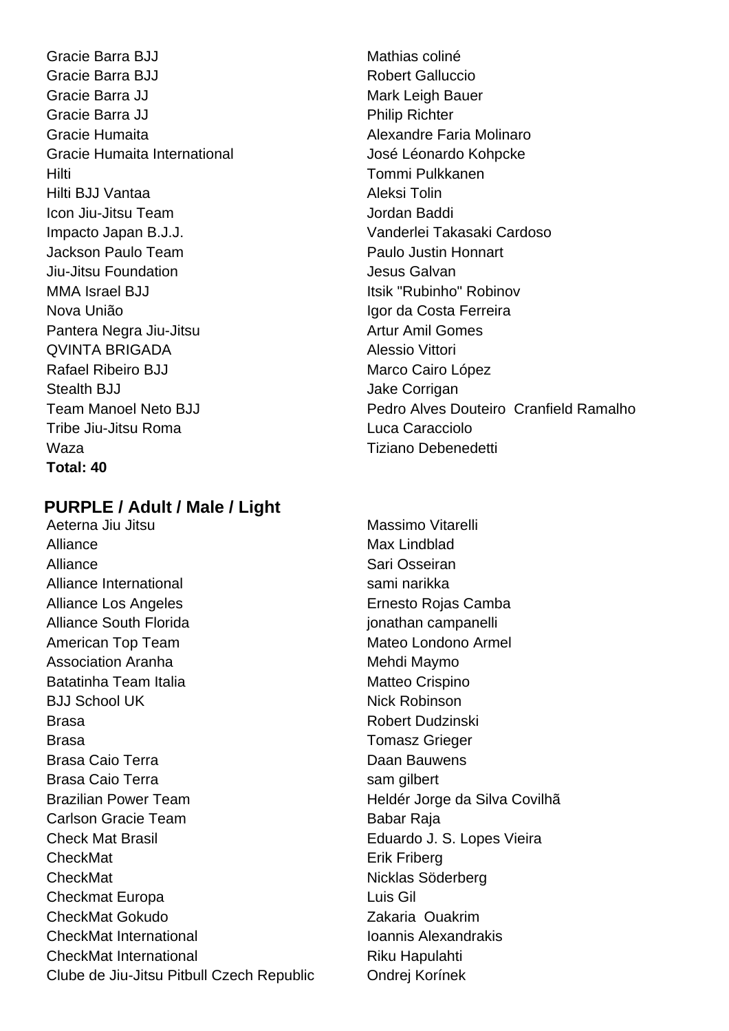| | |
|---|---|
| Gracie Barra BJJ | Mathias coliné |
| Gracie Barra BJJ | Robert Galluccio |
| Gracie Barra JJ | Mark Leigh Bauer |
| Gracie Barra JJ | Philip Richter |
| Gracie Humaita | Alexandre Faria Molinaro |
| Gracie Humaita International | José Léonardo Kohpcke |
| Hilti | Tommi Pulkkanen |
| Hilti BJJ Vantaa | Aleksi Tolin |
| Icon Jiu-Jitsu Team | Jordan Baddi |
| Impacto Japan B.J.J. | Vanderlei Takasaki Cardoso |
| Jackson Paulo Team | Paulo Justin Honnart |
| Jiu-Jitsu Foundation | Jesus Galvan |
| MMA Israel BJJ | Itsik "Rubinho" Robinov |
| Nova União | Igor da Costa Ferreira |
| Pantera Negra Jiu-Jitsu | Artur Amil Gomes |
| QVINTA BRIGADA | Alessio Vittori |
| Rafael Ribeiro BJJ | Marco Cairo López |
| Stealth BJJ | Jake Corrigan |
| Team Manoel Neto BJJ | Pedro Alves Douteiro Cranfield Ramalho |
| Tribe Jiu-Jitsu Roma | Luca Caracciolo |
| Waza | Tiziano Debenedetti |

**Total: 40**

## PURPLE / Adult / Male / Light

| | |
|---|---|
| Aeterna Jiu Jitsu | Massimo Vitarelli |
| Alliance | Max Lindblad |
| Alliance | Sari Osseiran |
| Alliance International | sami narikka |
| Alliance Los Angeles | Ernesto Rojas Camba |
| Alliance South Florida | jonathan campanelli |
| American Top Team | Mateo Londono Armel |
| Association Aranha | Mehdi Maymo |
| Batatinha Team Italia | Matteo Crispino |
| BJJ School UK | Nick Robinson |
| Brasa | Robert Dudzinski |
| Brasa | Tomasz Grieger |
| Brasa Caio Terra | Daan Bauwens |
| Brasa Caio Terra | sam gilbert |
| Brazilian Power Team | Heldér Jorge da Silva Covilhã |
| Carlson Gracie Team | Babar Raja |
| Check Mat Brasil | Eduardo J. S. Lopes Vieira |
| CheckMat | Erik Friberg |
| CheckMat | Nicklas Söderberg |
| Checkmat Europa | Luis Gil |
| CheckMat Gokudo | Zakaria Ouakrim |
| CheckMat International | Ioannis Alexandrakis |
| CheckMat International | Riku Hapulahti |
| Clube de Jiu-Jitsu Pitbull Czech Republic | Ondrej Korínek |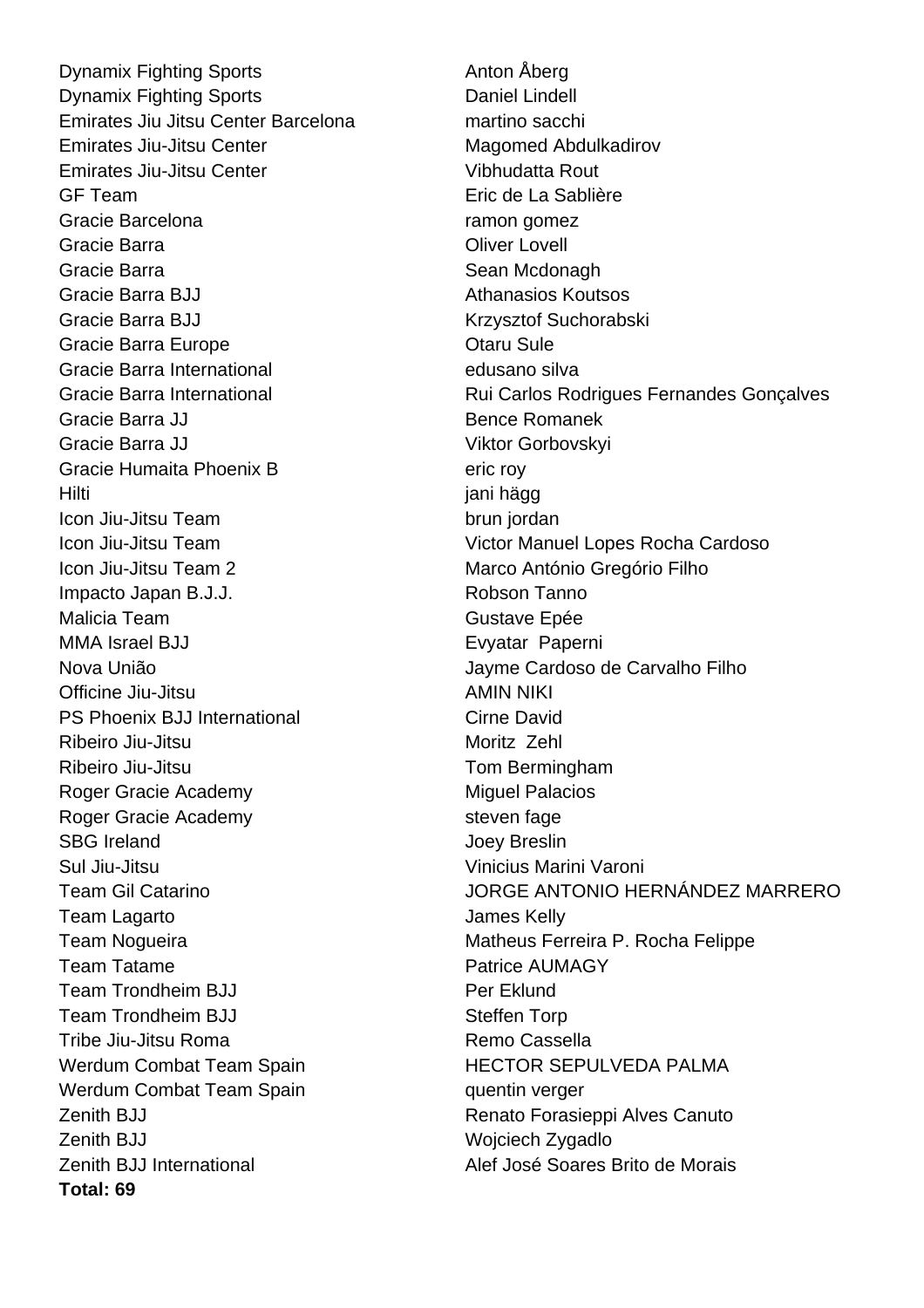| | |
|---|---|
| Dynamix Fighting Sports | Anton Åberg |
| Dynamix Fighting Sports | Daniel Lindell |
| Emirates Jiu Jitsu Center Barcelona | martino sacchi |
| Emirates Jiu-Jitsu Center | Magomed Abdulkadirov |
| Emirates Jiu-Jitsu Center | Vibhudatta Rout |
| GF Team | Eric de La Sablière |
| Gracie Barcelona | ramon gomez |
| Gracie Barra | Oliver Lovell |
| Gracie Barra | Sean Mcdonagh |
| Gracie Barra BJJ | Athanasios Koutsos |
| Gracie Barra BJJ | Krzysztof Suchorabski |
| Gracie Barra Europe | Otaru Sule |
| Gracie Barra International | edusano silva |
| Gracie Barra International | Rui Carlos Rodrigues Fernandes Gonçalves |
| Gracie Barra JJ | Bence Romanek |
| Gracie Barra JJ | Viktor Gorbovskyi |
| Gracie Humaita Phoenix B | eric roy |
| Hilti | jani hägg |
| Icon Jiu-Jitsu Team | brun jordan |
| Icon Jiu-Jitsu Team | Victor Manuel Lopes Rocha Cardoso |
| Icon Jiu-Jitsu Team 2 | Marco António Gregório Filho |
| Impacto Japan B.J.J. | Robson Tanno |
| Malicia Team | Gustave Epée |
| MMA Israel BJJ | Evyatar Paperni |
| Nova União | Jayme Cardoso de Carvalho Filho |
| Officine Jiu-Jitsu | AMIN NIKI |
| PS Phoenix BJJ International | Cirne David |
| Ribeiro Jiu-Jitsu | Moritz Zehl |
| Ribeiro Jiu-Jitsu | Tom Bermingham |
| Roger Gracie Academy | Miguel Palacios |
| Roger Gracie Academy | steven fage |
| SBG Ireland | Joey Breslin |
| Sul Jiu-Jitsu | Vinicius Marini Varoni |
| Team Gil Catarino | JORGE ANTONIO HERNÁNDEZ MARRERO |
| Team Lagarto | James Kelly |
| Team Nogueira | Matheus Ferreira P. Rocha Felippe |
| Team Tatame | Patrice AUMAGY |
| Team Trondheim BJJ | Per Eklund |
| Team Trondheim BJJ | Steffen Torp |
| Tribe Jiu-Jitsu Roma | Remo Cassella |
| Werdum Combat Team Spain | HECTOR SEPULVEDA PALMA |
| Werdum Combat Team Spain | quentin verger |
| Zenith BJJ | Renato Forasieppi Alves Canuto |
| Zenith BJJ | Wojciech Zygadlo |
| Zenith BJJ International | Alef José Soares Brito de Morais |

**Total: 69**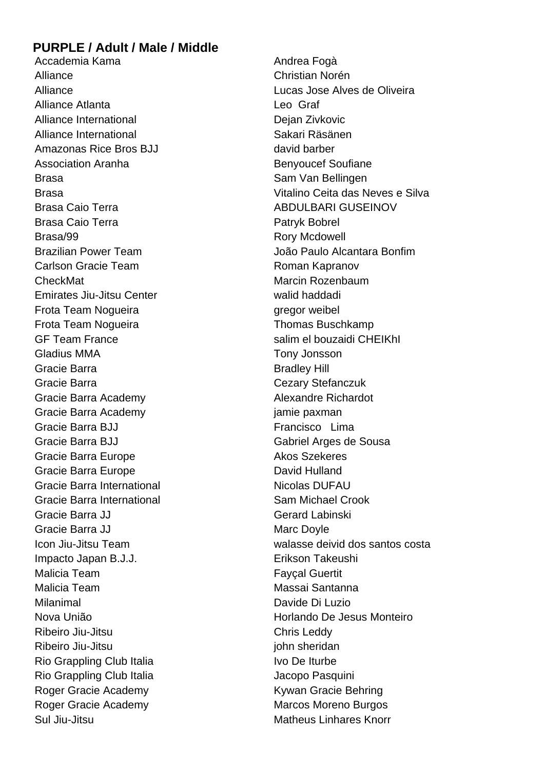## PURPLE / Adult / Male / Middle

| | |
|---|---|
| Accademia Kama | Andrea Fogà |
| Alliance | Christian Norén |
| Alliance | Lucas Jose Alves de Oliveira |
| Alliance Atlanta | Leo Graf |
| Alliance International | Dejan Zivkovic |
| Alliance International | Sakari Räsänen |
| Amazonas Rice Bros BJJ | david barber |
| Association Aranha | Benyoucef Soufiane |
| Brasa | Sam Van Bellingen |
| Brasa | Vitalino Ceita das Neves e Silva |
| Brasa Caio Terra | ABDULBARI GUSEINOV |
| Brasa Caio Terra | Patryk Bobrel |
| Brasa/99 | Rory Mcdowell |
| Brazilian Power Team | João Paulo Alcantara Bonfim |
| Carlson Gracie Team | Roman Kapranov |
| CheckMat | Marcin Rozenbaum |
| Emirates Jiu-Jitsu Center | walid haddadi |
| Frota Team Nogueira | gregor weibel |
| Frota Team Nogueira | Thomas Buschkamp |
| GF Team France | salim el bouzaidi CHEIKhI |
| Gladius MMA | Tony Jonsson |
| Gracie Barra | Bradley Hill |
| Gracie Barra | Cezary Stefanczuk |
| Gracie Barra Academy | Alexandre Richardot |
| Gracie Barra Academy | jamie paxman |
| Gracie Barra BJJ | Francisco Lima |
| Gracie Barra BJJ | Gabriel Arges de Sousa |
| Gracie Barra Europe | Akos Szekeres |
| Gracie Barra Europe | David Hulland |
| Gracie Barra International | Nicolas DUFAU |
| Gracie Barra International | Sam Michael Crook |
| Gracie Barra JJ | Gerard Labinski |
| Gracie Barra JJ | Marc Doyle |
| Icon Jiu-Jitsu Team | walasse deivid dos santos costa |
| Impacto Japan B.J.J. | Erikson Takeushi |
| Malicia Team | Fayçal Guertit |
| Malicia Team | Massai Santanna |
| Milanimal | Davide Di Luzio |
| Nova União | Horlando De Jesus Monteiro |
| Ribeiro Jiu-Jitsu | Chris Leddy |
| Ribeiro Jiu-Jitsu | john sheridan |
| Rio Grappling Club Italia | Ivo De Iturbe |
| Rio Grappling Club Italia | Jacopo Pasquini |
| Roger Gracie Academy | Kywan Gracie Behring |
| Roger Gracie Academy | Marcos Moreno Burgos |
| Sul Jiu-Jitsu | Matheus Linhares Knorr |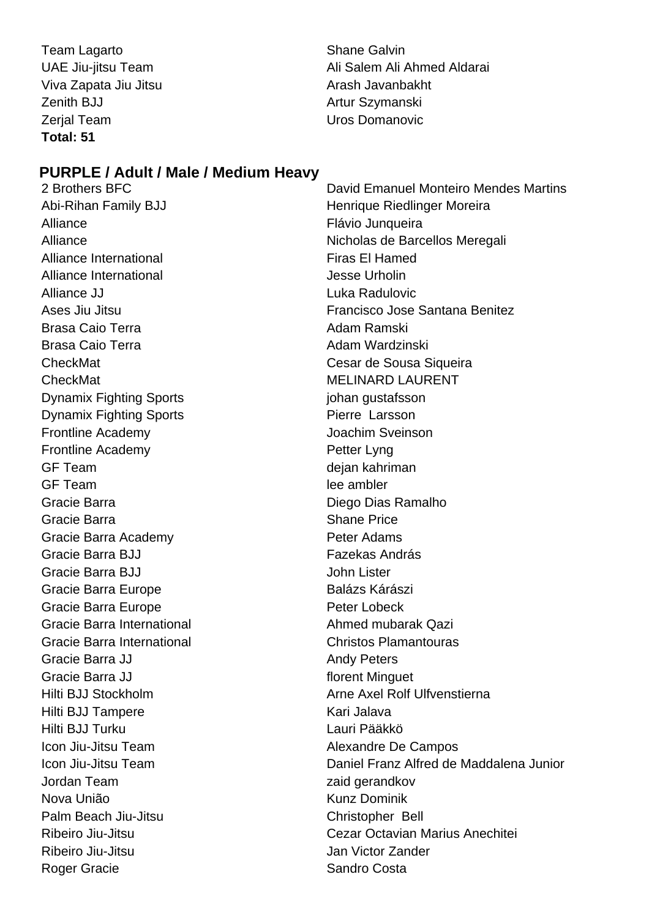| | |
|---|---|
| Team Lagarto | Shane Galvin |
| UAE Jiu-jitsu Team | Ali Salem Ali Ahmed Aldarai |
| Viva Zapata Jiu Jitsu | Arash Javanbakht |
| Zenith BJJ | Artur Szymanski |
| Zerjal Team | Uros Domanovic |

**Total: 51**

## PURPLE / Adult / Male / Medium Heavy

| | |
|---|---|
| 2 Brothers BFC | David Emanuel Monteiro Mendes Martins |
| Abi-Rihan Family BJJ | Henrique Riedlinger Moreira |
| Alliance | Flávio Junqueira |
| Alliance | Nicholas de Barcellos Meregali |
| Alliance International | Firas El Hamed |
| Alliance International | Jesse Urholin |
| Alliance JJ | Luka Radulovic |
| Ases Jiu Jitsu | Francisco Jose Santana Benitez |
| Brasa Caio Terra | Adam Ramski |
| Brasa Caio Terra | Adam Wardzinski |
| CheckMat | Cesar de Sousa Siqueira |
| CheckMat | MELINARD LAURENT |
| Dynamix Fighting Sports | johan gustafsson |
| Dynamix Fighting Sports | Pierre  Larsson |
| Frontline Academy | Joachim Sveinson |
| Frontline Academy | Petter Lyng |
| GF Team | dejan kahriman |
| GF Team | lee ambler |
| Gracie Barra | Diego Dias Ramalho |
| Gracie Barra | Shane Price |
| Gracie Barra Academy | Peter Adams |
| Gracie Barra BJJ | Fazekas András |
| Gracie Barra BJJ | John Lister |
| Gracie Barra Europe | Balázs Kárászi |
| Gracie Barra Europe | Peter Lobeck |
| Gracie Barra International | Ahmed mubarak Qazi |
| Gracie Barra International | Christos Plamantouras |
| Gracie Barra JJ | Andy Peters |
| Gracie Barra JJ | florent Minguet |
| Hilti BJJ Stockholm | Arne Axel Rolf Ulfvenstierna |
| Hilti BJJ Tampere | Kari Jalava |
| Hilti BJJ Turku | Lauri Pääkkö |
| Icon Jiu-Jitsu Team | Alexandre De Campos |
| Icon Jiu-Jitsu Team | Daniel Franz Alfred de Maddalena Junior |
| Jordan Team | zaid gerandkov |
| Nova União | Kunz Dominik |
| Palm Beach Jiu-Jitsu | Christopher  Bell |
| Ribeiro Jiu-Jitsu | Cezar Octavian Marius Anechitei |
| Ribeiro Jiu-Jitsu | Jan Victor Zander |
| Roger Gracie | Sandro Costa |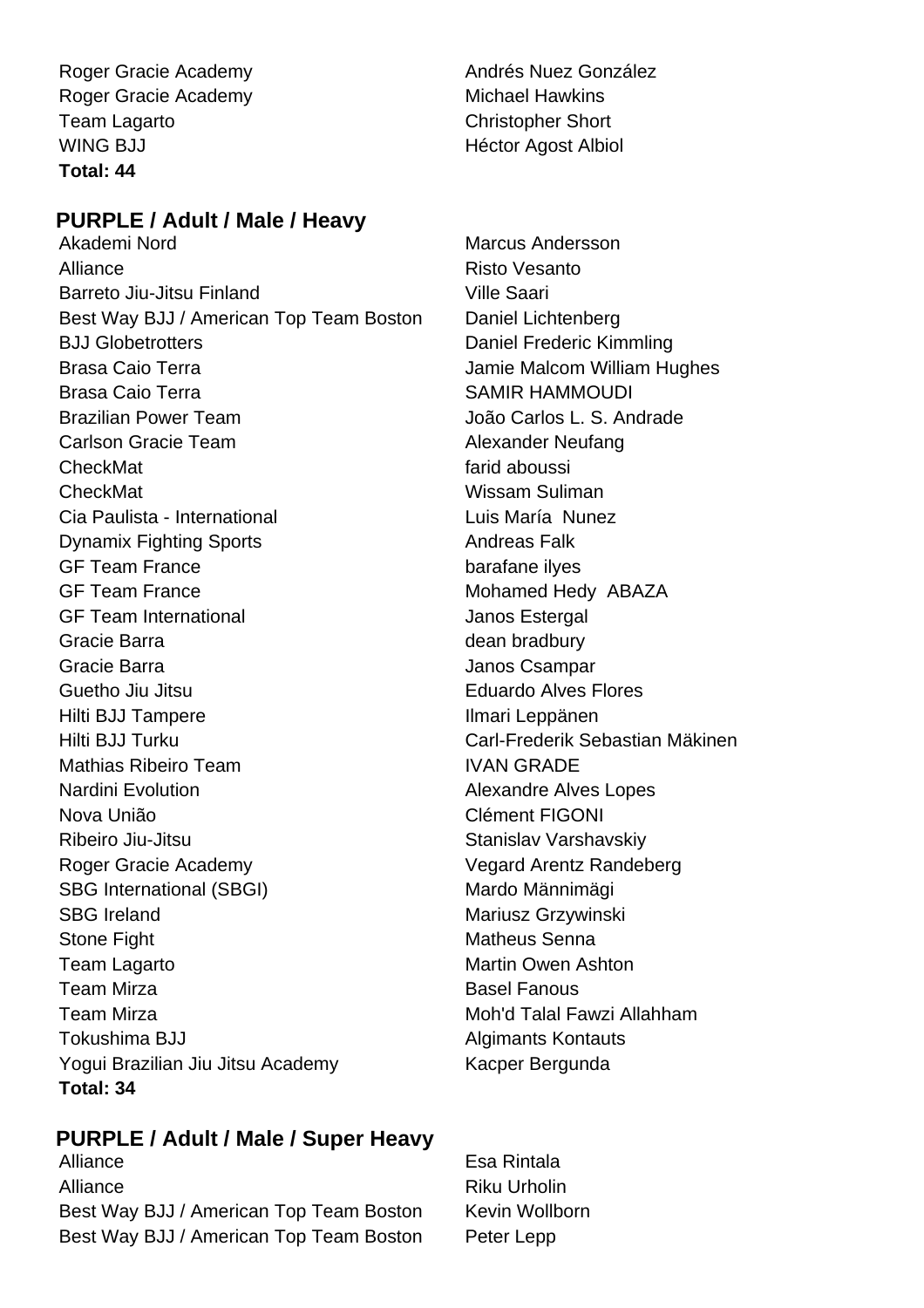| | |
|---|---|
| Roger Gracie Academy | Andrés Nuez González |
| Roger Gracie Academy | Michael Hawkins |
| Team Lagarto | Christopher Short |
| WING BJJ | Héctor Agost Albiol |

**Total: 44**

## PURPLE / Adult / Male / Heavy

| | |
|---|---|
| Akademi Nord | Marcus Andersson |
| Alliance | Risto Vesanto |
| Barreto Jiu-Jitsu Finland | Ville Saari |
| Best Way BJJ / American Top Team Boston | Daniel Lichtenberg |
| BJJ Globetrotters | Daniel Frederic Kimmling |
| Brasa Caio Terra | Jamie Malcom William Hughes |
| Brasa Caio Terra | SAMIR HAMMOUDI |
| Brazilian Power Team | João Carlos L. S. Andrade |
| Carlson Gracie Team | Alexander Neufang |
| CheckMat | farid aboussi |
| CheckMat | Wissam Suliman |
| Cia Paulista - International | Luis María Nunez |
| Dynamix Fighting Sports | Andreas Falk |
| GF Team France | barafane ilyes |
| GF Team France | Mohamed Hedy ABAZA |
| GF Team International | Janos Estergal |
| Gracie Barra | dean bradbury |
| Gracie Barra | Janos Csampar |
| Guetho Jiu Jitsu | Eduardo Alves Flores |
| Hilti BJJ Tampere | Ilmari Leppänen |
| Hilti BJJ Turku | Carl-Frederik Sebastian Mäkinen |
| Mathias Ribeiro Team | IVAN GRADE |
| Nardini Evolution | Alexandre Alves Lopes |
| Nova União | Clément FIGONI |
| Ribeiro Jiu-Jitsu | Stanislav Varshavskiy |
| Roger Gracie Academy | Vegard Arentz Randeberg |
| SBG International (SBGI) | Mardo Männimägi |
| SBG Ireland | Mariusz Grzywinski |
| Stone Fight | Matheus Senna |
| Team Lagarto | Martin Owen Ashton |
| Team Mirza | Basel Fanous |
| Team Mirza | Moh'd Talal Fawzi Allahham |
| Tokushima BJJ | Algimants Kontauts |
| Yogui Brazilian Jiu Jitsu Academy | Kacper Bergunda |

**Total: 34**

## PURPLE / Adult / Male / Super Heavy

| | |
|---|---|
| Alliance | Esa Rintala |
| Alliance | Riku Urholin |
| Best Way BJJ / American Top Team Boston | Kevin Wollborn |
| Best Way BJJ / American Top Team Boston | Peter Lepp |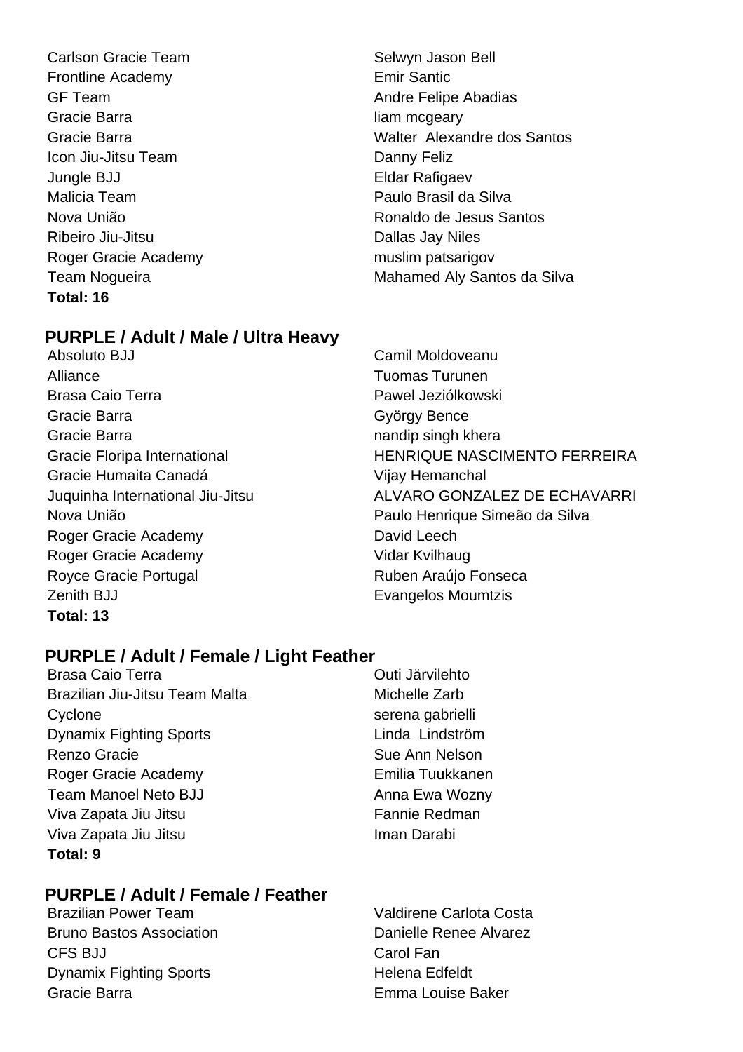| Team | Name |
| --- | --- |
| Carlson Gracie Team | Selwyn Jason Bell |
| Frontline Academy | Emir Santic |
| GF Team | Andre Felipe Abadias |
| Gracie Barra | liam mcgeary |
| Gracie Barra | Walter  Alexandre dos Santos |
| Icon Jiu-Jitsu Team | Danny Feliz |
| Jungle BJJ | Eldar Rafigaev |
| Malicia Team | Paulo Brasil da Silva |
| Nova União | Ronaldo de Jesus Santos |
| Ribeiro Jiu-Jitsu | Dallas Jay Niles |
| Roger Gracie Academy | muslim patsarigov |
| Team Nogueira | Mahamed Aly Santos da Silva |

**Total: 16**

## PURPLE / Adult / Male / Ultra Heavy

| Team | Name |
| --- | --- |
| Absoluto BJJ | Camil Moldoveanu |
| Alliance | Tuomas Turunen |
| Brasa Caio Terra | Pawel Jeziólkowski |
| Gracie Barra | György Bence |
| Gracie Barra | nandip singh khera |
| Gracie Floripa International | HENRIQUE NASCIMENTO FERREIRA |
| Gracie Humaita Canadá | Vijay Hemanchal |
| Juquinha International Jiu-Jitsu | ALVARO GONZALEZ DE ECHAVARRI |
| Nova União | Paulo Henrique Simeão da Silva |
| Roger Gracie Academy | David Leech |
| Roger Gracie Academy | Vidar Kvilhaug |
| Royce Gracie Portugal | Ruben Araújo Fonseca |
| Zenith BJJ | Evangelos Moumtzis |

**Total: 13**

## PURPLE / Adult / Female / Light Feather

| Team | Name |
| --- | --- |
| Brasa Caio Terra | Outi Järvilehto |
| Brazilian Jiu-Jitsu Team Malta | Michelle Zarb |
| Cyclone | serena gabrielli |
| Dynamix Fighting Sports | Linda  Lindström |
| Renzo Gracie | Sue Ann Nelson |
| Roger Gracie Academy | Emilia Tuukkanen |
| Team Manoel Neto BJJ | Anna Ewa Wozny |
| Viva Zapata Jiu Jitsu | Fannie Redman |
| Viva Zapata Jiu Jitsu | Iman Darabi |

**Total: 9**

## PURPLE / Adult / Female / Feather

| Team | Name |
| --- | --- |
| Brazilian Power Team | Valdirene Carlota Costa |
| Bruno Bastos Association | Danielle Renee Alvarez |
| CFS BJJ | Carol Fan |
| Dynamix Fighting Sports | Helena Edfeldt |
| Gracie Barra | Emma Louise Baker |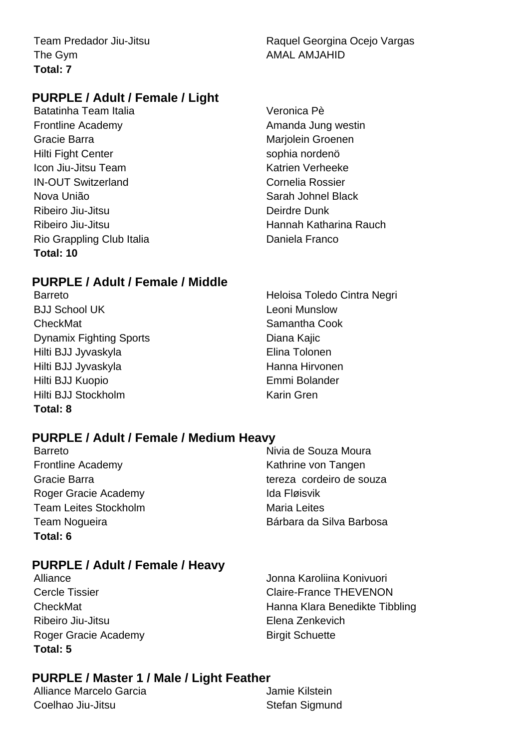Team Predador Jiu-Jitsu | Raquel Georgina Ocejo Vargas
The Gym | AMAL AMJAHID
**Total: 7**

### PURPLE / Adult / Female / Light

| Team | Name |
|---|---|
| Batatinha Team Italia | Veronica Pè |
| Frontline Academy | Amanda Jung westin |
| Gracie Barra | Marjolein Groenen |
| Hilti Fight Center | sophia nordenö |
| Icon Jiu-Jitsu Team | Katrien Verheeke |
| IN-OUT Switzerland | Cornelia Rossier |
| Nova União | Sarah Johnel Black |
| Ribeiro Jiu-Jitsu | Deirdre Dunk |
| Ribeiro Jiu-Jitsu | Hannah Katharina Rauch |
| Rio Grappling Club Italia | Daniela Franco |

**Total: 10**

### PURPLE / Adult / Female / Middle

| Team | Name |
|---|---|
| Barreto | Heloisa Toledo Cintra Negri |
| BJJ School UK | Leoni Munslow |
| CheckMat | Samantha Cook |
| Dynamix Fighting Sports | Diana Kajic |
| Hilti BJJ Jyvaskyla | Elina Tolonen |
| Hilti BJJ Jyvaskyla | Hanna Hirvonen |
| Hilti BJJ Kuopio | Emmi Bolander |
| Hilti BJJ Stockholm | Karin Gren |

**Total: 8**

### PURPLE / Adult / Female / Medium Heavy

| Team | Name |
|---|---|
| Barreto | Nivia de Souza Moura |
| Frontline Academy | Kathrine von Tangen |
| Gracie Barra | tereza cordeiro de souza |
| Roger Gracie Academy | Ida Fløisvik |
| Team Leites Stockholm | Maria Leites |
| Team Nogueira | Bárbara da Silva Barbosa |

**Total: 6**

### PURPLE / Adult / Female / Heavy

| Team | Name |
|---|---|
| Alliance | Jonna Karoliina Konivuori |
| Cercle Tissier | Claire-France THEVENON |
| CheckMat | Hanna Klara Benedikte Tibbling |
| Ribeiro Jiu-Jitsu | Elena Zenkevich |
| Roger Gracie Academy | Birgit Schuette |

**Total: 5**

### PURPLE / Master 1 / Male / Light Feather

| Team | Name |
|---|---|
| Alliance Marcelo Garcia | Jamie Kilstein |
| Coelhao Jiu-Jitsu | Stefan Sigmund |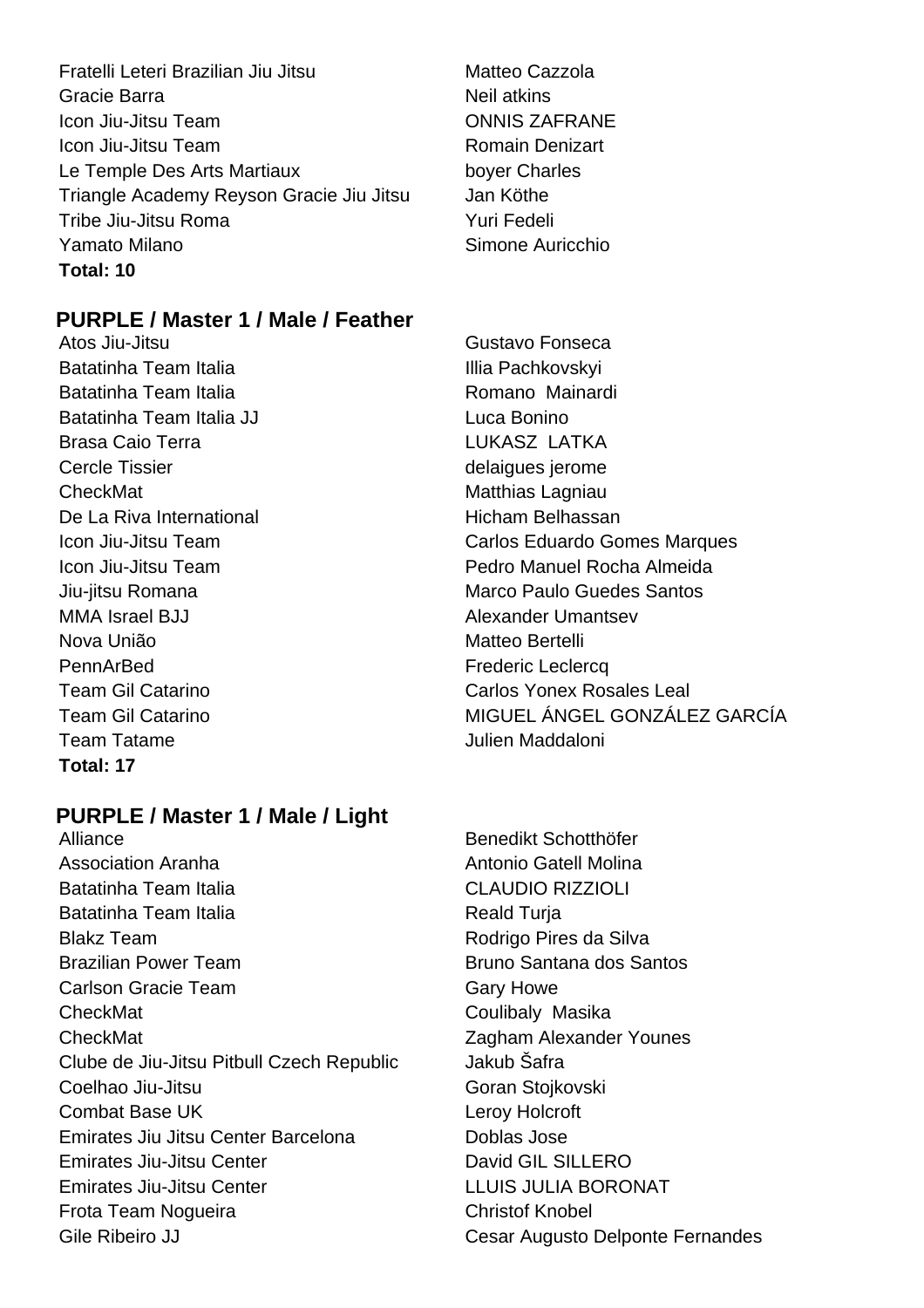| Team | Name |
| --- | --- |
| Fratelli Leteri Brazilian Jiu Jitsu | Matteo Cazzola |
| Gracie Barra | Neil atkins |
| Icon Jiu-Jitsu Team | ONNIS ZAFRANE |
| Icon Jiu-Jitsu Team | Romain Denizart |
| Le Temple Des Arts Martiaux | boyer Charles |
| Triangle Academy Reyson Gracie Jiu Jitsu | Jan Köthe |
| Tribe Jiu-Jitsu Roma | Yuri Fedeli |
| Yamato Milano | Simone Auricchio |

**Total: 10**

## PURPLE / Master 1 / Male / Feather

| Team | Name |
| --- | --- |
| Atos Jiu-Jitsu | Gustavo Fonseca |
| Batatinha Team Italia | Illia Pachkovskyi |
| Batatinha Team Italia | Romano Mainardi |
| Batatinha Team Italia JJ | Luca Bonino |
| Brasa Caio Terra | LUKASZ LATKA |
| Cercle Tissier | delaigues jerome |
| CheckMat | Matthias Lagniau |
| De La Riva International | Hicham Belhassan |
| Icon Jiu-Jitsu Team | Carlos Eduardo Gomes Marques |
| Icon Jiu-Jitsu Team | Pedro Manuel Rocha Almeida |
| Jiu-jitsu Romana | Marco Paulo Guedes Santos |
| MMA Israel BJJ | Alexander Umantsev |
| Nova União | Matteo Bertelli |
| PennArBed | Frederic Leclercq |
| Team Gil Catarino | Carlos Yonex Rosales Leal |
| Team Gil Catarino | MIGUEL ÁNGEL GONZÁLEZ GARCÍA |
| Team Tatame | Julien Maddaloni |

**Total: 17**

## PURPLE / Master 1 / Male / Light

| Team | Name |
| --- | --- |
| Alliance | Benedikt Schotthöfer |
| Association Aranha | Antonio Gatell Molina |
| Batatinha Team Italia | CLAUDIO RIZZIOLI |
| Batatinha Team Italia | Reald Turja |
| Blakz Team | Rodrigo Pires da Silva |
| Brazilian Power Team | Bruno Santana dos Santos |
| Carlson Gracie Team | Gary Howe |
| CheckMat | Coulibaly Masika |
| CheckMat | Zagham Alexander Younes |
| Clube de Jiu-Jitsu Pitbull Czech Republic | Jakub Šafra |
| Coelhao Jiu-Jitsu | Goran Stojkovski |
| Combat Base UK | Leroy Holcroft |
| Emirates Jiu Jitsu Center Barcelona | Doblas Jose |
| Emirates Jiu-Jitsu Center | David GIL SILLERO |
| Emirates Jiu-Jitsu Center | LLUIS JULIA BORONAT |
| Frota Team Nogueira | Christof Knobel |
| Gile Ribeiro JJ | Cesar Augusto Delponte Fernandes |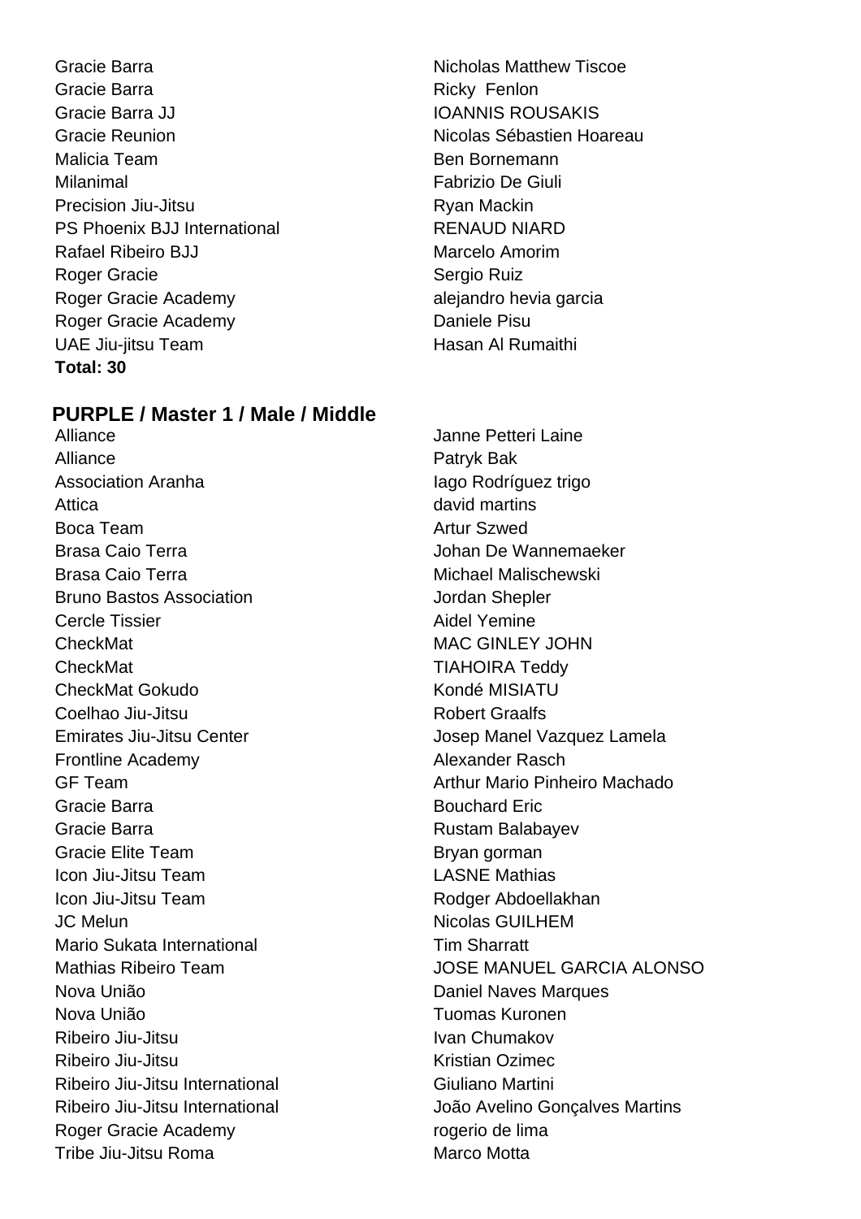| | |
|---|---|
| Gracie Barra | Nicholas Matthew Tiscoe |
| Gracie Barra | Ricky Fenlon |
| Gracie Barra JJ | IOANNIS ROUSAKIS |
| Gracie Reunion | Nicolas Sébastien Hoareau |
| Malicia Team | Ben Bornemann |
| Milanimal | Fabrizio De Giuli |
| Precision Jiu-Jitsu | Ryan Mackin |
| PS Phoenix BJJ International | RENAUD NIARD |
| Rafael Ribeiro BJJ | Marcelo Amorim |
| Roger Gracie | Sergio Ruiz |
| Roger Gracie Academy | alejandro hevia garcia |
| Roger Gracie Academy | Daniele Pisu |
| UAE Jiu-jitsu Team | Hasan Al Rumaithi |

**Total: 30**

## PURPLE / Master 1 / Male / Middle

| | |
|---|---|
| Alliance | Janne Petteri Laine |
| Alliance | Patryk Bak |
| Association Aranha | Iago Rodríguez trigo |
| Attica | david martins |
| Boca Team | Artur Szwed |
| Brasa Caio Terra | Johan De Wannemaeker |
| Brasa Caio Terra | Michael Malischewski |
| Bruno Bastos Association | Jordan Shepler |
| Cercle Tissier | Aidel Yemine |
| CheckMat | MAC GINLEY JOHN |
| CheckMat | TIAHOIRA Teddy |
| CheckMat Gokudo | Kondé MISIATU |
| Coelhao Jiu-Jitsu | Robert Graalfs |
| Emirates Jiu-Jitsu Center | Josep Manel Vazquez Lamela |
| Frontline Academy | Alexander Rasch |
| GF Team | Arthur Mario Pinheiro Machado |
| Gracie Barra | Bouchard Eric |
| Gracie Barra | Rustam Balabayev |
| Gracie Elite Team | Bryan gorman |
| Icon Jiu-Jitsu Team | LASNE Mathias |
| Icon Jiu-Jitsu Team | Rodger Abdoellakhan |
| JC Melun | Nicolas GUILHEM |
| Mario Sukata International | Tim Sharratt |
| Mathias Ribeiro Team | JOSE MANUEL GARCIA ALONSO |
| Nova União | Daniel Naves Marques |
| Nova União | Tuomas Kuronen |
| Ribeiro Jiu-Jitsu | Ivan Chumakov |
| Ribeiro Jiu-Jitsu | Kristian Ozimec |
| Ribeiro Jiu-Jitsu International | Giuliano Martini |
| Ribeiro Jiu-Jitsu International | João Avelino Gonçalves Martins |
| Roger Gracie Academy | rogerio de lima |
| Tribe Jiu-Jitsu Roma | Marco Motta |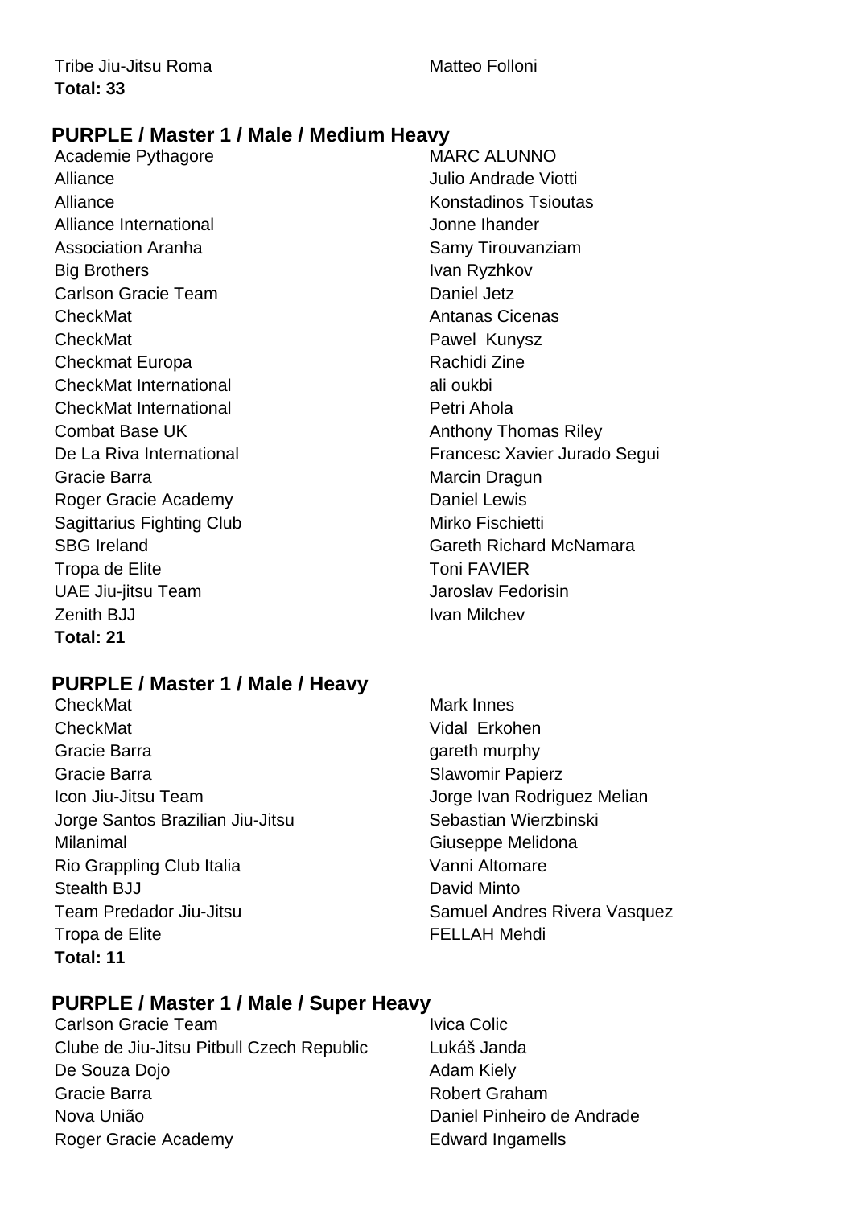Tribe Jiu-Jitsu Roma Matteo Folloni
**Total: 33**

## PURPLE / Master 1 / Male / Medium Heavy

| Team | Name |
|---|---|
| Academie Pythagore | MARC ALUNNO |
| Alliance | Julio Andrade Viotti |
| Alliance | Konstadinos Tsioutas |
| Alliance International | Jonne Ihander |
| Association Aranha | Samy Tirouvanziam |
| Big Brothers | Ivan Ryzhkov |
| Carlson Gracie Team | Daniel Jetz |
| CheckMat | Antanas Cicenas |
| CheckMat | Pawel Kunysz |
| Checkmat Europa | Rachidi Zine |
| CheckMat International | ali oukbi |
| CheckMat International | Petri Ahola |
| Combat Base UK | Anthony Thomas Riley |
| De La Riva International | Francesc Xavier Jurado Segui |
| Gracie Barra | Marcin Dragun |
| Roger Gracie Academy | Daniel Lewis |
| Sagittarius Fighting Club | Mirko Fischietti |
| SBG Ireland | Gareth Richard McNamara |
| Tropa de Elite | Toni FAVIER |
| UAE Jiu-jitsu Team | Jaroslav Fedorisin |
| Zenith BJJ | Ivan Milchev |

**Total: 21**

## PURPLE / Master 1 / Male / Heavy

| Team | Name |
|---|---|
| CheckMat | Mark Innes |
| CheckMat | Vidal Erkohen |
| Gracie Barra | gareth murphy |
| Gracie Barra | Slawomir Papierz |
| Icon Jiu-Jitsu Team | Jorge Ivan Rodriguez Melian |
| Jorge Santos Brazilian Jiu-Jitsu | Sebastian Wierzbinski |
| Milanimal | Giuseppe Melidona |
| Rio Grappling Club Italia | Vanni Altomare |
| Stealth BJJ | David Minto |
| Team Predador Jiu-Jitsu | Samuel Andres Rivera Vasquez |
| Tropa de Elite | FELLAH Mehdi |

**Total: 11**

## PURPLE / Master 1 / Male / Super Heavy

| Team | Name |
|---|---|
| Carlson Gracie Team | Ivica Colic |
| Clube de Jiu-Jitsu Pitbull Czech Republic | Lukáš Janda |
| De Souza Dojo | Adam Kiely |
| Gracie Barra | Robert Graham |
| Nova União | Daniel Pinheiro de Andrade |
| Roger Gracie Academy | Edward Ingamells |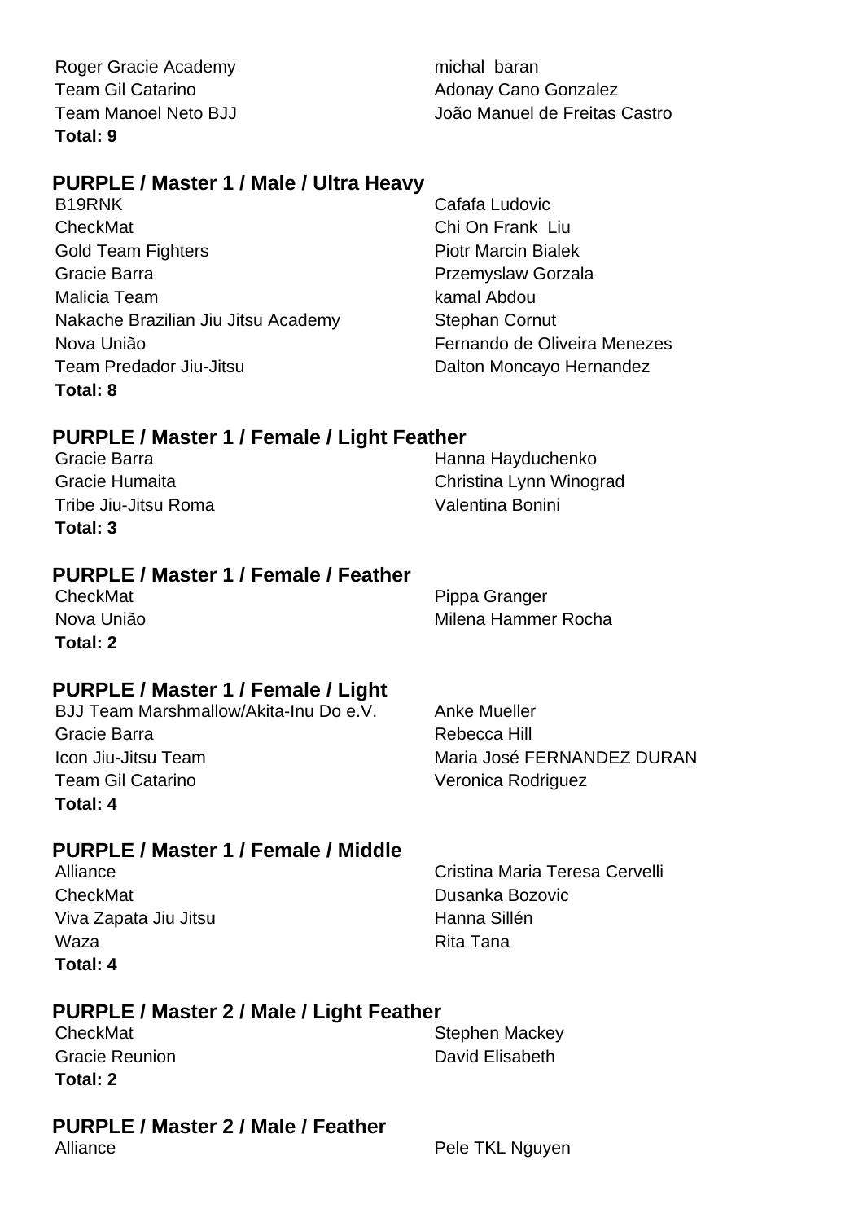| | |
|---|---|
| Roger Gracie Academy | michal baran |
| Team Gil Catarino | Adonay Cano Gonzalez |
| Team Manoel Neto BJJ | João Manuel de Freitas Castro |

**Total: 9**

## PURPLE / Master 1 / Male / Ultra Heavy

| | |
|---|---|
| B19RNK | Cafafa Ludovic |
| CheckMat | Chi On Frank Liu |
| Gold Team Fighters | Piotr Marcin Bialek |
| Gracie Barra | Przemyslaw Gorzala |
| Malicia Team | kamal Abdou |
| Nakache Brazilian Jiu Jitsu Academy | Stephan Cornut |
| Nova União | Fernando de Oliveira Menezes |
| Team Predador Jiu-Jitsu | Dalton Moncayo Hernandez |

**Total: 8**

## PURPLE / Master 1 / Female / Light Feather

| | |
|---|---|
| Gracie Barra | Hanna Hayduchenko |
| Gracie Humaita | Christina Lynn Winograd |
| Tribe Jiu-Jitsu Roma | Valentina Bonini |

**Total: 3**

## PURPLE / Master 1 / Female / Feather

| | |
|---|---|
| CheckMat | Pippa Granger |
| Nova União | Milena Hammer Rocha |

**Total: 2**

## PURPLE / Master 1 / Female / Light

| | |
|---|---|
| BJJ Team Marshmallow/Akita-Inu Do e.V. | Anke Mueller |
| Gracie Barra | Rebecca Hill |
| Icon Jiu-Jitsu Team | Maria José FERNANDEZ DURAN |
| Team Gil Catarino | Veronica Rodriguez |

**Total: 4**

## PURPLE / Master 1 / Female / Middle

| | |
|---|---|
| Alliance | Cristina Maria Teresa Cervelli |
| CheckMat | Dusanka Bozovic |
| Viva Zapata Jiu Jitsu | Hanna Sillén |
| Waza | Rita Tana |

**Total: 4**

## PURPLE / Master 2 / Male / Light Feather

| | |
|---|---|
| CheckMat | Stephen Mackey |
| Gracie Reunion | David Elisabeth |

**Total: 2**

## PURPLE / Master 2 / Male / Feather

| | |
|---|---|
| Alliance | Pele TKL Nguyen |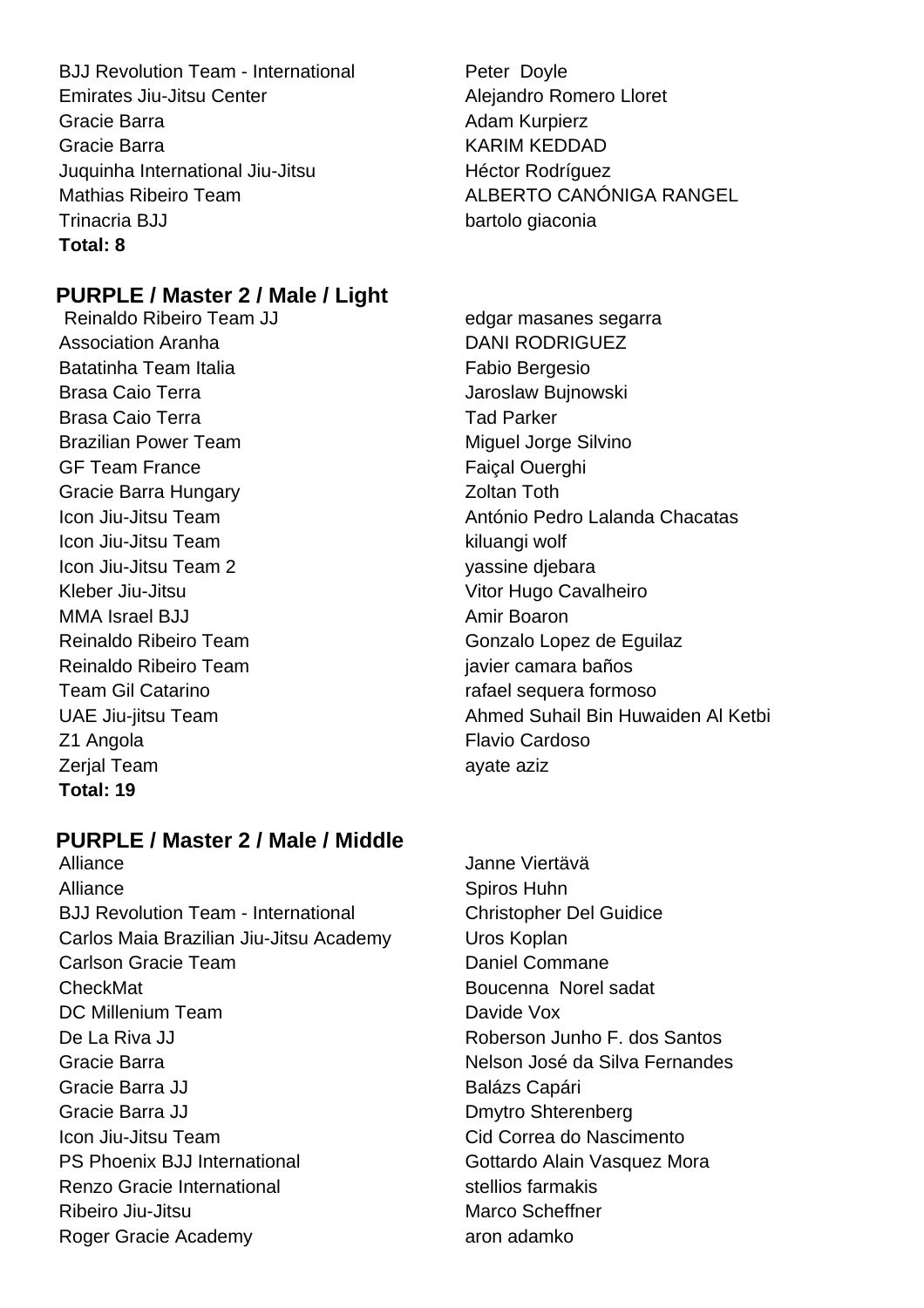| Team | Name |
|---|---|
| BJJ Revolution Team - International | Peter Doyle |
| Emirates Jiu-Jitsu Center | Alejandro Romero Lloret |
| Gracie Barra | Adam Kurpierz |
| Gracie Barra | KARIM KEDDAD |
| Juquinha International Jiu-Jitsu | Héctor Rodríguez |
| Mathias Ribeiro Team | ALBERTO CANÓNIGA RANGEL |
| Trinacria BJJ | bartolo giaconia |

**Total: 8**

## PURPLE / Master 2 / Male / Light

| Team | Name |
|---|---|
| Reinaldo Ribeiro Team JJ | edgar masanes segarra |
| Association Aranha | DANI RODRIGUEZ |
| Batatinha Team Italia | Fabio Bergesio |
| Brasa Caio Terra | Jaroslaw Bujnowski |
| Brasa Caio Terra | Tad Parker |
| Brazilian Power Team | Miguel Jorge Silvino |
| GF Team France | Faiçal Ouerghi |
| Gracie Barra Hungary | Zoltan Toth |
| Icon Jiu-Jitsu Team | António Pedro Lalanda Chacatas |
| Icon Jiu-Jitsu Team | kiluangi wolf |
| Icon Jiu-Jitsu Team 2 | yassine djebara |
| Kleber Jiu-Jitsu | Vitor Hugo Cavalheiro |
| MMA Israel BJJ | Amir Boaron |
| Reinaldo Ribeiro Team | Gonzalo Lopez de Eguilaz |
| Reinaldo Ribeiro Team | javier camara baños |
| Team Gil Catarino | rafael sequera formoso |
| UAE Jiu-jitsu Team | Ahmed Suhail Bin Huwaiden Al Ketbi |
| Z1 Angola | Flavio Cardoso |
| Zerjal Team | ayate aziz |

**Total: 19**

## PURPLE / Master 2 / Male / Middle

| Team | Name |
|---|---|
| Alliance | Janne Viertävä |
| Alliance | Spiros Huhn |
| BJJ Revolution Team - International | Christopher Del Guidice |
| Carlos Maia Brazilian Jiu-Jitsu Academy | Uros Koplan |
| Carlson Gracie Team | Daniel Commane |
| CheckMat | Boucenna Norel sadat |
| DC Millenium Team | Davide Vox |
| De La Riva JJ | Roberson Junho F. dos Santos |
| Gracie Barra | Nelson José da Silva Fernandes |
| Gracie Barra JJ | Balázs Capári |
| Gracie Barra JJ | Dmytro Shterenberg |
| Icon Jiu-Jitsu Team | Cid Correa do Nascimento |
| PS Phoenix BJJ International | Gottardo Alain Vasquez Mora |
| Renzo Gracie International | stellios farmakis |
| Ribeiro Jiu-Jitsu | Marco Scheffner |
| Roger Gracie Academy | aron adamko |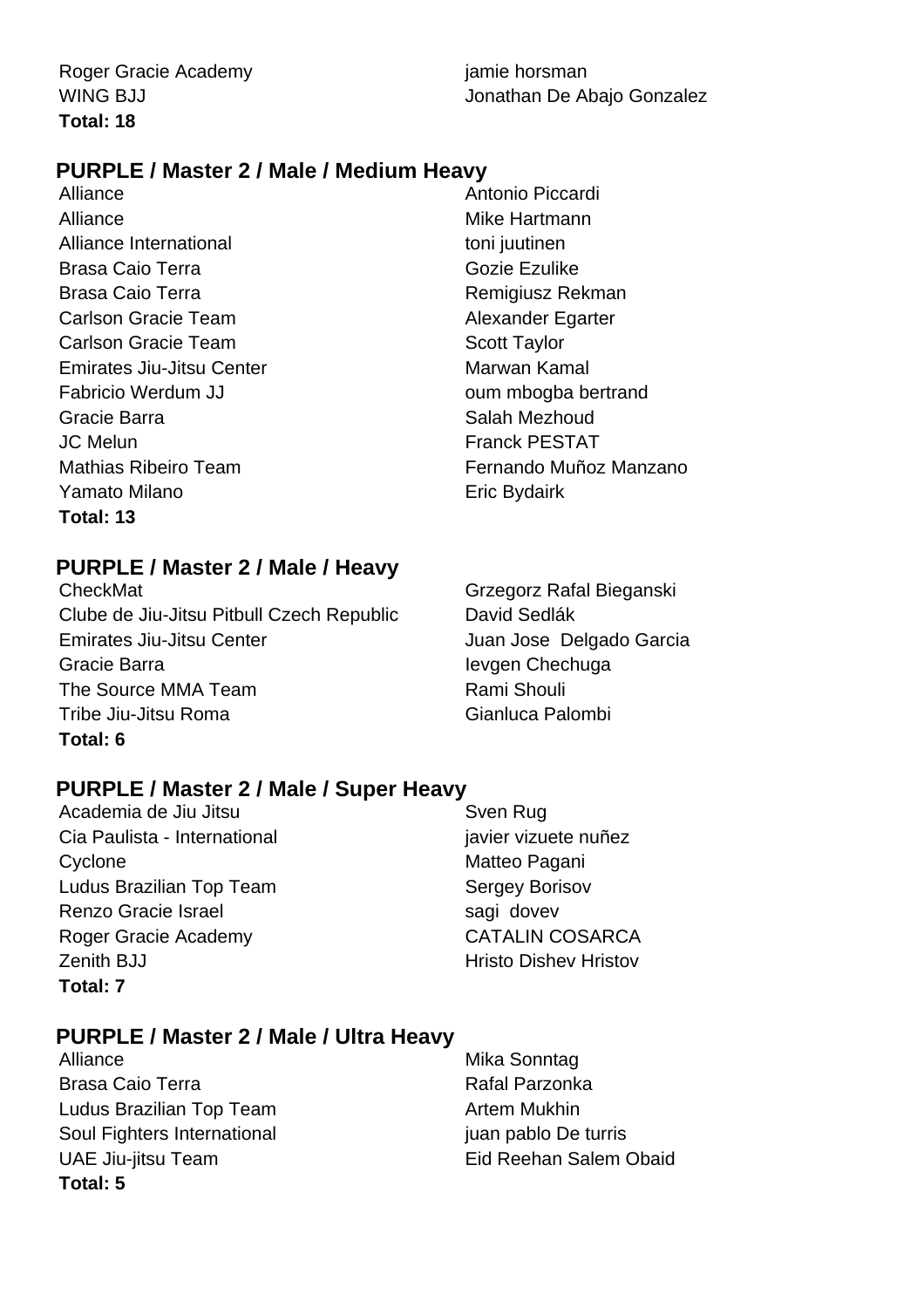| | |
|---|---|
| Roger Gracie Academy | jamie horsman |
| WING BJJ | Jonathan De Abajo Gonzalez |

**Total: 18**

## PURPLE / Master 2 / Male / Medium Heavy

| | |
|---|---|
| Alliance | Antonio Piccardi |
| Alliance | Mike Hartmann |
| Alliance International | toni juutinen |
| Brasa Caio Terra | Gozie Ezulike |
| Brasa Caio Terra | Remigiusz Rekman |
| Carlson Gracie Team | Alexander Egarter |
| Carlson Gracie Team | Scott Taylor |
| Emirates Jiu-Jitsu Center | Marwan Kamal |
| Fabricio Werdum JJ | oum mbogba bertrand |
| Gracie Barra | Salah Mezhoud |
| JC Melun | Franck PESTAT |
| Mathias Ribeiro Team | Fernando Muñoz Manzano |
| Yamato Milano | Eric Bydairk |

**Total: 13**

## PURPLE / Master 2 / Male / Heavy

| | |
|---|---|
| CheckMat | Grzegorz Rafal Bieganski |
| Clube de Jiu-Jitsu Pitbull Czech Republic | David Sedlák |
| Emirates Jiu-Jitsu Center | Juan Jose Delgado Garcia |
| Gracie Barra | Ievgen Chechuga |
| The Source MMA Team | Rami Shouli |
| Tribe Jiu-Jitsu Roma | Gianluca Palombi |

**Total: 6**

## PURPLE / Master 2 / Male / Super Heavy

| | |
|---|---|
| Academia de Jiu Jitsu | Sven Rug |
| Cia Paulista - International | javier vizuete nuñez |
| Cyclone | Matteo Pagani |
| Ludus Brazilian Top Team | Sergey Borisov |
| Renzo Gracie Israel | sagi dovev |
| Roger Gracie Academy | CATALIN COSARCA |
| Zenith BJJ | Hristo Dishev Hristov |

**Total: 7**

## PURPLE / Master 2 / Male / Ultra Heavy

| | |
|---|---|
| Alliance | Mika Sonntag |
| Brasa Caio Terra | Rafal Parzonka |
| Ludus Brazilian Top Team | Artem Mukhin |
| Soul Fighters International | juan pablo De turris |
| UAE Jiu-jitsu Team | Eid Reehan Salem Obaid |

**Total: 5**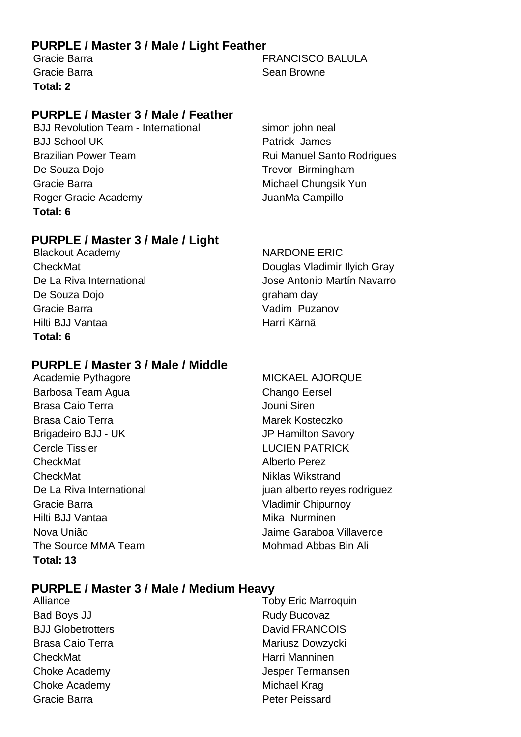## PURPLE / Master 3 / Male / Light Feather

| Team | Name |
|---|---|
| Gracie Barra | FRANCISCO BALULA |
| Gracie Barra | Sean Browne |

**Total: 2**

## PURPLE / Master 3 / Male / Feather

| Team | Name |
|---|---|
| BJJ Revolution Team - International | simon john neal |
| BJJ School UK | Patrick James |
| Brazilian Power Team | Rui Manuel Santo Rodrigues |
| De Souza Dojo | Trevor Birmingham |
| Gracie Barra | Michael Chungsik Yun |
| Roger Gracie Academy | JuanMa Campillo |

**Total: 6**

## PURPLE / Master 3 / Male / Light

| Team | Name |
|---|---|
| Blackout Academy | NARDONE ERIC |
| CheckMat | Douglas Vladimir Ilyich Gray |
| De La Riva International | Jose Antonio Martín Navarro |
| De Souza Dojo | graham day |
| Gracie Barra | Vadim Puzanov |
| Hilti BJJ Vantaa | Harri Kärnä |

**Total: 6**

## PURPLE / Master 3 / Male / Middle

| Team | Name |
|---|---|
| Academie Pythagore | MICKAEL AJORQUE |
| Barbosa Team Agua | Chango Eersel |
| Brasa Caio Terra | Jouni Siren |
| Brasa Caio Terra | Marek Kosteczko |
| Brigadeiro BJJ - UK | JP Hamilton Savory |
| Cercle Tissier | LUCIEN PATRICK |
| CheckMat | Alberto Perez |
| CheckMat | Niklas Wikstrand |
| De La Riva International | juan alberto reyes rodriguez |
| Gracie Barra | Vladimir Chipurnoy |
| Hilti BJJ Vantaa | Mika Nurminen |
| Nova União | Jaime Garaboa Villaverde |
| The Source MMA Team | Mohmad Abbas Bin Ali |

**Total: 13**

## PURPLE / Master 3 / Male / Medium Heavy

| Team | Name |
|---|---|
| Alliance | Toby Eric Marroquin |
| Bad Boys JJ | Rudy Bucovaz |
| BJJ Globetrotters | David FRANCOIS |
| Brasa Caio Terra | Mariusz Dowzycki |
| CheckMat | Harri Manninen |
| Choke Academy | Jesper Termansen |
| Choke Academy | Michael Krag |
| Gracie Barra | Peter Peissard |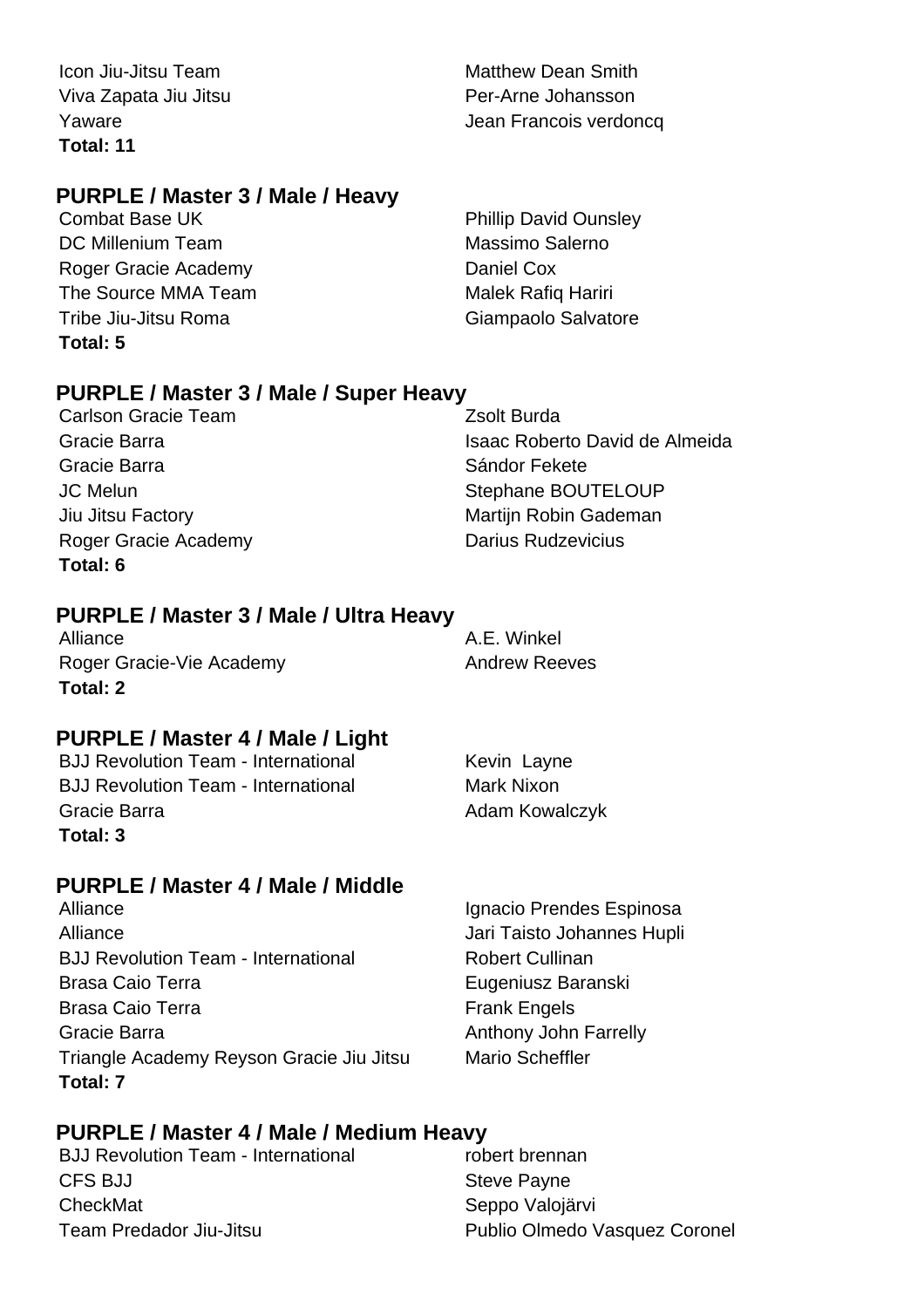| | |
|---|---|
| Icon Jiu-Jitsu Team | Matthew Dean Smith |
| Viva Zapata Jiu Jitsu | Per-Arne Johansson |
| Yaware | Jean Francois verdoncq |

**Total: 11**

## PURPLE / Master 3 / Male / Heavy

| | |
|---|---|
| Combat Base UK | Phillip David Ounsley |
| DC Millenium Team | Massimo Salerno |
| Roger Gracie Academy | Daniel Cox |
| The Source MMA Team | Malek Rafiq Hariri |
| Tribe Jiu-Jitsu Roma | Giampaolo Salvatore |

**Total: 5**

## PURPLE / Master 3 / Male / Super Heavy

| | |
|---|---|
| Carlson Gracie Team | Zsolt Burda |
| Gracie Barra | Isaac Roberto David de Almeida |
| Gracie Barra | Sándor Fekete |
| JC Melun | Stephane BOUTELOUP |
| Jiu Jitsu Factory | Martijn Robin Gademan |
| Roger Gracie Academy | Darius Rudzevicius |

**Total: 6**

## PURPLE / Master 3 / Male / Ultra Heavy

| | |
|---|---|
| Alliance | A.E. Winkel |
| Roger Gracie-Vie Academy | Andrew Reeves |

**Total: 2**

## PURPLE / Master 4 / Male / Light

| | |
|---|---|
| BJJ Revolution Team - International | Kevin Layne |
| BJJ Revolution Team - International | Mark Nixon |
| Gracie Barra | Adam Kowalczyk |

**Total: 3**

## PURPLE / Master 4 / Male / Middle

| | |
|---|---|
| Alliance | Ignacio Prendes Espinosa |
| Alliance | Jari Taisto Johannes Hupli |
| BJJ Revolution Team - International | Robert Cullinan |
| Brasa Caio Terra | Eugeniusz Baranski |
| Brasa Caio Terra | Frank Engels |
| Gracie Barra | Anthony John Farrelly |
| Triangle Academy Reyson Gracie Jiu Jitsu | Mario Scheffler |

**Total: 7**

## PURPLE / Master 4 / Male / Medium Heavy

| | |
|---|---|
| BJJ Revolution Team - International | robert brennan |
| CFS BJJ | Steve Payne |
| CheckMat | Seppo Valojärvi |
| Team Predador Jiu-Jitsu | Publio Olmedo Vasquez Coronel |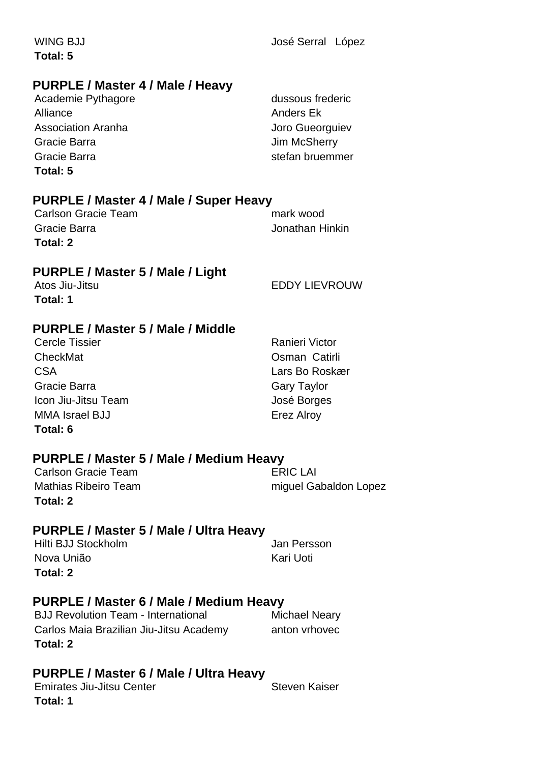| | |
|---|---|
| WING BJJ | José Serral López |

**Total: 5**

## PURPLE / Master 4 / Male / Heavy

| | |
|---|---|
| Academie Pythagore | dussous frederic |
| Alliance | Anders Ek |
| Association Aranha | Joro Gueorguiev |
| Gracie Barra | Jim McSherry |
| Gracie Barra | stefan bruemmer |

**Total: 5**

## PURPLE / Master 4 / Male / Super Heavy

| | |
|---|---|
| Carlson Gracie Team | mark wood |
| Gracie Barra | Jonathan Hinkin |

**Total: 2**

## PURPLE / Master 5 / Male / Light

| | |
|---|---|
| Atos Jiu-Jitsu | EDDY LIEVROUW |

**Total: 1**

## PURPLE / Master 5 / Male / Middle

| | |
|---|---|
| Cercle Tissier | Ranieri Victor |
| CheckMat | Osman Catirli |
| CSA | Lars Bo Roskær |
| Gracie Barra | Gary Taylor |
| Icon Jiu-Jitsu Team | José Borges |
| MMA Israel BJJ | Erez Alroy |

**Total: 6**

## PURPLE / Master 5 / Male / Medium Heavy

| | |
|---|---|
| Carlson Gracie Team | ERIC LAI |
| Mathias Ribeiro Team | miguel Gabaldon Lopez |

**Total: 2**

## PURPLE / Master 5 / Male / Ultra Heavy

| | |
|---|---|
| Hilti BJJ Stockholm | Jan Persson |
| Nova União | Kari Uoti |

**Total: 2**

## PURPLE / Master 6 / Male / Medium Heavy

| | |
|---|---|
| BJJ Revolution Team - International | Michael Neary |
| Carlos Maia Brazilian Jiu-Jitsu Academy | anton vrhovec |

**Total: 2**

## PURPLE / Master 6 / Male / Ultra Heavy

| | |
|---|---|
| Emirates Jiu-Jitsu Center | Steven Kaiser |

**Total: 1**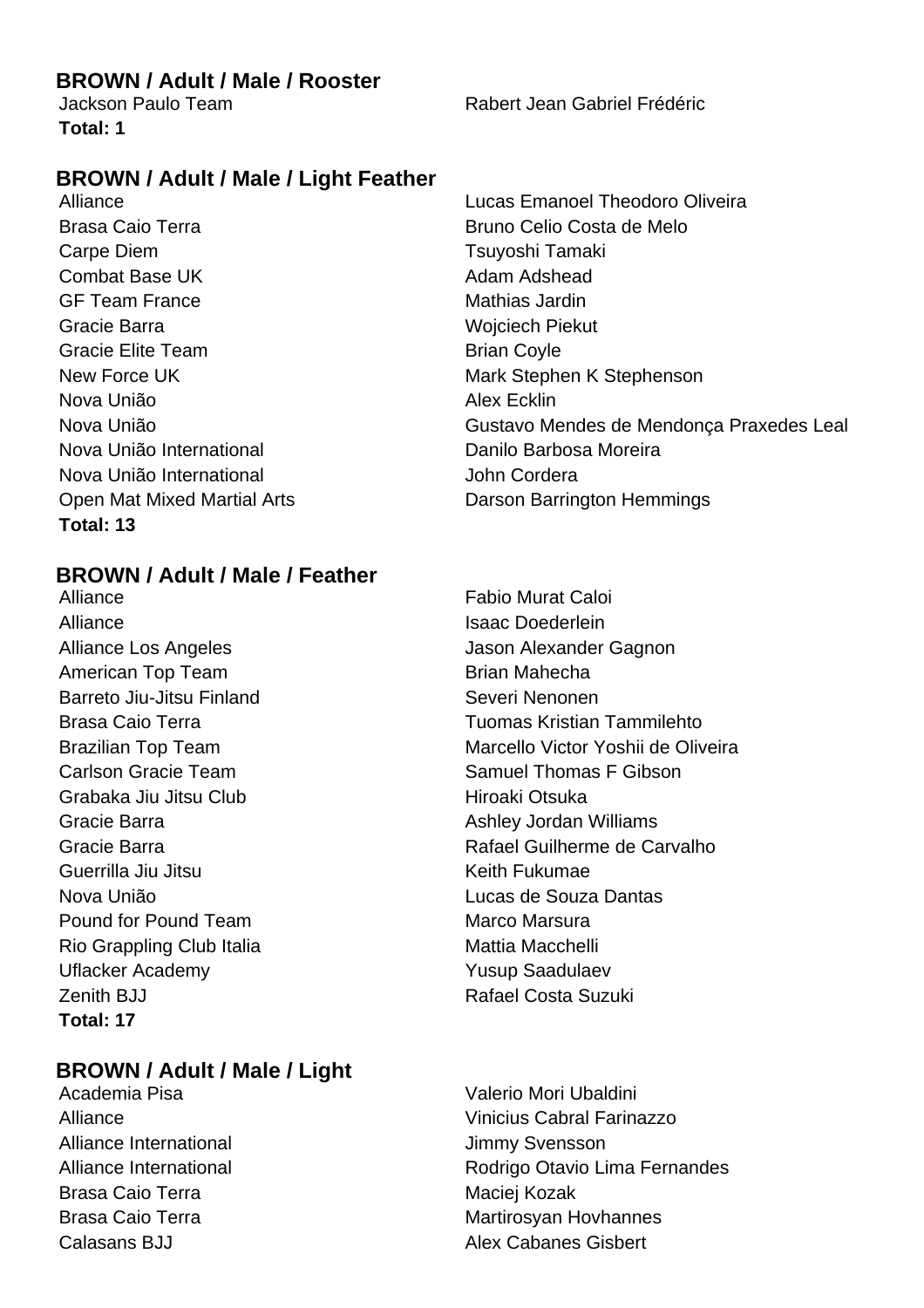## BROWN / Adult / Male / Rooster

| | |
|---|---|
| Jackson Paulo Team | Rabert Jean Gabriel Frédéric |

**Total: 1**

## BROWN / Adult / Male / Light Feather

| | |
|---|---|
| Alliance | Lucas Emanoel Theodoro Oliveira |
| Brasa Caio Terra | Bruno Celio Costa de Melo |
| Carpe Diem | Tsuyoshi Tamaki |
| Combat Base UK | Adam Adshead |
| GF Team France | Mathias Jardin |
| Gracie Barra | Wojciech Piekut |
| Gracie Elite Team | Brian Coyle |
| New Force UK | Mark Stephen K Stephenson |
| Nova União | Alex Ecklin |
| Nova União | Gustavo Mendes de Mendonça Praxedes Leal |
| Nova União International | Danilo Barbosa Moreira |
| Nova União International | John Cordera |
| Open Mat Mixed Martial Arts | Darson Barrington Hemmings |

**Total: 13**

## BROWN / Adult / Male / Feather

| | |
|---|---|
| Alliance | Fabio Murat Caloi |
| Alliance | Isaac Doederlein |
| Alliance Los Angeles | Jason Alexander Gagnon |
| American Top Team | Brian Mahecha |
| Barreto Jiu-Jitsu Finland | Severi Nenonen |
| Brasa Caio Terra | Tuomas Kristian Tammilehto |
| Brazilian Top Team | Marcello Victor Yoshii de Oliveira |
| Carlson Gracie Team | Samuel Thomas F Gibson |
| Grabaka Jiu Jitsu Club | Hiroaki Otsuka |
| Gracie Barra | Ashley Jordan Williams |
| Gracie Barra | Rafael Guilherme de Carvalho |
| Guerrilla Jiu Jitsu | Keith Fukumae |
| Nova União | Lucas de Souza Dantas |
| Pound for Pound Team | Marco Marsura |
| Rio Grappling Club Italia | Mattia Macchelli |
| Uflacker Academy | Yusup Saadulaev |
| Zenith BJJ | Rafael Costa Suzuki |

**Total: 17**

## BROWN / Adult / Male / Light

| | |
|---|---|
| Academia Pisa | Valerio Mori Ubaldini |
| Alliance | Vinicius Cabral Farinazzo |
| Alliance International | Jimmy Svensson |
| Alliance International | Rodrigo Otavio Lima Fernandes |
| Brasa Caio Terra | Maciej Kozak |
| Brasa Caio Terra | Martirosyan Hovhannes |
| Calasans BJJ | Alex Cabanes Gisbert |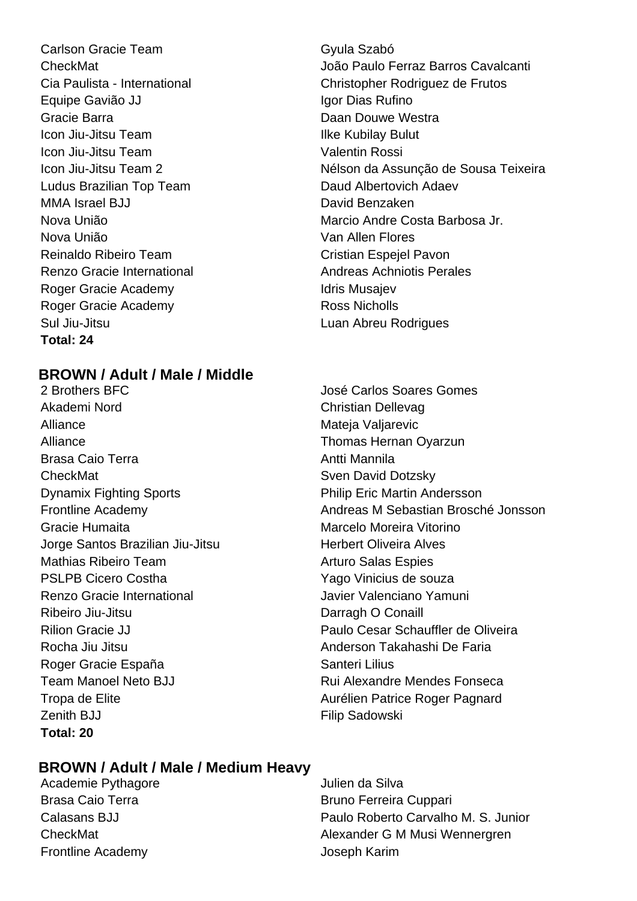| | |
|---|---|
| Carlson Gracie Team | Gyula Szabó |
| CheckMat | João Paulo Ferraz Barros Cavalcanti |
| Cia Paulista - International | Christopher Rodriguez de Frutos |
| Equipe Gavião JJ | Igor Dias Rufino |
| Gracie Barra | Daan Douwe Westra |
| Icon Jiu-Jitsu Team | Ilke Kubilay Bulut |
| Icon Jiu-Jitsu Team | Valentin Rossi |
| Icon Jiu-Jitsu Team 2 | Nélson da Assunção de Sousa Teixeira |
| Ludus Brazilian Top Team | Daud Albertovich Adaev |
| MMA Israel BJJ | David Benzaken |
| Nova União | Marcio Andre Costa Barbosa Jr. |
| Nova União | Van Allen Flores |
| Reinaldo Ribeiro Team | Cristian Espejel Pavon |
| Renzo Gracie International | Andreas Achniotis Perales |
| Roger Gracie Academy | Idris Musajev |
| Roger Gracie Academy | Ross Nicholls |
| Sul Jiu-Jitsu | Luan Abreu Rodrigues |

**Total: 24**

## BROWN / Adult / Male / Middle

| | |
|---|---|
| 2 Brothers BFC | José Carlos Soares Gomes |
| Akademi Nord | Christian Dellevag |
| Alliance | Mateja Valjarevic |
| Alliance | Thomas Hernan Oyarzun |
| Brasa Caio Terra | Antti Mannila |
| CheckMat | Sven David Dotzsky |
| Dynamix Fighting Sports | Philip Eric Martin Andersson |
| Frontline Academy | Andreas M Sebastian Brosché Jonsson |
| Gracie Humaita | Marcelo Moreira Vitorino |
| Jorge Santos Brazilian Jiu-Jitsu | Herbert Oliveira Alves |
| Mathias Ribeiro Team | Arturo Salas Espies |
| PSLPB Cicero Costha | Yago Vinicius de souza |
| Renzo Gracie International | Javier Valenciano Yamuni |
| Ribeiro Jiu-Jitsu | Darragh O Conaill |
| Rilion Gracie JJ | Paulo Cesar Schauffler de Oliveira |
| Rocha Jiu Jitsu | Anderson Takahashi De Faria |
| Roger Gracie España | Santeri Lilius |
| Team Manoel Neto BJJ | Rui Alexandre Mendes Fonseca |
| Tropa de Elite | Aurélien Patrice Roger Pagnard |
| Zenith BJJ | Filip Sadowski |

**Total: 20**

## BROWN / Adult / Male / Medium Heavy

| | |
|---|---|
| Academie Pythagore | Julien da Silva |
| Brasa Caio Terra | Bruno Ferreira Cuppari |
| Calasans BJJ | Paulo Roberto Carvalho M. S. Junior |
| CheckMat | Alexander G M Musi Wennergren |
| Frontline Academy | Joseph Karim |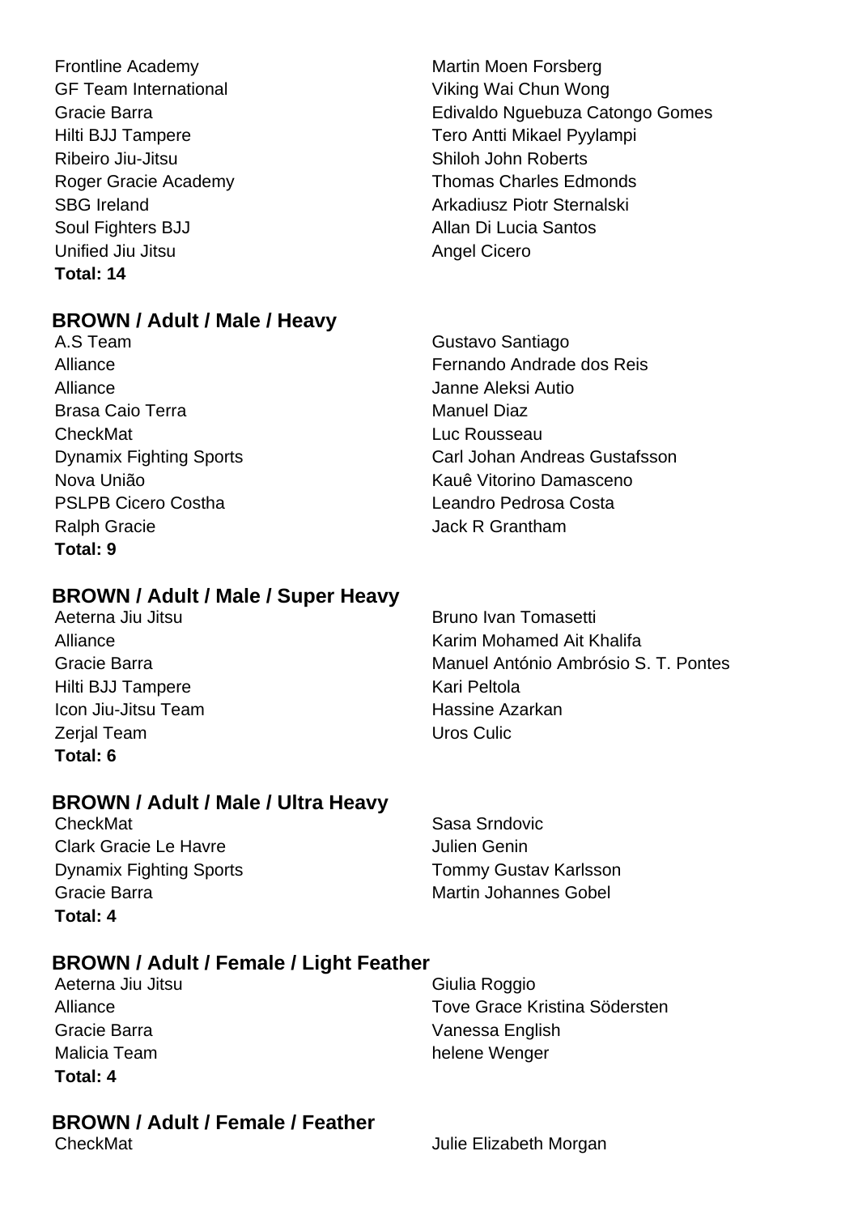| | |
|---|---|
| Frontline Academy | Martin Moen Forsberg |
| GF Team International | Viking Wai Chun Wong |
| Gracie Barra | Edivaldo Nguebuza Catongo Gomes |
| Hilti BJJ Tampere | Tero Antti Mikael Pyylampi |
| Ribeiro Jiu-Jitsu | Shiloh John Roberts |
| Roger Gracie Academy | Thomas Charles Edmonds |
| SBG Ireland | Arkadiusz Piotr Sternalski |
| Soul Fighters BJJ | Allan Di Lucia Santos |
| Unified Jiu Jitsu | Angel Cicero |

**Total: 14**

### BROWN / Adult / Male / Heavy

| | |
|---|---|
| A.S Team | Gustavo Santiago |
| Alliance | Fernando Andrade dos Reis |
| Alliance | Janne Aleksi Autio |
| Brasa Caio Terra | Manuel Diaz |
| CheckMat | Luc Rousseau |
| Dynamix Fighting Sports | Carl Johan Andreas Gustafsson |
| Nova União | Kauê Vitorino Damasceno |
| PSLPB Cicero Costha | Leandro Pedrosa Costa |
| Ralph Gracie | Jack R Grantham |

**Total: 9**

### BROWN / Adult / Male / Super Heavy

| | |
|---|---|
| Aeterna Jiu Jitsu | Bruno Ivan Tomasetti |
| Alliance | Karim Mohamed Ait Khalifa |
| Gracie Barra | Manuel António Ambrósio S. T. Pontes |
| Hilti BJJ Tampere | Kari Peltola |
| Icon Jiu-Jitsu Team | Hassine Azarkan |
| Zerjal Team | Uros Culic |

**Total: 6**

### BROWN / Adult / Male / Ultra Heavy

| | |
|---|---|
| CheckMat | Sasa Srndovic |
| Clark Gracie Le Havre | Julien Genin |
| Dynamix Fighting Sports | Tommy Gustav Karlsson |
| Gracie Barra | Martin Johannes Gobel |

**Total: 4**

### BROWN / Adult / Female / Light Feather

| | |
|---|---|
| Aeterna Jiu Jitsu | Giulia Roggio |
| Alliance | Tove Grace Kristina Södersten |
| Gracie Barra | Vanessa English |
| Malicia Team | helene Wenger |

**Total: 4**

### BROWN / Adult / Female / Feather

| | |
|---|---|
| CheckMat | Julie Elizabeth Morgan |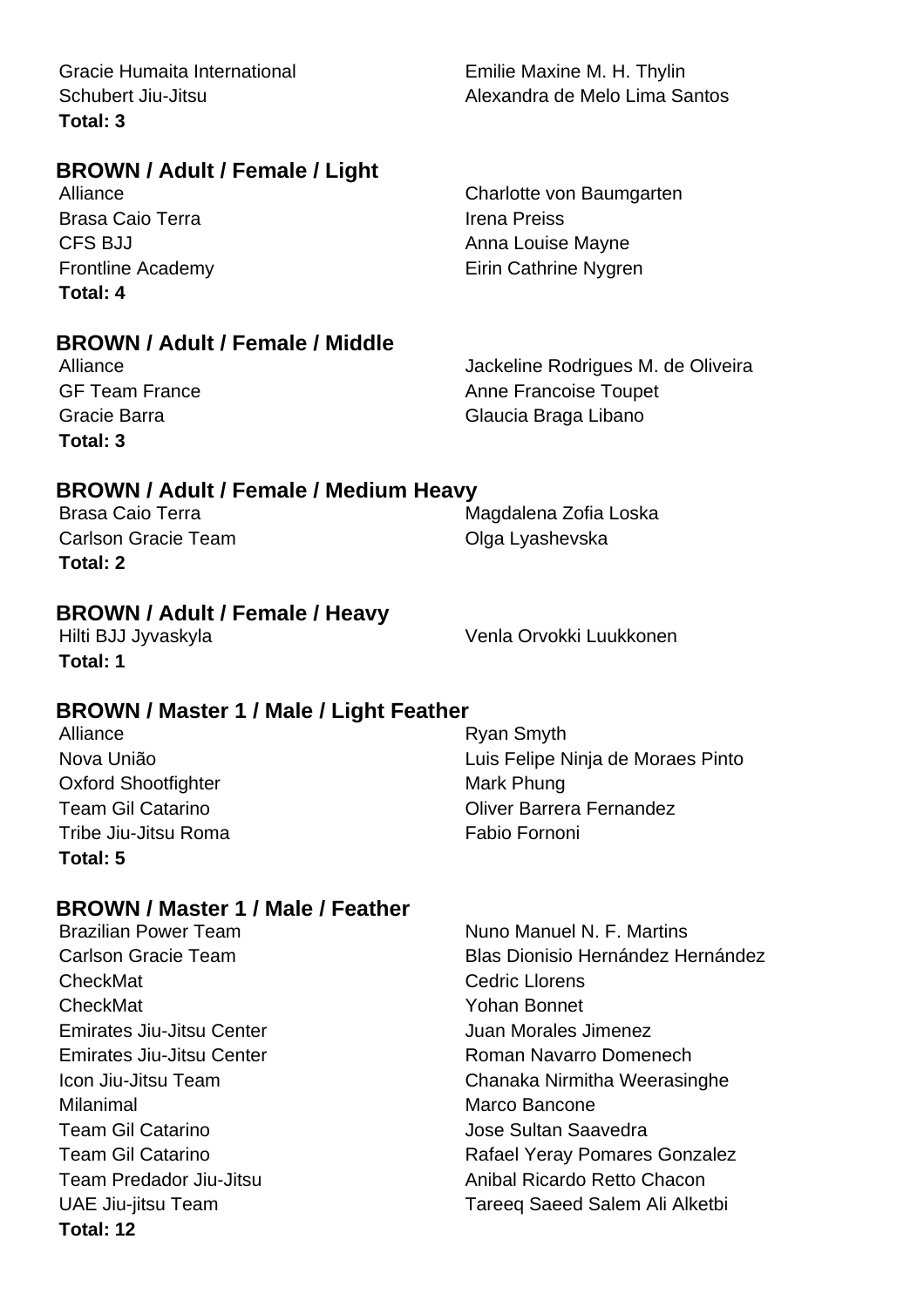| | |
|---|---|
| Gracie Humaita International | Emilie Maxine M. H. Thylin |
| Schubert Jiu-Jitsu | Alexandra de Melo Lima Santos |

**Total: 3**

## BROWN / Adult / Female / Light

| | |
|---|---|
| Alliance | Charlotte von Baumgarten |
| Brasa Caio Terra | Irena Preiss |
| CFS BJJ | Anna Louise Mayne |
| Frontline Academy | Eirin Cathrine Nygren |

**Total: 4**

## BROWN / Adult / Female / Middle

| | |
|---|---|
| Alliance | Jackeline Rodrigues M. de Oliveira |
| GF Team France | Anne Francoise Toupet |
| Gracie Barra | Glaucia Braga Libano |

**Total: 3**

## BROWN / Adult / Female / Medium Heavy

| | |
|---|---|
| Brasa Caio Terra | Magdalena Zofia Loska |
| Carlson Gracie Team | Olga Lyashevska |

**Total: 2**

## BROWN / Adult / Female / Heavy

| | |
|---|---|
| Hilti BJJ Jyvaskyla | Venla Orvokki Luukkonen |

**Total: 1**

## BROWN / Master 1 / Male / Light Feather

| | |
|---|---|
| Alliance | Ryan Smyth |
| Nova União | Luis Felipe Ninja de Moraes Pinto |
| Oxford Shootfighter | Mark Phung |
| Team Gil Catarino | Oliver Barrera Fernandez |
| Tribe Jiu-Jitsu Roma | Fabio Fornoni |

**Total: 5**

## BROWN / Master 1 / Male / Feather

| | |
|---|---|
| Brazilian Power Team | Nuno Manuel N. F. Martins |
| Carlson Gracie Team | Blas Dionisio Hernández Hernández |
| CheckMat | Cedric Llorens |
| CheckMat | Yohan Bonnet |
| Emirates Jiu-Jitsu Center | Juan Morales Jimenez |
| Emirates Jiu-Jitsu Center | Roman Navarro Domenech |
| Icon Jiu-Jitsu Team | Chanaka Nirmitha Weerasinghe |
| Milanimal | Marco Bancone |
| Team Gil Catarino | Jose Sultan Saavedra |
| Team Gil Catarino | Rafael Yeray Pomares Gonzalez |
| Team Predador Jiu-Jitsu | Anibal Ricardo Retto Chacon |
| UAE Jiu-jitsu Team | Tareeq Saeed Salem Ali Alketbi |

**Total: 12**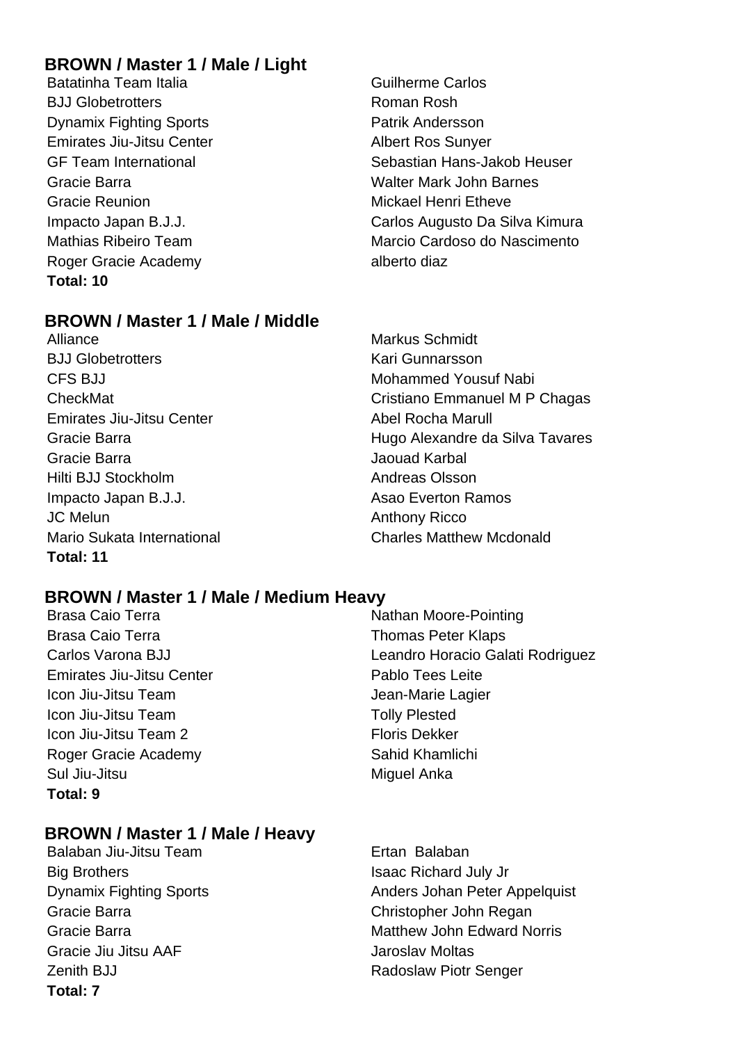## BROWN / Master 1 / Male / Light

| Team | Name |
| --- | --- |
| Batatinha Team Italia | Guilherme Carlos |
| BJJ Globetrotters | Roman Rosh |
| Dynamix Fighting Sports | Patrik Andersson |
| Emirates Jiu-Jitsu Center | Albert Ros Sunyer |
| GF Team International | Sebastian Hans-Jakob Heuser |
| Gracie Barra | Walter Mark John Barnes |
| Gracie Reunion | Mickael Henri Etheve |
| Impacto Japan B.J.J. | Carlos Augusto Da Silva Kimura |
| Mathias Ribeiro Team | Marcio Cardoso do Nascimento |
| Roger Gracie Academy | alberto diaz |

**Total: 10**

## BROWN / Master 1 / Male / Middle

| Team | Name |
| --- | --- |
| Alliance | Markus Schmidt |
| BJJ Globetrotters | Kari Gunnarsson |
| CFS BJJ | Mohammed Yousuf Nabi |
| CheckMat | Cristiano Emmanuel M P Chagas |
| Emirates Jiu-Jitsu Center | Abel Rocha Marull |
| Gracie Barra | Hugo Alexandre da Silva Tavares |
| Gracie Barra | Jaouad Karbal |
| Hilti BJJ Stockholm | Andreas Olsson |
| Impacto Japan B.J.J. | Asao Everton Ramos |
| JC Melun | Anthony Ricco |
| Mario Sukata International | Charles Matthew Mcdonald |

**Total: 11**

## BROWN / Master 1 / Male / Medium Heavy

| Team | Name |
| --- | --- |
| Brasa Caio Terra | Nathan Moore-Pointing |
| Brasa Caio Terra | Thomas Peter Klaps |
| Carlos Varona BJJ | Leandro Horacio Galati Rodriguez |
| Emirates Jiu-Jitsu Center | Pablo Tees Leite |
| Icon Jiu-Jitsu Team | Jean-Marie Lagier |
| Icon Jiu-Jitsu Team | Tolly Plested |
| Icon Jiu-Jitsu Team 2 | Floris Dekker |
| Roger Gracie Academy | Sahid Khamlichi |
| Sul Jiu-Jitsu | Miguel Anka |

**Total: 9**

## BROWN / Master 1 / Male / Heavy

| Team | Name |
| --- | --- |
| Balaban Jiu-Jitsu Team | Ertan Balaban |
| Big Brothers | Isaac Richard July Jr |
| Dynamix Fighting Sports | Anders Johan Peter Appelquist |
| Gracie Barra | Christopher John Regan |
| Gracie Barra | Matthew John Edward Norris |
| Gracie Jiu Jitsu AAF | Jaroslav Moltas |
| Zenith BJJ | Radoslaw Piotr Senger |

**Total: 7**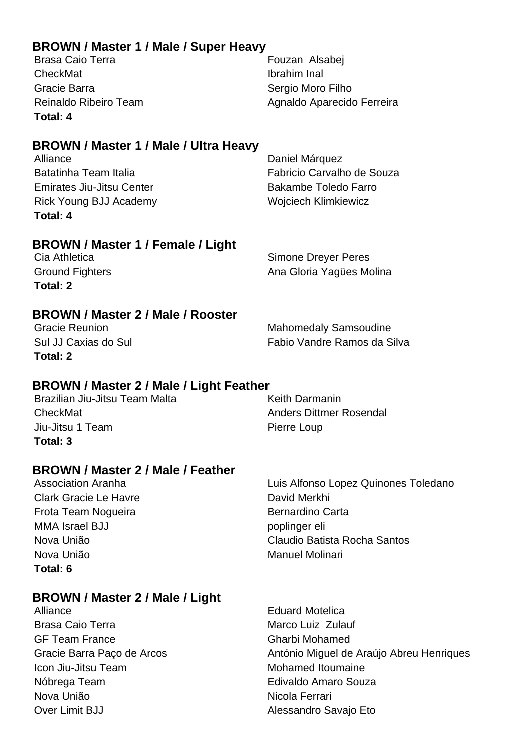### BROWN / Master 1 / Male / Super Heavy

| | |
|---|---|
| Brasa Caio Terra | Fouzan  Alsabej |
| CheckMat | Ibrahim Inal |
| Gracie Barra | Sergio Moro Filho |
| Reinaldo Ribeiro Team | Agnaldo Aparecido Ferreira |

**Total: 4**

### BROWN / Master 1 / Male / Ultra Heavy

| | |
|---|---|
| Alliance | Daniel Márquez |
| Batatinha Team Italia | Fabricio Carvalho de Souza |
| Emirates Jiu-Jitsu Center | Bakambe Toledo Farro |
| Rick Young BJJ Academy | Wojciech Klimkiewicz |

**Total: 4**

### BROWN / Master 1 / Female / Light

| | |
|---|---|
| Cia Athletica | Simone Dreyer Peres |
| Ground Fighters | Ana Gloria Yagües Molina |

**Total: 2**

### BROWN / Master 2 / Male / Rooster

| | |
|---|---|
| Gracie Reunion | Mahomedaly Samsoudine |
| Sul JJ Caxias do Sul | Fabio Vandre Ramos da Silva |

**Total: 2**

### BROWN / Master 2 / Male / Light Feather

| | |
|---|---|
| Brazilian Jiu-Jitsu Team Malta | Keith Darmanin |
| CheckMat | Anders Dittmer Rosendal |
| Jiu-Jitsu 1 Team | Pierre Loup |

**Total: 3**

### BROWN / Master 2 / Male / Feather

| | |
|---|---|
| Association Aranha | Luis Alfonso Lopez Quinones Toledano |
| Clark Gracie Le Havre | David Merkhi |
| Frota Team Nogueira | Bernardino Carta |
| MMA Israel BJJ | poplinger eli |
| Nova União | Claudio Batista Rocha Santos |
| Nova União | Manuel Molinari |

**Total: 6**

### BROWN / Master 2 / Male / Light

| | |
|---|---|
| Alliance | Eduard Motelica |
| Brasa Caio Terra | Marco Luiz  Zulauf |
| GF Team France | Gharbi Mohamed |
| Gracie Barra Paço de Arcos | António Miguel de Araújo Abreu Henriques |
| Icon Jiu-Jitsu Team | Mohamed Itoumaine |
| Nóbrega Team | Edivaldo Amaro Souza |
| Nova União | Nicola Ferrari |
| Over Limit BJJ | Alessandro Savajo Eto |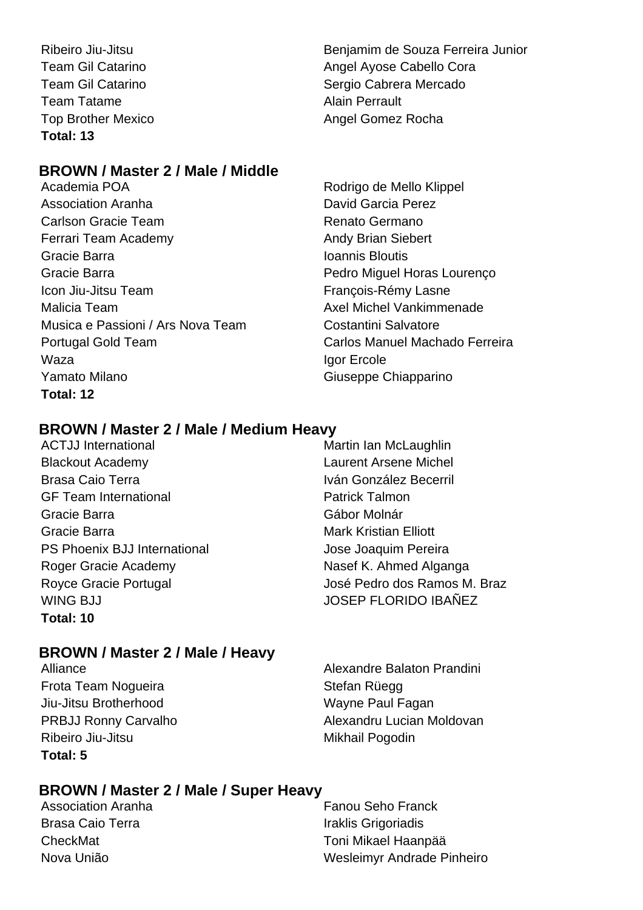| | |
|---|---|
| Ribeiro Jiu-Jitsu | Benjamim de Souza Ferreira Junior |
| Team Gil Catarino | Angel Ayose Cabello Cora |
| Team Gil Catarino | Sergio Cabrera Mercado |
| Team Tatame | Alain Perrault |
| Top Brother Mexico | Angel Gomez Rocha |

**Total: 13**

### BROWN / Master 2 / Male / Middle

| | |
|---|---|
| Academia POA | Rodrigo de Mello Klippel |
| Association Aranha | David Garcia Perez |
| Carlson Gracie Team | Renato Germano |
| Ferrari Team Academy | Andy Brian Siebert |
| Gracie Barra | Ioannis Bloutis |
| Gracie Barra | Pedro Miguel Horas Lourenço |
| Icon Jiu-Jitsu Team | François-Rémy Lasne |
| Malicia Team | Axel Michel Vankimmenade |
| Musica e Passioni / Ars Nova Team | Costantini Salvatore |
| Portugal Gold Team | Carlos Manuel Machado Ferreira |
| Waza | Igor Ercole |
| Yamato Milano | Giuseppe Chiapparino |

**Total: 12**

### BROWN / Master 2 / Male / Medium Heavy

| | |
|---|---|
| ACTJJ International | Martin Ian McLaughlin |
| Blackout Academy | Laurent Arsene Michel |
| Brasa Caio Terra | Iván González Becerril |
| GF Team International | Patrick Talmon |
| Gracie Barra | Gábor Molnár |
| Gracie Barra | Mark Kristian Elliott |
| PS Phoenix BJJ International | Jose Joaquim Pereira |
| Roger Gracie Academy | Nasef K. Ahmed Alganga |
| Royce Gracie Portugal | José Pedro dos Ramos M. Braz |
| WING BJJ | JOSEP FLORIDO IBAÑEZ |

**Total: 10**

### BROWN / Master 2 / Male / Heavy

| | |
|---|---|
| Alliance | Alexandre Balaton Prandini |
| Frota Team Nogueira | Stefan Rüegg |
| Jiu-Jitsu Brotherhood | Wayne Paul Fagan |
| PRBJJ Ronny Carvalho | Alexandru Lucian Moldovan |
| Ribeiro Jiu-Jitsu | Mikhail Pogodin |

**Total: 5**

### BROWN / Master 2 / Male / Super Heavy

| | |
|---|---|
| Association Aranha | Fanou Seho Franck |
| Brasa Caio Terra | Iraklis Grigoriadis |
| CheckMat | Toni Mikael Haanpää |
| Nova União | Wesleimyr Andrade Pinheiro |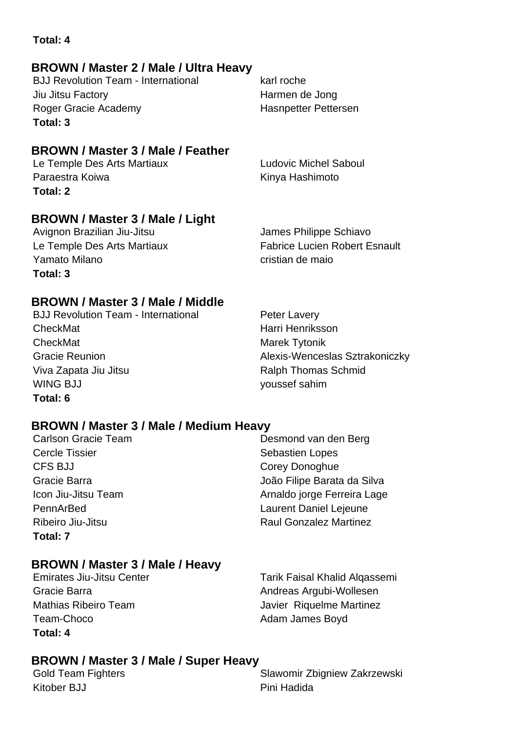**Total: 4**

### BROWN / Master 2 / Male / Ultra Heavy

| | |
|---|---|
| BJJ Revolution Team - International | karl roche |
| Jiu Jitsu Factory | Harmen de Jong |
| Roger Gracie Academy | Hasnpetter Pettersen |

**Total: 3**

### BROWN / Master 3 / Male / Feather

| | |
|---|---|
| Le Temple Des Arts Martiaux | Ludovic Michel Saboul |
| Paraestra Koiwa | Kinya Hashimoto |

**Total: 2**

### BROWN / Master 3 / Male / Light

| | |
|---|---|
| Avignon Brazilian Jiu-Jitsu | James Philippe Schiavo |
| Le Temple Des Arts Martiaux | Fabrice Lucien Robert Esnault |
| Yamato Milano | cristian de maio |

**Total: 3**

### BROWN / Master 3 / Male / Middle

| | |
|---|---|
| BJJ Revolution Team - International | Peter Lavery |
| CheckMat | Harri Henriksson |
| CheckMat | Marek Tytonik |
| Gracie Reunion | Alexis-Wenceslas Sztrakoniczky |
| Viva Zapata Jiu Jitsu | Ralph Thomas Schmid |
| WING BJJ | youssef sahim |

**Total: 6**

### BROWN / Master 3 / Male / Medium Heavy

| | |
|---|---|
| Carlson Gracie Team | Desmond van den Berg |
| Cercle Tissier | Sebastien Lopes |
| CFS BJJ | Corey Donoghue |
| Gracie Barra | João Filipe Barata da Silva |
| Icon Jiu-Jitsu Team | Arnaldo jorge Ferreira Lage |
| PennArBed | Laurent Daniel Lejeune |
| Ribeiro Jiu-Jitsu | Raul Gonzalez Martinez |

**Total: 7**

### BROWN / Master 3 / Male / Heavy

| | |
|---|---|
| Emirates Jiu-Jitsu Center | Tarik Faisal Khalid Alqassemi |
| Gracie Barra | Andreas Argubi-Wollesen |
| Mathias Ribeiro Team | Javier Riquelme Martinez |
| Team-Choco | Adam James Boyd |

**Total: 4**

### BROWN / Master 3 / Male / Super Heavy

| | |
|---|---|
| Gold Team Fighters | Slawomir Zbigniew Zakrzewski |
| Kitober BJJ | Pini Hadida |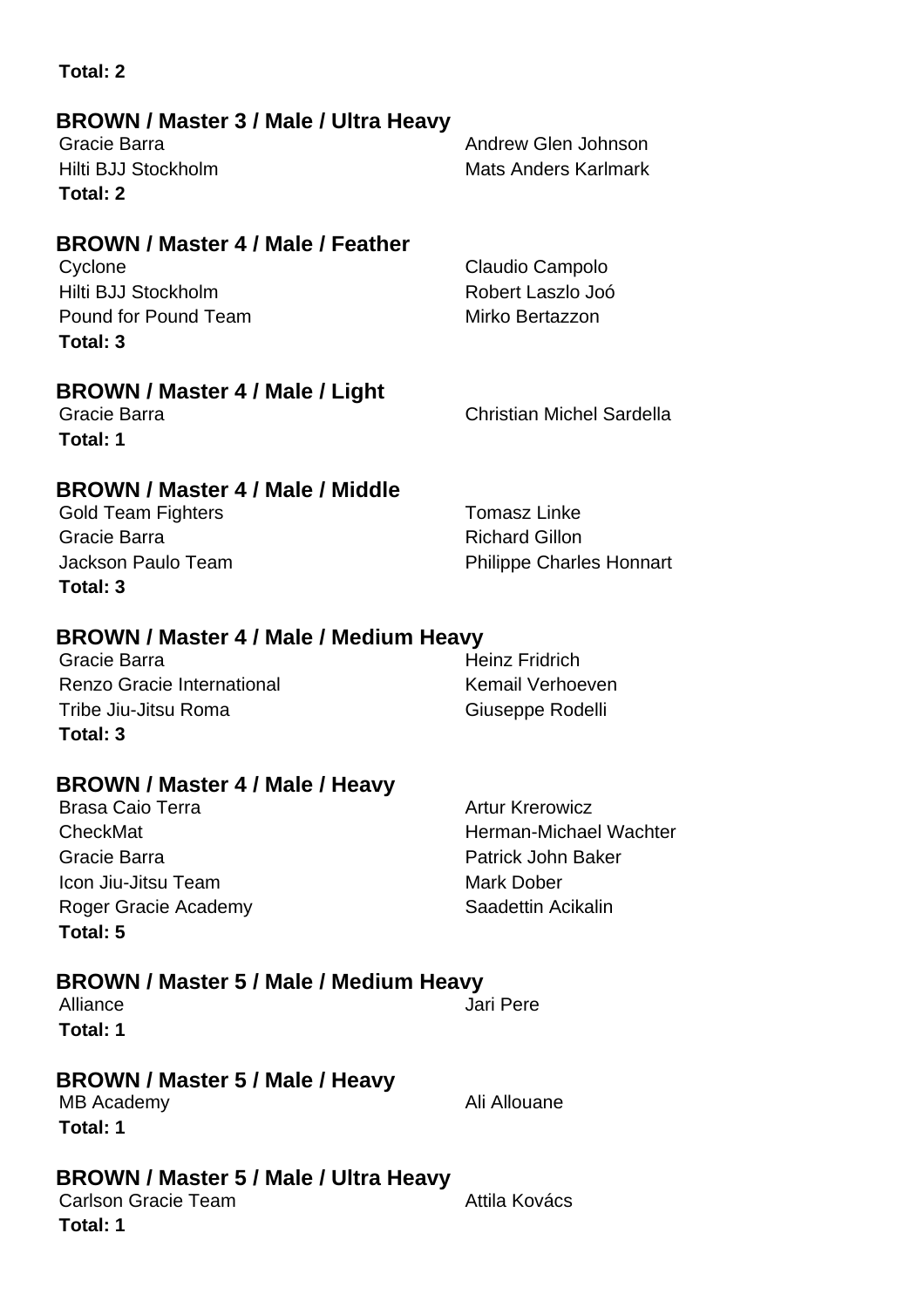**Total: 2**

### BROWN / Master 3 / Male / Ultra Heavy

| | |
|---|---|
| Gracie Barra | Andrew Glen Johnson |
| Hilti BJJ Stockholm | Mats Anders Karlmark |

**Total: 2**

### BROWN / Master 4 / Male / Feather

| | |
|---|---|
| Cyclone | Claudio Campolo |
| Hilti BJJ Stockholm | Robert Laszlo Joó |
| Pound for Pound Team | Mirko Bertazzon |

**Total: 3**

### BROWN / Master 4 / Male / Light

| | |
|---|---|
| Gracie Barra | Christian Michel Sardella |

**Total: 1**

### BROWN / Master 4 / Male / Middle

| | |
|---|---|
| Gold Team Fighters | Tomasz Linke |
| Gracie Barra | Richard Gillon |
| Jackson Paulo Team | Philippe Charles Honnart |

**Total: 3**

### BROWN / Master 4 / Male / Medium Heavy

| | |
|---|---|
| Gracie Barra | Heinz Fridrich |
| Renzo Gracie International | Kemail Verhoeven |
| Tribe Jiu-Jitsu Roma | Giuseppe Rodelli |

**Total: 3**

### BROWN / Master 4 / Male / Heavy

| | |
|---|---|
| Brasa Caio Terra | Artur Krerowicz |
| CheckMat | Herman-Michael Wachter |
| Gracie Barra | Patrick John Baker |
| Icon Jiu-Jitsu Team | Mark Dober |
| Roger Gracie Academy | Saadettin Acikalin |

**Total: 5**

### BROWN / Master 5 / Male / Medium Heavy

| | |
|---|---|
| Alliance | Jari Pere |

**Total: 1**

### BROWN / Master 5 / Male / Heavy

| | |
|---|---|
| MB Academy | Ali Allouane |

**Total: 1**

### BROWN / Master 5 / Male / Ultra Heavy

| | |
|---|---|
| Carlson Gracie Team | Attila Kovács |

**Total: 1**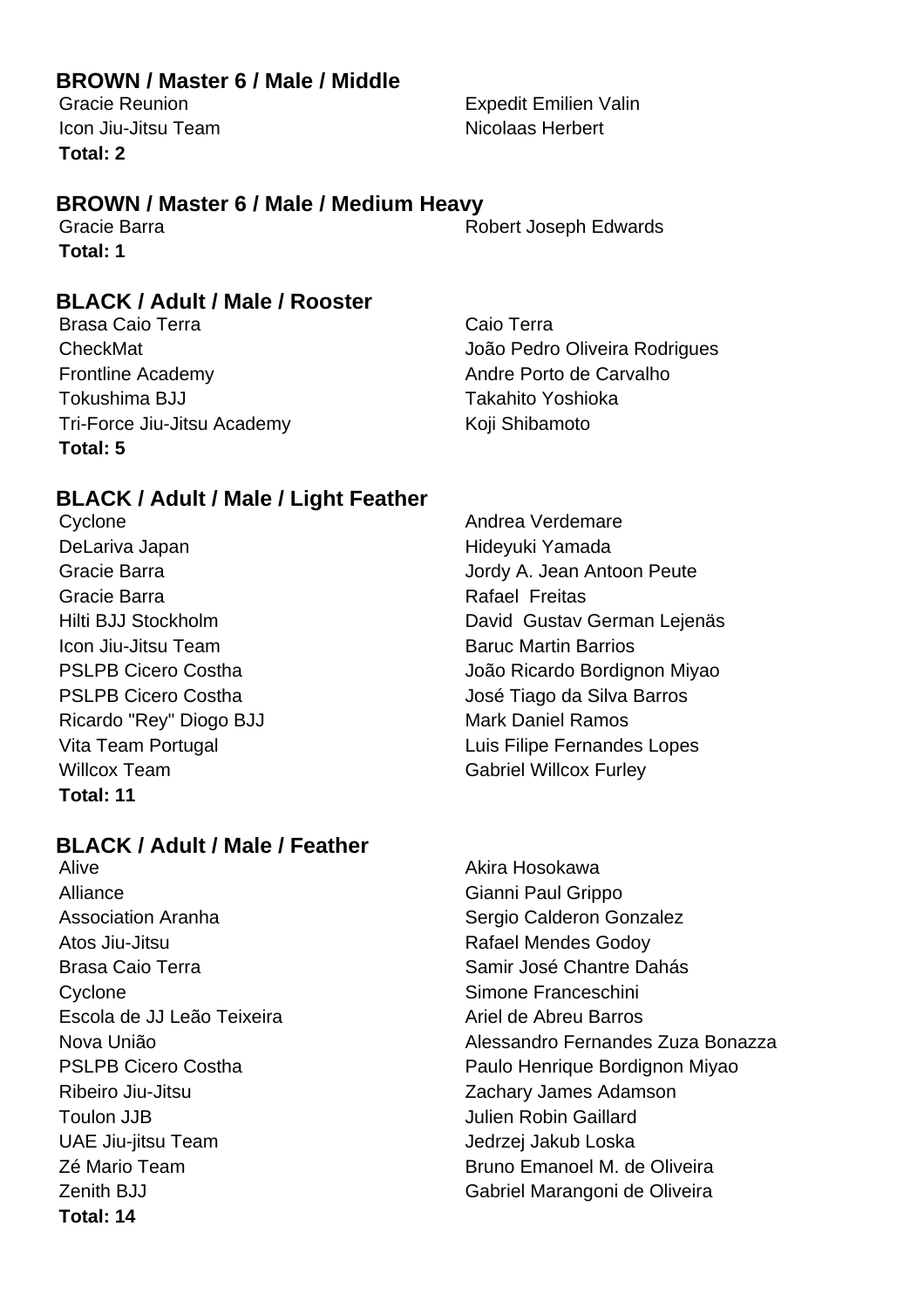## BROWN / Master 6 / Male / Middle

| | |
|---|---|
| Gracie Reunion | Expedit Emilien Valin |
| Icon Jiu-Jitsu Team | Nicolaas Herbert |

**Total: 2**

## BROWN / Master 6 / Male / Medium Heavy

| | |
|---|---|
| Gracie Barra | Robert Joseph Edwards |

**Total: 1**

## BLACK / Adult / Male / Rooster

| | |
|---|---|
| Brasa Caio Terra | Caio Terra |
| CheckMat | João Pedro Oliveira Rodrigues |
| Frontline Academy | Andre Porto de Carvalho |
| Tokushima BJJ | Takahito Yoshioka |
| Tri-Force Jiu-Jitsu Academy | Koji Shibamoto |

**Total: 5**

## BLACK / Adult / Male / Light Feather

| | |
|---|---|
| Cyclone | Andrea Verdemare |
| DeLariva Japan | Hideyuki Yamada |
| Gracie Barra | Jordy A. Jean Antoon Peute |
| Gracie Barra | Rafael Freitas |
| Hilti BJJ Stockholm | David Gustav German Lejenäs |
| Icon Jiu-Jitsu Team | Baruc Martin Barrios |
| PSLPB Cicero Costha | João Ricardo Bordignon Miyao |
| PSLPB Cicero Costha | José Tiago da Silva Barros |
| Ricardo "Rey" Diogo BJJ | Mark Daniel Ramos |
| Vita Team Portugal | Luis Filipe Fernandes Lopes |
| Willcox Team | Gabriel Willcox Furley |

**Total: 11**

## BLACK / Adult / Male / Feather

| | |
|---|---|
| Alive | Akira Hosokawa |
| Alliance | Gianni Paul Grippo |
| Association Aranha | Sergio Calderon Gonzalez |
| Atos Jiu-Jitsu | Rafael Mendes Godoy |
| Brasa Caio Terra | Samir José Chantre Dahás |
| Cyclone | Simone Franceschini |
| Escola de JJ Leão Teixeira | Ariel de Abreu Barros |
| Nova União | Alessandro Fernandes Zuza Bonazza |
| PSLPB Cicero Costha | Paulo Henrique Bordignon Miyao |
| Ribeiro Jiu-Jitsu | Zachary James Adamson |
| Toulon JJB | Julien Robin Gaillard |
| UAE Jiu-jitsu Team | Jedrzej Jakub Loska |
| Zé Mario Team | Bruno Emanoel M. de Oliveira |
| Zenith BJJ | Gabriel Marangoni de Oliveira |

**Total: 14**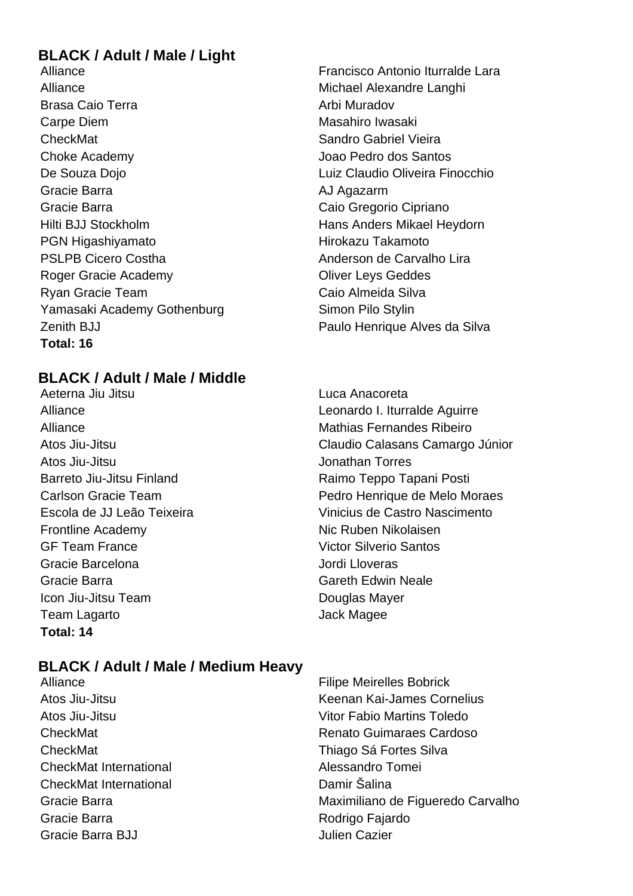### BLACK / Adult / Male / Light

| Team | Athlete |
|---|---|
| Alliance | Francisco Antonio Iturralde Lara |
| Alliance | Michael Alexandre Langhi |
| Brasa Caio Terra | Arbi Muradov |
| Carpe Diem | Masahiro Iwasaki |
| CheckMat | Sandro Gabriel Vieira |
| Choke Academy | Joao Pedro dos Santos |
| De Souza Dojo | Luiz Claudio Oliveira Finocchio |
| Gracie Barra | AJ Agazarm |
| Gracie Barra | Caio Gregorio Cipriano |
| Hilti BJJ Stockholm | Hans Anders Mikael Heydorn |
| PGN Higashiyamato | Hirokazu Takamoto |
| PSLPB Cicero Costha | Anderson de Carvalho Lira |
| Roger Gracie Academy | Oliver Leys Geddes |
| Ryan Gracie Team | Caio Almeida Silva |
| Yamasaki Academy Gothenburg | Simon Pilo Stylin |
| Zenith BJJ | Paulo Henrique Alves da Silva |

**Total: 16**

### BLACK / Adult / Male / Middle

| Team | Athlete |
|---|---|
| Aeterna Jiu Jitsu | Luca Anacoreta |
| Alliance | Leonardo I. Iturralde Aguirre |
| Alliance | Mathias Fernandes Ribeiro |
| Atos Jiu-Jitsu | Claudio Calasans Camargo Júnior |
| Atos Jiu-Jitsu | Jonathan Torres |
| Barreto Jiu-Jitsu Finland | Raimo Teppo Tapani Posti |
| Carlson Gracie Team | Pedro Henrique de Melo Moraes |
| Escola de JJ Leão Teixeira | Vinicius de Castro Nascimento |
| Frontline Academy | Nic Ruben Nikolaisen |
| GF Team France | Victor Silverio Santos |
| Gracie Barcelona | Jordi Lloveras |
| Gracie Barra | Gareth Edwin Neale |
| Icon Jiu-Jitsu Team | Douglas Mayer |
| Team Lagarto | Jack Magee |

**Total: 14**

### BLACK / Adult / Male / Medium Heavy

| Team | Athlete |
|---|---|
| Alliance | Filipe Meirelles Bobrick |
| Atos Jiu-Jitsu | Keenan Kai-James Cornelius |
| Atos Jiu-Jitsu | Vitor Fabio Martins Toledo |
| CheckMat | Renato Guimaraes Cardoso |
| CheckMat | Thiago Sá Fortes Silva |
| CheckMat International | Alessandro Tomei |
| CheckMat International | Damir Šalina |
| Gracie Barra | Maximiliano de Figueredo Carvalho |
| Gracie Barra | Rodrigo Fajardo |
| Gracie Barra BJJ | Julien Cazier |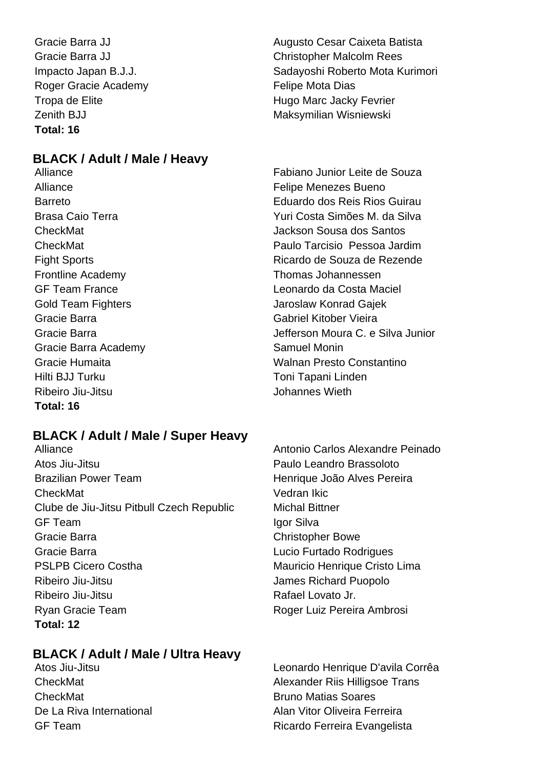| | |
|---|---|
| Gracie Barra JJ | Augusto Cesar Caixeta Batista |
| Gracie Barra JJ | Christopher Malcolm Rees |
| Impacto Japan B.J.J. | Sadayoshi Roberto Mota Kurimori |
| Roger Gracie Academy | Felipe Mota Dias |
| Tropa de Elite | Hugo Marc Jacky Fevrier |
| Zenith BJJ | Maksymilian Wisniewski |

**Total: 16**

## BLACK / Adult / Male / Heavy

| | |
|---|---|
| Alliance | Fabiano Junior Leite de Souza |
| Alliance | Felipe Menezes Bueno |
| Barreto | Eduardo dos Reis Rios Guirau |
| Brasa Caio Terra | Yuri Costa Simões M. da Silva |
| CheckMat | Jackson Sousa dos Santos |
| CheckMat | Paulo Tarcisio Pessoa Jardim |
| Fight Sports | Ricardo de Souza de Rezende |
| Frontline Academy | Thomas Johannessen |
| GF Team France | Leonardo da Costa Maciel |
| Gold Team Fighters | Jaroslaw Konrad Gajek |
| Gracie Barra | Gabriel Kitober Vieira |
| Gracie Barra | Jefferson Moura C. e Silva Junior |
| Gracie Barra Academy | Samuel Monin |
| Gracie Humaita | Walnan Presto Constantino |
| Hilti BJJ Turku | Toni Tapani Linden |
| Ribeiro Jiu-Jitsu | Johannes Wieth |

**Total: 16**

## BLACK / Adult / Male / Super Heavy

| | |
|---|---|
| Alliance | Antonio Carlos Alexandre Peinado |
| Atos Jiu-Jitsu | Paulo Leandro Brassoloto |
| Brazilian Power Team | Henrique João Alves Pereira |
| CheckMat | Vedran Ikic |
| Clube de Jiu-Jitsu Pitbull Czech Republic | Michal Bittner |
| GF Team | Igor Silva |
| Gracie Barra | Christopher Bowe |
| Gracie Barra | Lucio Furtado Rodrigues |
| PSLPB Cicero Costha | Mauricio Henrique Cristo Lima |
| Ribeiro Jiu-Jitsu | James Richard Puopolo |
| Ribeiro Jiu-Jitsu | Rafael Lovato Jr. |
| Ryan Gracie Team | Roger Luiz Pereira Ambrosi |

**Total: 12**

## BLACK / Adult / Male / Ultra Heavy

| | |
|---|---|
| Atos Jiu-Jitsu | Leonardo Henrique D'avila Corrêa |
| CheckMat | Alexander Riis Hilligsoe Trans |
| CheckMat | Bruno Matias Soares |
| De La Riva International | Alan Vitor Oliveira Ferreira |
| GF Team | Ricardo Ferreira Evangelista |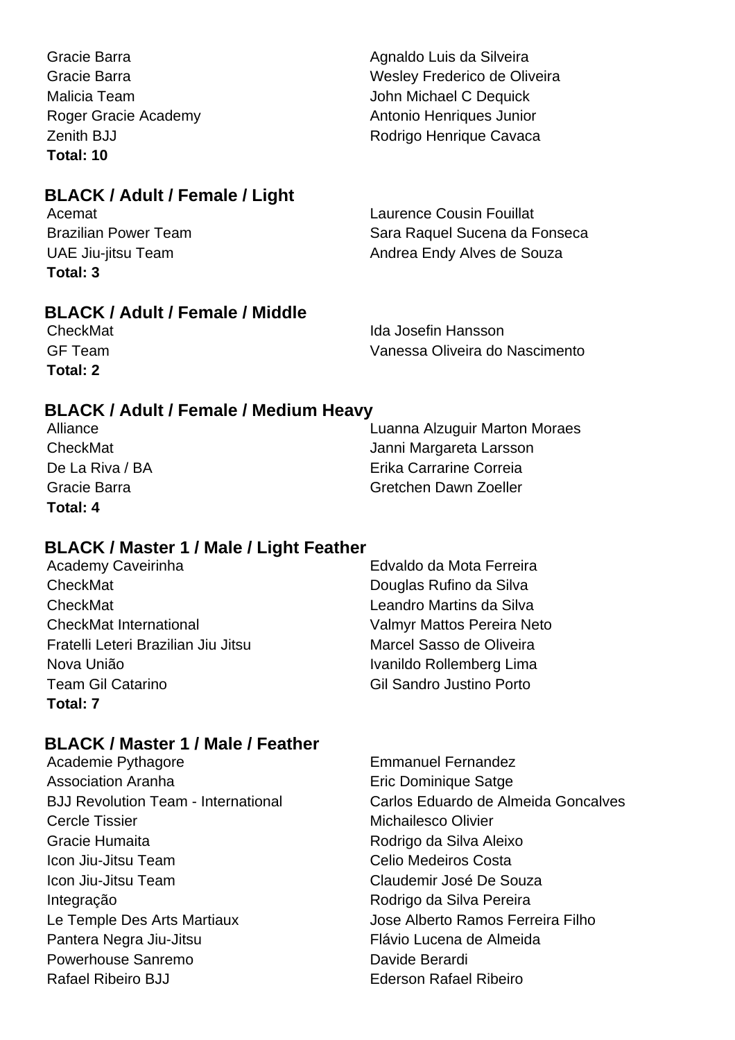| | |
|---|---|
| Gracie Barra | Agnaldo Luis da Silveira |
| Gracie Barra | Wesley Frederico de Oliveira |
| Malicia Team | John Michael C Dequick |
| Roger Gracie Academy | Antonio Henriques Junior |
| Zenith BJJ | Rodrigo Henrique Cavaca |

**Total: 10**

### BLACK / Adult / Female / Light

| | |
|---|---|
| Acemat | Laurence Cousin Fouillat |
| Brazilian Power Team | Sara Raquel Sucena da Fonseca |
| UAE Jiu-jitsu Team | Andrea Endy Alves de Souza |

**Total: 3**

### BLACK / Adult / Female / Middle

| | |
|---|---|
| CheckMat | Ida Josefin Hansson |
| GF Team | Vanessa Oliveira do Nascimento |

**Total: 2**

### BLACK / Adult / Female / Medium Heavy

| | |
|---|---|
| Alliance | Luanna Alzuguir Marton Moraes |
| CheckMat | Janni Margareta Larsson |
| De La Riva / BA | Erika Carrarine Correia |
| Gracie Barra | Gretchen Dawn Zoeller |

**Total: 4**

### BLACK / Master 1 / Male / Light Feather

| | |
|---|---|
| Academy Caveirinha | Edvaldo da Mota Ferreira |
| CheckMat | Douglas Rufino da Silva |
| CheckMat | Leandro Martins da Silva |
| CheckMat International | Valmyr Mattos Pereira Neto |
| Fratelli Leteri Brazilian Jiu Jitsu | Marcel Sasso de Oliveira |
| Nova União | Ivanildo Rollemberg Lima |
| Team Gil Catarino | Gil Sandro Justino Porto |

**Total: 7**

### BLACK / Master 1 / Male / Feather

| | |
|---|---|
| Academie Pythagore | Emmanuel Fernandez |
| Association Aranha | Eric Dominique Satge |
| BJJ Revolution Team - International | Carlos Eduardo de Almeida Goncalves |
| Cercle Tissier | Michailesco Olivier |
| Gracie Humaita | Rodrigo da Silva Aleixo |
| Icon Jiu-Jitsu Team | Celio Medeiros Costa |
| Icon Jiu-Jitsu Team | Claudemir José De Souza |
| Integração | Rodrigo da Silva Pereira |
| Le Temple Des Arts Martiaux | Jose Alberto Ramos Ferreira Filho |
| Pantera Negra Jiu-Jitsu | Flávio Lucena de Almeida |
| Powerhouse Sanremo | Davide Berardi |
| Rafael Ribeiro BJJ | Ederson Rafael Ribeiro |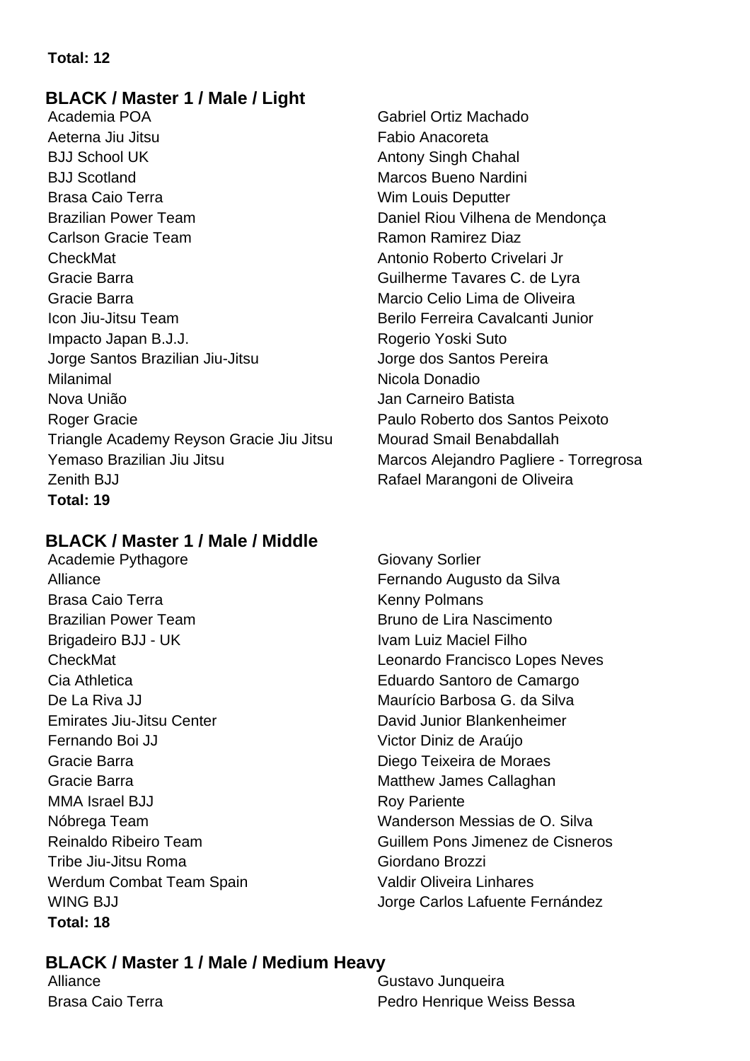**Total: 12**

## BLACK / Master 1 / Male / Light

| Academy | Name |
| --- | --- |
| Academia POA | Gabriel Ortiz Machado |
| Aeterna Jiu Jitsu | Fabio Anacoreta |
| BJJ School UK | Antony Singh Chahal |
| BJJ Scotland | Marcos Bueno Nardini |
| Brasa Caio Terra | Wim Louis Deputter |
| Brazilian Power Team | Daniel Riou Vilhena de Mendonça |
| Carlson Gracie Team | Ramon Ramirez Diaz |
| CheckMat | Antonio Roberto Crivelari Jr |
| Gracie Barra | Guilherme Tavares C. de Lyra |
| Gracie Barra | Marcio Celio Lima de Oliveira |
| Icon Jiu-Jitsu Team | Berilo Ferreira Cavalcanti Junior |
| Impacto Japan B.J.J. | Rogerio Yoski Suto |
| Jorge Santos Brazilian Jiu-Jitsu | Jorge dos Santos Pereira |
| Milanimal | Nicola Donadio |
| Nova União | Jan Carneiro Batista |
| Roger Gracie | Paulo Roberto dos Santos Peixoto |
| Triangle Academy Reyson Gracie Jiu Jitsu | Mourad Smail Benabdallah |
| Yemaso Brazilian Jiu Jitsu | Marcos Alejandro Pagliere - Torregrosa |
| Zenith BJJ | Rafael Marangoni de Oliveira |

**Total: 19**

## BLACK / Master 1 / Male / Middle

| Academy | Name |
| --- | --- |
| Academie Pythagore | Giovany Sorlier |
| Alliance | Fernando Augusto da Silva |
| Brasa Caio Terra | Kenny Polmans |
| Brazilian Power Team | Bruno de Lira Nascimento |
| Brigadeiro BJJ - UK | Ivam Luiz Maciel Filho |
| CheckMat | Leonardo Francisco Lopes Neves |
| Cia Athletica | Eduardo Santoro de Camargo |
| De La Riva JJ | Maurício Barbosa G. da Silva |
| Emirates Jiu-Jitsu Center | David Junior Blankenheimer |
| Fernando Boi JJ | Victor Diniz de Araújo |
| Gracie Barra | Diego Teixeira de Moraes |
| Gracie Barra | Matthew James Callaghan |
| MMA Israel BJJ | Roy Pariente |
| Nóbrega Team | Wanderson Messias de O. Silva |
| Reinaldo Ribeiro Team | Guillem Pons Jimenez de Cisneros |
| Tribe Jiu-Jitsu Roma | Giordano Brozzi |
| Werdum Combat Team Spain | Valdir Oliveira Linhares |
| WING BJJ | Jorge Carlos Lafuente Fernández |

**Total: 18**

## BLACK / Master 1 / Male / Medium Heavy

| Academy | Name |
| --- | --- |
| Alliance | Gustavo Junqueira |
| Brasa Caio Terra | Pedro Henrique Weiss Bessa |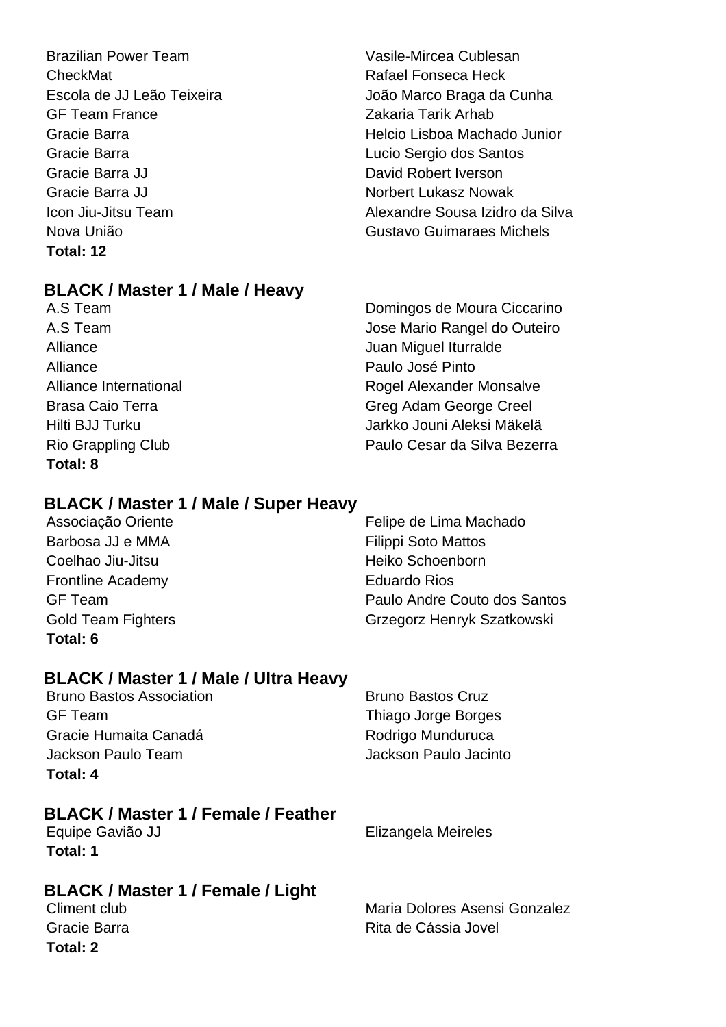| | |
|---|---|
| Brazilian Power Team | Vasile-Mircea Cublesan |
| CheckMat | Rafael Fonseca Heck |
| Escola de JJ Leão Teixeira | João Marco Braga da Cunha |
| GF Team France | Zakaria Tarik Arhab |
| Gracie Barra | Helcio Lisboa Machado Junior |
| Gracie Barra | Lucio Sergio dos Santos |
| Gracie Barra JJ | David Robert Iverson |
| Gracie Barra JJ | Norbert Lukasz Nowak |
| Icon Jiu-Jitsu Team | Alexandre Sousa Izidro da Silva |
| Nova União | Gustavo Guimaraes Michels |

**Total: 12**

### BLACK / Master 1 / Male / Heavy

| | |
|---|---|
| A.S Team | Domingos de Moura Ciccarino |
| A.S Team | Jose Mario Rangel do Outeiro |
| Alliance | Juan Miguel Iturralde |
| Alliance | Paulo José Pinto |
| Alliance International | Rogel Alexander Monsalve |
| Brasa Caio Terra | Greg Adam George Creel |
| Hilti BJJ Turku | Jarkko Jouni Aleksi Mäkelä |
| Rio Grappling Club | Paulo Cesar da Silva Bezerra |

**Total: 8**

### BLACK / Master 1 / Male / Super Heavy

| | |
|---|---|
| Associação Oriente | Felipe de Lima Machado |
| Barbosa JJ e MMA | Filippi Soto Mattos |
| Coelhao Jiu-Jitsu | Heiko Schoenborn |
| Frontline Academy | Eduardo Rios |
| GF Team | Paulo Andre Couto dos Santos |
| Gold Team Fighters | Grzegorz Henryk Szatkowski |

**Total: 6**

### BLACK / Master 1 / Male / Ultra Heavy

| | |
|---|---|
| Bruno Bastos Association | Bruno Bastos Cruz |
| GF Team | Thiago Jorge Borges |
| Gracie Humaita Canadá | Rodrigo Munduruca |
| Jackson Paulo Team | Jackson Paulo Jacinto |

**Total: 4**

### BLACK / Master 1 / Female / Feather

| | |
|---|---|
| Equipe Gavião JJ | Elizangela Meireles |

**Total: 1**

### BLACK / Master 1 / Female / Light

| | |
|---|---|
| Climent club | Maria Dolores Asensi Gonzalez |
| Gracie Barra | Rita de Cássia Jovel |

**Total: 2**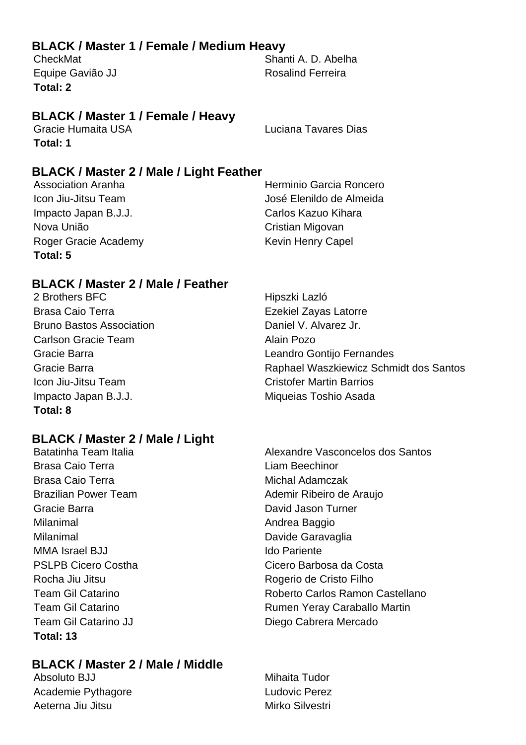### BLACK / Master 1 / Female / Medium Heavy

| | |
|---|---|
| CheckMat | Shanti A. D. Abelha |
| Equipe Gavião JJ | Rosalind Ferreira |

**Total: 2**

### BLACK / Master 1 / Female / Heavy

| | |
|---|---|
| Gracie Humaita USA | Luciana Tavares Dias |

**Total: 1**

### BLACK / Master 2 / Male / Light Feather

| | |
|---|---|
| Association Aranha | Herminio Garcia Roncero |
| Icon Jiu-Jitsu Team | José Elenildo de Almeida |
| Impacto Japan B.J.J. | Carlos Kazuo Kihara |
| Nova União | Cristian Migovan |
| Roger Gracie Academy | Kevin Henry Capel |

**Total: 5**

### BLACK / Master 2 / Male / Feather

| | |
|---|---|
| 2 Brothers BFC | Hipszki Lazló |
| Brasa Caio Terra | Ezekiel Zayas Latorre |
| Bruno Bastos Association | Daniel V. Alvarez Jr. |
| Carlson Gracie Team | Alain Pozo |
| Gracie Barra | Leandro Gontijo Fernandes |
| Gracie Barra | Raphael Waszkiewicz Schmidt dos Santos |
| Icon Jiu-Jitsu Team | Cristofer Martin Barrios |
| Impacto Japan B.J.J. | Miqueias Toshio Asada |

**Total: 8**

### BLACK / Master 2 / Male / Light

| | |
|---|---|
| Batatinha Team Italia | Alexandre Vasconcelos dos Santos |
| Brasa Caio Terra | Liam Beechinor |
| Brasa Caio Terra | Michal Adamczak |
| Brazilian Power Team | Ademir Ribeiro de Araujo |
| Gracie Barra | David Jason Turner |
| Milanimal | Andrea Baggio |
| Milanimal | Davide Garavaglia |
| MMA Israel BJJ | Ido Pariente |
| PSLPB Cicero Costha | Cicero Barbosa da Costa |
| Rocha Jiu Jitsu | Rogerio de Cristo Filho |
| Team Gil Catarino | Roberto Carlos Ramon Castellano |
| Team Gil Catarino | Rumen Yeray Caraballo Martin |
| Team Gil Catarino JJ | Diego Cabrera Mercado |

**Total: 13**

### BLACK / Master 2 / Male / Middle

| | |
|---|---|
| Absoluto BJJ | Mihaita Tudor |
| Academie Pythagore | Ludovic Perez |
| Aeterna Jiu Jitsu | Mirko Silvestri |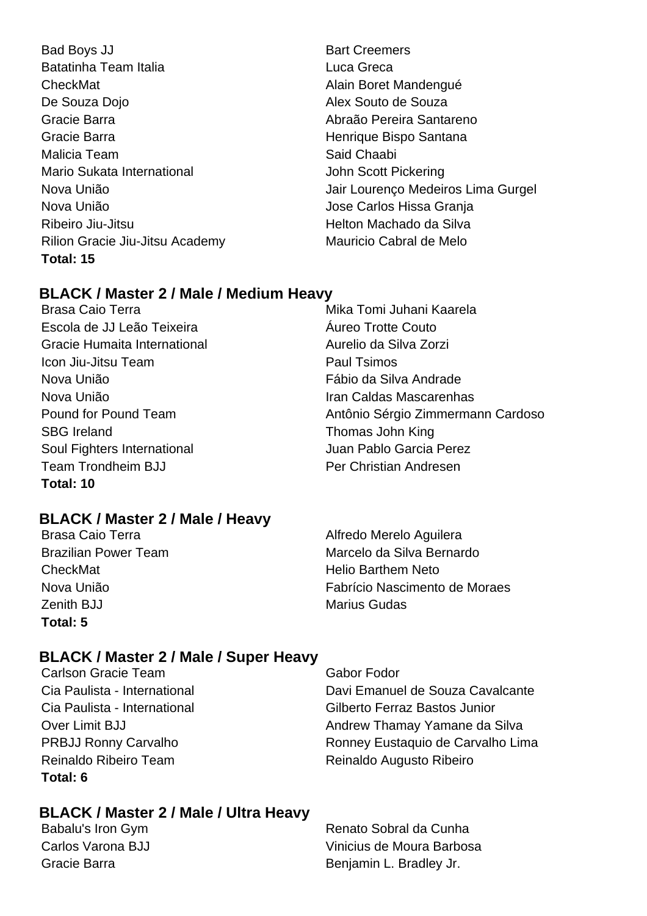| Team | Athlete |
|---|---|
| Bad Boys JJ | Bart Creemers |
| Batatinha Team Italia | Luca Greca |
| CheckMat | Alain Boret Mandengué |
| De Souza Dojo | Alex Souto de Souza |
| Gracie Barra | Abraão Pereira Santareno |
| Gracie Barra | Henrique Bispo Santana |
| Malicia Team | Said Chaabi |
| Mario Sukata International | John Scott Pickering |
| Nova União | Jair Lourenço Medeiros Lima Gurgel |
| Nova União | Jose Carlos Hissa Granja |
| Ribeiro Jiu-Jitsu | Helton Machado da Silva |
| Rilion Gracie Jiu-Jitsu Academy | Mauricio Cabral de Melo |

**Total: 15**

### BLACK / Master 2 / Male / Medium Heavy

| Team | Athlete |
|---|---|
| Brasa Caio Terra | Mika Tomi Juhani Kaarela |
| Escola de JJ Leão Teixeira | Áureo Trotte Couto |
| Gracie Humaita International | Aurelio da Silva Zorzi |
| Icon Jiu-Jitsu Team | Paul Tsimos |
| Nova União | Fábio da Silva Andrade |
| Nova União | Iran Caldas Mascarenhas |
| Pound for Pound Team | Antônio Sérgio Zimmermann Cardoso |
| SBG Ireland | Thomas John King |
| Soul Fighters International | Juan Pablo Garcia Perez |
| Team Trondheim BJJ | Per Christian Andresen |

**Total: 10**

### BLACK / Master 2 / Male / Heavy

| Team | Athlete |
|---|---|
| Brasa Caio Terra | Alfredo Merelo Aguilera |
| Brazilian Power Team | Marcelo da Silva Bernardo |
| CheckMat | Helio Barthem Neto |
| Nova União | Fabrício Nascimento de Moraes |
| Zenith BJJ | Marius Gudas |

**Total: 5**

### BLACK / Master 2 / Male / Super Heavy

| Team | Athlete |
|---|---|
| Carlson Gracie Team | Gabor Fodor |
| Cia Paulista - International | Davi Emanuel de Souza Cavalcante |
| Cia Paulista - International | Gilberto Ferraz Bastos Junior |
| Over Limit BJJ | Andrew Thamay Yamane da Silva |
| PRBJJ Ronny Carvalho | Ronney Eustaquio de Carvalho Lima |
| Reinaldo Ribeiro Team | Reinaldo Augusto Ribeiro |

**Total: 6**

### BLACK / Master 2 / Male / Ultra Heavy

| Team | Athlete |
|---|---|
| Babalu's Iron Gym | Renato Sobral da Cunha |
| Carlos Varona BJJ | Vinicius de Moura Barbosa |
| Gracie Barra | Benjamin L. Bradley Jr. |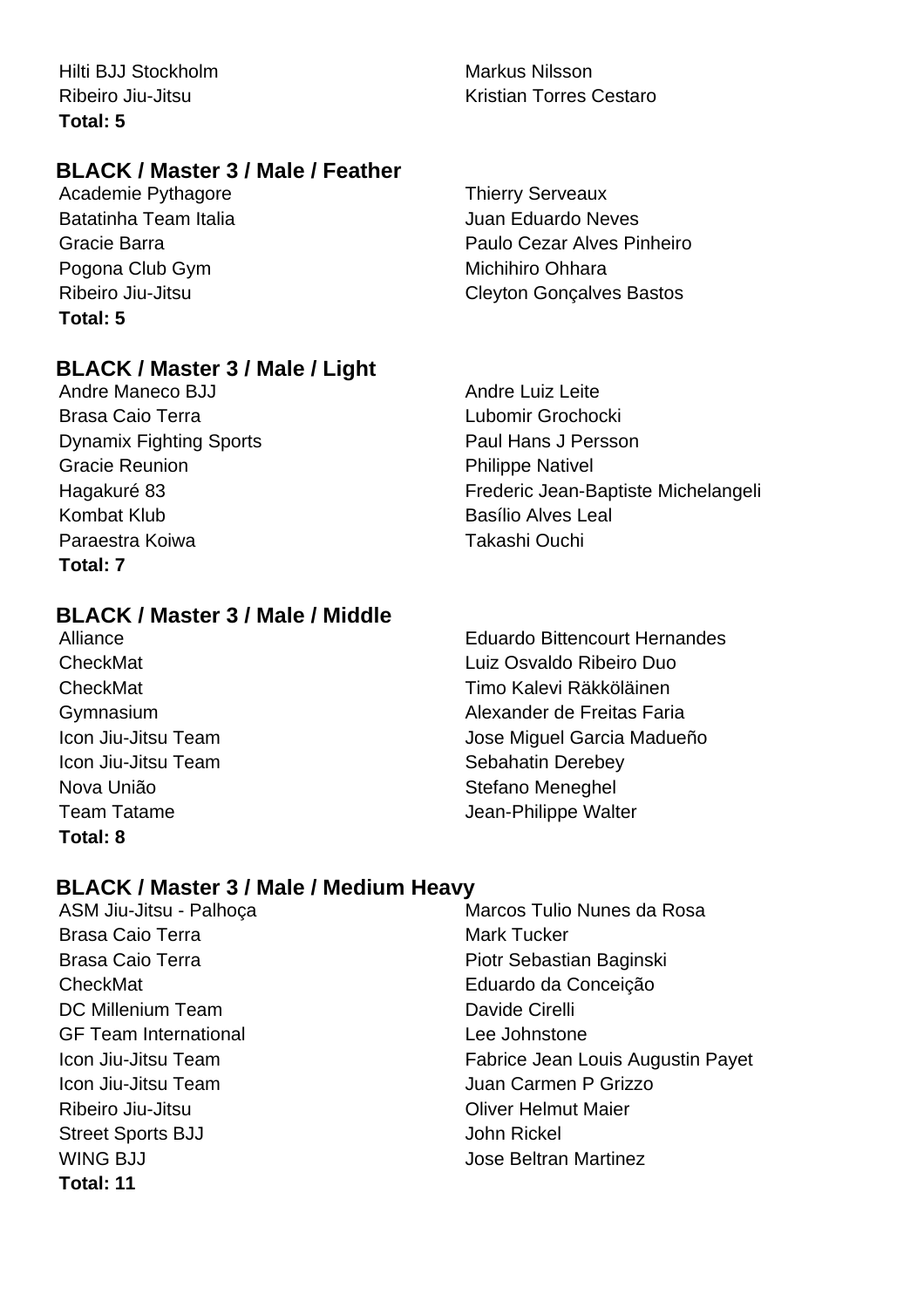| | |
|---|---|
| Hilti BJJ Stockholm | Markus Nilsson |
| Ribeiro Jiu-Jitsu | Kristian Torres Cestaro |

**Total: 5**

## BLACK / Master 3 / Male / Feather

| | |
|---|---|
| Academie Pythagore | Thierry Serveaux |
| Batatinha Team Italia | Juan Eduardo Neves |
| Gracie Barra | Paulo Cezar Alves Pinheiro |
| Pogona Club Gym | Michihiro Ohhara |
| Ribeiro Jiu-Jitsu | Cleyton Gonçalves Bastos |

**Total: 5**

## BLACK / Master 3 / Male / Light

| | |
|---|---|
| Andre Maneco BJJ | Andre Luiz Leite |
| Brasa Caio Terra | Lubomir Grochocki |
| Dynamix Fighting Sports | Paul Hans J Persson |
| Gracie Reunion | Philippe Nativel |
| Hagakuré 83 | Frederic Jean-Baptiste Michelangeli |
| Kombat Klub | Basílio Alves Leal |
| Paraestra Koiwa | Takashi Ouchi |

**Total: 7**

## BLACK / Master 3 / Male / Middle

| | |
|---|---|
| Alliance | Eduardo Bittencourt Hernandes |
| CheckMat | Luiz Osvaldo Ribeiro Duo |
| CheckMat | Timo Kalevi Räkköläinen |
| Gymnasium | Alexander de Freitas Faria |
| Icon Jiu-Jitsu Team | Jose Miguel Garcia Madueño |
| Icon Jiu-Jitsu Team | Sebahatin Derebey |
| Nova União | Stefano Meneghel |
| Team Tatame | Jean-Philippe Walter |

**Total: 8**

## BLACK / Master 3 / Male / Medium Heavy

| | |
|---|---|
| ASM Jiu-Jitsu - Palhoça | Marcos Tulio Nunes da Rosa |
| Brasa Caio Terra | Mark Tucker |
| Brasa Caio Terra | Piotr Sebastian Baginski |
| CheckMat | Eduardo da Conceição |
| DC Millenium Team | Davide Cirelli |
| GF Team International | Lee Johnstone |
| Icon Jiu-Jitsu Team | Fabrice Jean Louis Augustin Payet |
| Icon Jiu-Jitsu Team | Juan Carmen P Grizzo |
| Ribeiro Jiu-Jitsu | Oliver Helmut Maier |
| Street Sports BJJ | John Rickel |
| WING BJJ | Jose Beltran Martinez |

**Total: 11**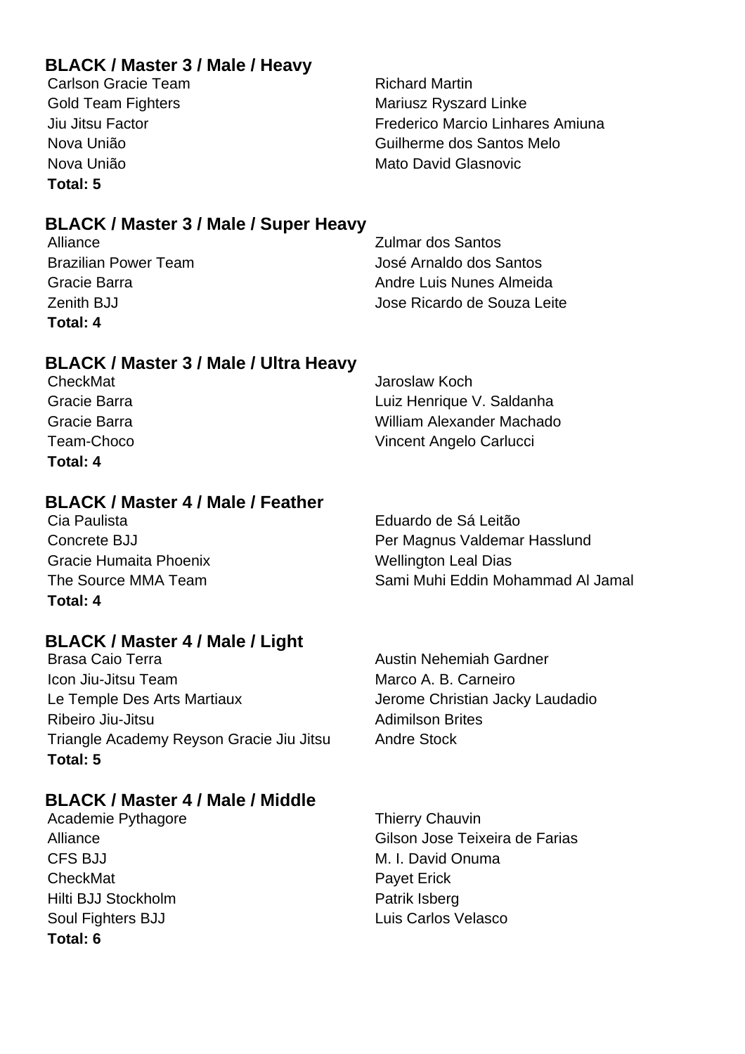### BLACK / Master 3 / Male / Heavy

| | |
|---|---|
| Carlson Gracie Team | Richard Martin |
| Gold Team Fighters | Mariusz Ryszard Linke |
| Jiu Jitsu Factor | Frederico Marcio Linhares Amiuna |
| Nova União | Guilherme dos Santos Melo |
| Nova União | Mato David Glasnovic |

**Total: 5**

### BLACK / Master 3 / Male / Super Heavy

| | |
|---|---|
| Alliance | Zulmar dos Santos |
| Brazilian Power Team | José Arnaldo dos Santos |
| Gracie Barra | Andre Luis Nunes Almeida |
| Zenith BJJ | Jose Ricardo de Souza Leite |

**Total: 4**

### BLACK / Master 3 / Male / Ultra Heavy

| | |
|---|---|
| CheckMat | Jaroslaw Koch |
| Gracie Barra | Luiz Henrique V. Saldanha |
| Gracie Barra | William Alexander Machado |
| Team-Choco | Vincent Angelo Carlucci |

**Total: 4**

### BLACK / Master 4 / Male / Feather

| | |
|---|---|
| Cia Paulista | Eduardo de Sá Leitão |
| Concrete BJJ | Per Magnus Valdemar Hasslund |
| Gracie Humaita Phoenix | Wellington Leal Dias |
| The Source MMA Team | Sami Muhi Eddin Mohammad Al Jamal |

**Total: 4**

### BLACK / Master 4 / Male / Light

| | |
|---|---|
| Brasa Caio Terra | Austin Nehemiah Gardner |
| Icon Jiu-Jitsu Team | Marco A. B. Carneiro |
| Le Temple Des Arts Martiaux | Jerome Christian Jacky Laudadio |
| Ribeiro Jiu-Jitsu | Adimilson Brites |
| Triangle Academy Reyson Gracie Jiu Jitsu | Andre Stock |

**Total: 5**

### BLACK / Master 4 / Male / Middle

| | |
|---|---|
| Academie Pythagore | Thierry Chauvin |
| Alliance | Gilson Jose Teixeira de Farias |
| CFS BJJ | M. I. David Onuma |
| CheckMat | Payet Erick |
| Hilti BJJ Stockholm | Patrik Isberg |
| Soul Fighters BJJ | Luis Carlos Velasco |

**Total: 6**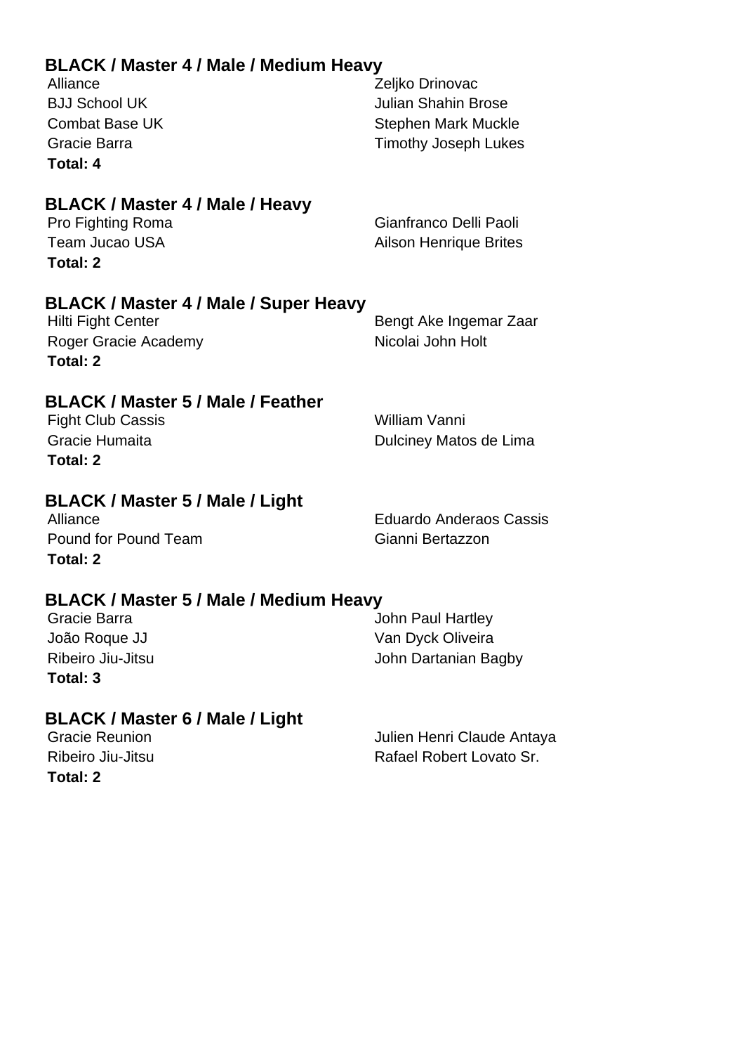### BLACK / Master 4 / Male / Medium Heavy

| | |
|---|---|
| Alliance | Zeljko Drinovac |
| BJJ School UK | Julian Shahin Brose |
| Combat Base UK | Stephen Mark Muckle |
| Gracie Barra | Timothy Joseph Lukes |

**Total: 4**

### BLACK / Master 4 / Male / Heavy

| | |
|---|---|
| Pro Fighting Roma | Gianfranco Delli Paoli |
| Team Jucao USA | Ailson Henrique Brites |

**Total: 2**

### BLACK / Master 4 / Male / Super Heavy

| | |
|---|---|
| Hilti Fight Center | Bengt Ake Ingemar Zaar |
| Roger Gracie Academy | Nicolai John Holt |

**Total: 2**

### BLACK / Master 5 / Male / Feather

| | |
|---|---|
| Fight Club Cassis | William Vanni |
| Gracie Humaita | Dulciney Matos de Lima |

**Total: 2**

### BLACK / Master 5 / Male / Light

| | |
|---|---|
| Alliance | Eduardo Anderaos Cassis |
| Pound for Pound Team | Gianni Bertazzon |

**Total: 2**

### BLACK / Master 5 / Male / Medium Heavy

| | |
|---|---|
| Gracie Barra | John Paul Hartley |
| João Roque JJ | Van Dyck Oliveira |
| Ribeiro Jiu-Jitsu | John Dartanian Bagby |

**Total: 3**

### BLACK / Master 6 / Male / Light

| | |
|---|---|
| Gracie Reunion | Julien Henri Claude Antaya |
| Ribeiro Jiu-Jitsu | Rafael Robert Lovato Sr. |

**Total: 2**